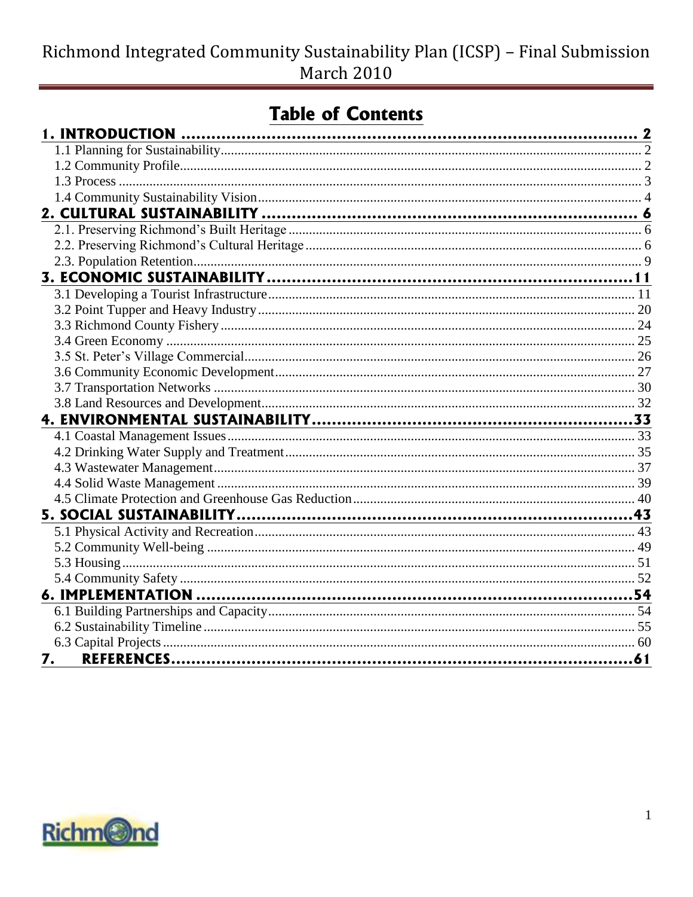# Table of Contents

**1. INTRODUCTION** ..... 2
- 1.1 Planning for Sustainability ..... 2
- 1.2 Community Profile ..... 2
- 1.3 Process ..... 3
- 1.4 Community Sustainability Vision ..... 4

**2. CULTURAL SUSTAINABILITY** ..... 6
- 2.1. Preserving Richmond's Built Heritage ..... 6
- 2.2. Preserving Richmond's Cultural Heritage ..... 6
- 2.3. Population Retention ..... 9

**3. ECONOMIC SUSTAINABILITY** ..... 11
- 3.1 Developing a Tourist Infrastructure ..... 11
- 3.2 Point Tupper and Heavy Industry ..... 20
- 3.3 Richmond County Fishery ..... 24
- 3.4 Green Economy ..... 25
- 3.5 St. Peter's Village Commercial ..... 26
- 3.6 Community Economic Development ..... 27
- 3.7 Transportation Networks ..... 30
- 3.8 Land Resources and Development ..... 32

**4. ENVIRONMENTAL SUSTAINABILITY** ..... 33
- 4.1 Coastal Management Issues ..... 33
- 4.2 Drinking Water Supply and Treatment ..... 35
- 4.3 Wastewater Management ..... 37
- 4.4 Solid Waste Management ..... 39
- 4.5 Climate Protection and Greenhouse Gas Reduction ..... 40

**5. SOCIAL SUSTAINABILITY** ..... 43
- 5.1 Physical Activity and Recreation ..... 43
- 5.2 Community Well-being ..... 49
- 5.3 Housing ..... 51
- 5.4 Community Safety ..... 52

**6. IMPLEMENTATION** ..... 54
- 6.1 Building Partnerships and Capacity ..... 54
- 6.2 Sustainability Timeline ..... 55
- 6.3 Capital Projects ..... 60

**7. REFERENCES** ..... 61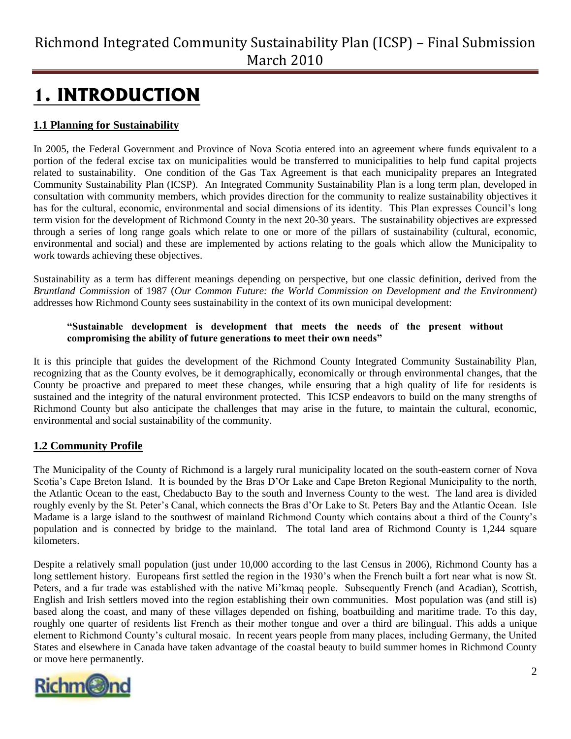# 1. INTRODUCTION

## 1.1 Planning for Sustainability

In 2005, the Federal Government and Province of Nova Scotia entered into an agreement where funds equivalent to a portion of the federal excise tax on municipalities would be transferred to municipalities to help fund capital projects related to sustainability. One condition of the Gas Tax Agreement is that each municipality prepares an Integrated Community Sustainability Plan (ICSP). An Integrated Community Sustainability Plan is a long term plan, developed in consultation with community members, which provides direction for the community to realize sustainability objectives it has for the cultural, economic, environmental and social dimensions of its identity. This Plan expresses Council's long term vision for the development of Richmond County in the next 20-30 years. The sustainability objectives are expressed through a series of long range goals which relate to one or more of the pillars of sustainability (cultural, economic, environmental and social) and these are implemented by actions relating to the goals which allow the Municipality to work towards achieving these objectives.

Sustainability as a term has different meanings depending on perspective, but one classic definition, derived from the *Bruntland Commission* of 1987 (*Our Common Future: the World Commission on Development and the Environment)* addresses how Richmond County sees sustainability in the context of its own municipal development:

> **"Sustainable development is development that meets the needs of the present without compromising the ability of future generations to meet their own needs"**

It is this principle that guides the development of the Richmond County Integrated Community Sustainability Plan, recognizing that as the County evolves, be it demographically, economically or through environmental changes, that the County be proactive and prepared to meet these changes, while ensuring that a high quality of life for residents is sustained and the integrity of the natural environment protected. This ICSP endeavors to build on the many strengths of Richmond County but also anticipate the challenges that may arise in the future, to maintain the cultural, economic, environmental and social sustainability of the community.

## 1.2 Community Profile

The Municipality of the County of Richmond is a largely rural municipality located on the south-eastern corner of Nova Scotia's Cape Breton Island. It is bounded by the Bras D'Or Lake and Cape Breton Regional Municipality to the north, the Atlantic Ocean to the east, Chedabucto Bay to the south and Inverness County to the west. The land area is divided roughly evenly by the St. Peter's Canal, which connects the Bras d'Or Lake to St. Peters Bay and the Atlantic Ocean. Isle Madame is a large island to the southwest of mainland Richmond County which contains about a third of the County's population and is connected by bridge to the mainland. The total land area of Richmond County is 1,244 square kilometers.

Despite a relatively small population (just under 10,000 according to the last Census in 2006), Richmond County has a long settlement history. Europeans first settled the region in the 1930's when the French built a fort near what is now St. Peters, and a fur trade was established with the native Mi'kmaq people. Subsequently French (and Acadian), Scottish, English and Irish settlers moved into the region establishing their own communities. Most population was (and still is) based along the coast, and many of these villages depended on fishing, boatbuilding and maritime trade. To this day, roughly one quarter of residents list French as their mother tongue and over a third are bilingual. This adds a unique element to Richmond County's cultural mosaic. In recent years people from many places, including Germany, the United States and elsewhere in Canada have taken advantage of the coastal beauty to build summer homes in Richmond County or move here permanently.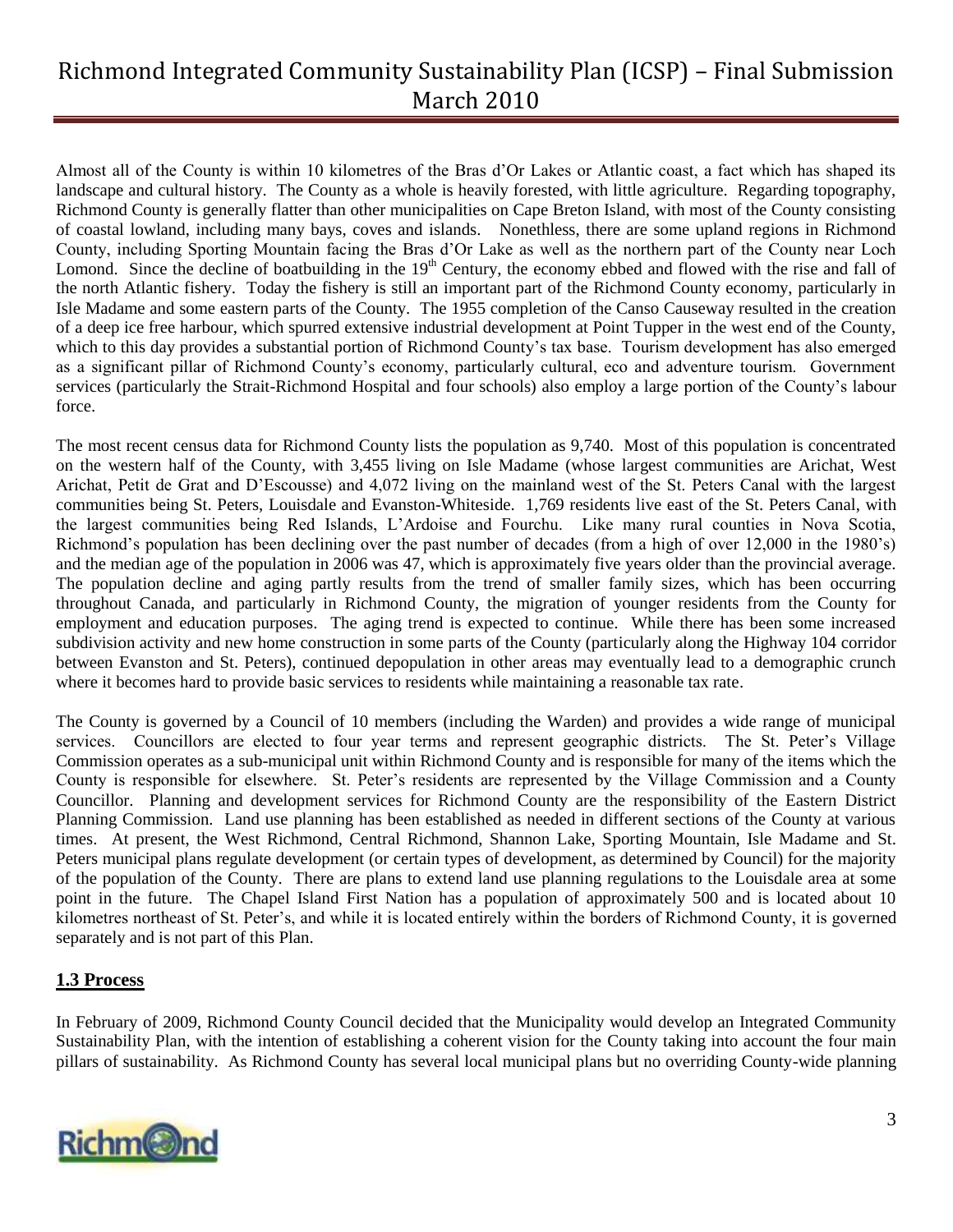Almost all of the County is within 10 kilometres of the Bras d'Or Lakes or Atlantic coast, a fact which has shaped its landscape and cultural history. The County as a whole is heavily forested, with little agriculture. Regarding topography, Richmond County is generally flatter than other municipalities on Cape Breton Island, with most of the County consisting of coastal lowland, including many bays, coves and islands. Nonetheless, there are some upland regions in Richmond County, including Sporting Mountain facing the Bras d'Or Lake as well as the northern part of the County near Loch Lomond. Since the decline of boatbuilding in the 19th Century, the economy ebbed and flowed with the rise and fall of the north Atlantic fishery. Today the fishery is still an important part of the Richmond County economy, particularly in Isle Madame and some eastern parts of the County. The 1955 completion of the Canso Causeway resulted in the creation of a deep ice free harbour, which spurred extensive industrial development at Point Tupper in the west end of the County, which to this day provides a substantial portion of Richmond County's tax base. Tourism development has also emerged as a significant pillar of Richmond County's economy, particularly cultural, eco and adventure tourism. Government services (particularly the Strait-Richmond Hospital and four schools) also employ a large portion of the County's labour force.

The most recent census data for Richmond County lists the population as 9,740. Most of this population is concentrated on the western half of the County, with 3,455 living on Isle Madame (whose largest communities are Arichat, West Arichat, Petit de Grat and D'Escousse) and 4,072 living on the mainland west of the St. Peters Canal with the largest communities being St. Peters, Louisdale and Evanston-Whiteside. 1,769 residents live east of the St. Peters Canal, with the largest communities being Red Islands, L'Ardoise and Fourchu. Like many rural counties in Nova Scotia, Richmond's population has been declining over the past number of decades (from a high of over 12,000 in the 1980's) and the median age of the population in 2006 was 47, which is approximately five years older than the provincial average. The population decline and aging partly results from the trend of smaller family sizes, which has been occurring throughout Canada, and particularly in Richmond County, the migration of younger residents from the County for employment and education purposes. The aging trend is expected to continue. While there has been some increased subdivision activity and new home construction in some parts of the County (particularly along the Highway 104 corridor between Evanston and St. Peters), continued depopulation in other areas may eventually lead to a demographic crunch where it becomes hard to provide basic services to residents while maintaining a reasonable tax rate.

The County is governed by a Council of 10 members (including the Warden) and provides a wide range of municipal services. Councillors are elected to four year terms and represent geographic districts. The St. Peter's Village Commission operates as a sub-municipal unit within Richmond County and is responsible for many of the items which the County is responsible for elsewhere. St. Peter's residents are represented by the Village Commission and a County Councillor. Planning and development services for Richmond County are the responsibility of the Eastern District Planning Commission. Land use planning has been established as needed in different sections of the County at various times. At present, the West Richmond, Central Richmond, Shannon Lake, Sporting Mountain, Isle Madame and St. Peters municipal plans regulate development (or certain types of development, as determined by Council) for the majority of the population of the County. There are plans to extend land use planning regulations to the Louisdale area at some point in the future. The Chapel Island First Nation has a population of approximately 500 and is located about 10 kilometres northeast of St. Peter's, and while it is located entirely within the borders of Richmond County, it is governed separately and is not part of this Plan.

## 1.3 Process

In February of 2009, Richmond County Council decided that the Municipality would develop an Integrated Community Sustainability Plan, with the intention of establishing a coherent vision for the County taking into account the four main pillars of sustainability. As Richmond County has several local municipal plans but no overriding County-wide planning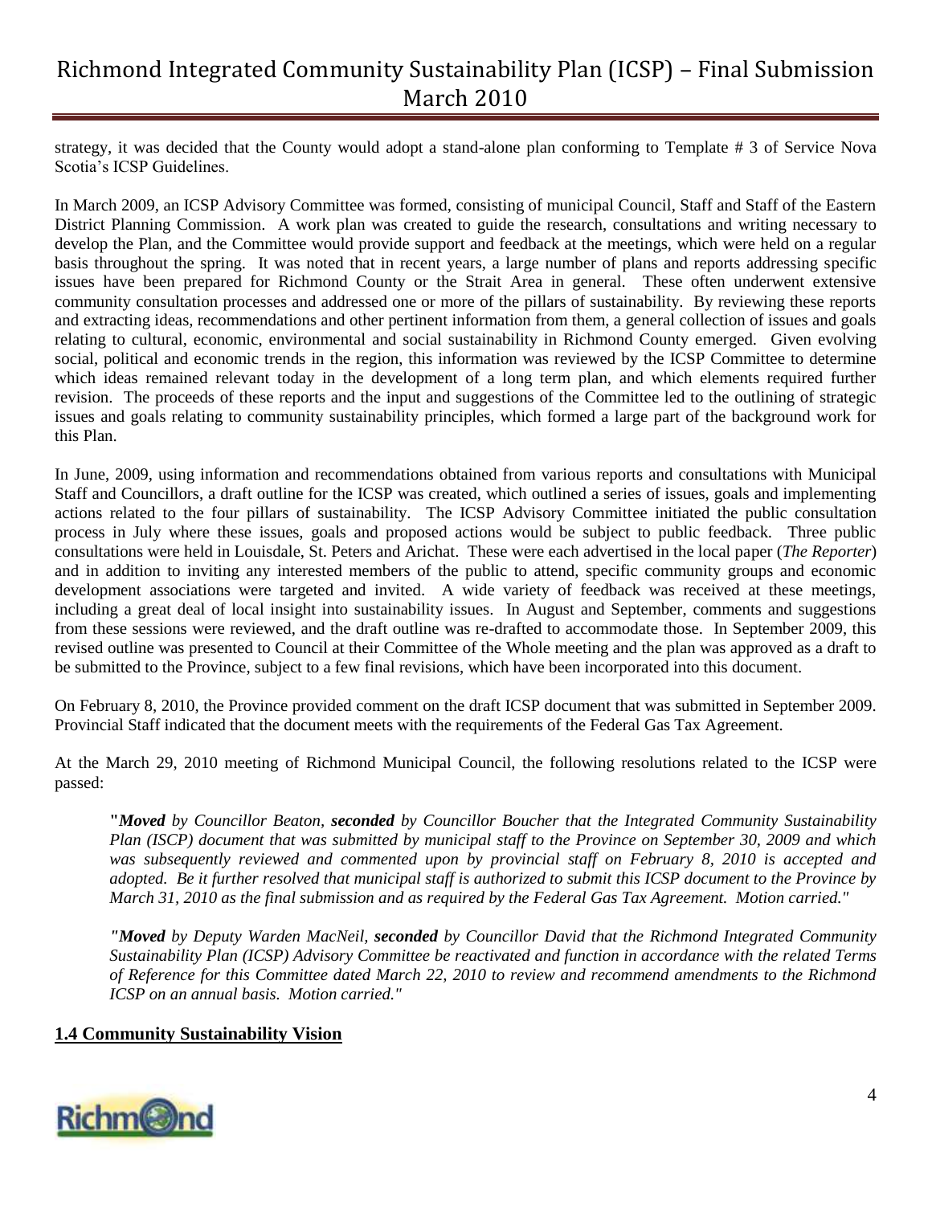strategy, it was decided that the County would adopt a stand-alone plan conforming to Template # 3 of Service Nova Scotia's ICSP Guidelines.

In March 2009, an ICSP Advisory Committee was formed, consisting of municipal Council, Staff and Staff of the Eastern District Planning Commission. A work plan was created to guide the research, consultations and writing necessary to develop the Plan, and the Committee would provide support and feedback at the meetings, which were held on a regular basis throughout the spring. It was noted that in recent years, a large number of plans and reports addressing specific issues have been prepared for Richmond County or the Strait Area in general. These often underwent extensive community consultation processes and addressed one or more of the pillars of sustainability. By reviewing these reports and extracting ideas, recommendations and other pertinent information from them, a general collection of issues and goals relating to cultural, economic, environmental and social sustainability in Richmond County emerged. Given evolving social, political and economic trends in the region, this information was reviewed by the ICSP Committee to determine which ideas remained relevant today in the development of a long term plan, and which elements required further revision. The proceeds of these reports and the input and suggestions of the Committee led to the outlining of strategic issues and goals relating to community sustainability principles, which formed a large part of the background work for this Plan.

In June, 2009, using information and recommendations obtained from various reports and consultations with Municipal Staff and Councillors, a draft outline for the ICSP was created, which outlined a series of issues, goals and implementing actions related to the four pillars of sustainability. The ICSP Advisory Committee initiated the public consultation process in July where these issues, goals and proposed actions would be subject to public feedback. Three public consultations were held in Louisdale, St. Peters and Arichat. These were each advertised in the local paper (*The Reporter*) and in addition to inviting any interested members of the public to attend, specific community groups and economic development associations were targeted and invited. A wide variety of feedback was received at these meetings, including a great deal of local insight into sustainability issues. In August and September, comments and suggestions from these sessions were reviewed, and the draft outline was re-drafted to accommodate those. In September 2009, this revised outline was presented to Council at their Committee of the Whole meeting and the plan was approved as a draft to be submitted to the Province, subject to a few final revisions, which have been incorporated into this document.

On February 8, 2010, the Province provided comment on the draft ICSP document that was submitted in September 2009. Provincial Staff indicated that the document meets with the requirements of the Federal Gas Tax Agreement.

At the March 29, 2010 meeting of Richmond Municipal Council, the following resolutions related to the ICSP were passed:

> *"**Moved** by Councillor Beaton, **seconded** by Councillor Boucher that the Integrated Community Sustainability Plan (ISCP) document that was submitted by municipal staff to the Province on September 30, 2009 and which was subsequently reviewed and commented upon by provincial staff on February 8, 2010 is accepted and adopted. Be it further resolved that municipal staff is authorized to submit this ICSP document to the Province by March 31, 2010 as the final submission and as required by the Federal Gas Tax Agreement. Motion carried."*
>
> *"**Moved** by Deputy Warden MacNeil, **seconded** by Councillor David that the Richmond Integrated Community Sustainability Plan (ICSP) Advisory Committee be reactivated and function in accordance with the related Terms of Reference for this Committee dated March 22, 2010 to review and recommend amendments to the Richmond ICSP on an annual basis. Motion carried."*

## 1.4 Community Sustainability Vision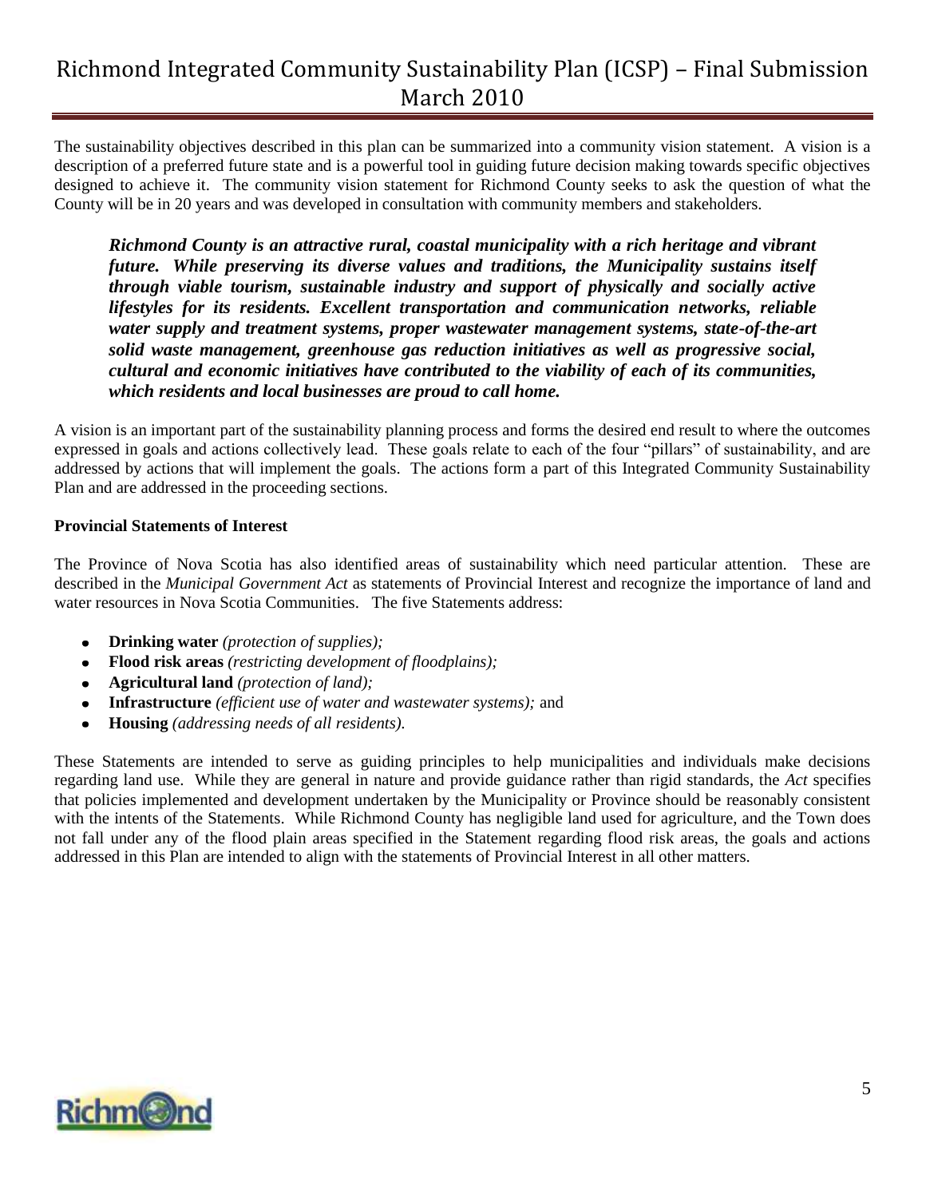The sustainability objectives described in this plan can be summarized into a community vision statement. A vision is a description of a preferred future state and is a powerful tool in guiding future decision making towards specific objectives designed to achieve it. The community vision statement for Richmond County seeks to ask the question of what the County will be in 20 years and was developed in consultation with community members and stakeholders.

***Richmond County is an attractive rural, coastal municipality with a rich heritage and vibrant future. While preserving its diverse values and traditions, the Municipality sustains itself through viable tourism, sustainable industry and support of physically and socially active lifestyles for its residents. Excellent transportation and communication networks, reliable water supply and treatment systems, proper wastewater management systems, state-of-the-art solid waste management, greenhouse gas reduction initiatives as well as progressive social, cultural and economic initiatives have contributed to the viability of each of its communities, which residents and local businesses are proud to call home.***

A vision is an important part of the sustainability planning process and forms the desired end result to where the outcomes expressed in goals and actions collectively lead. These goals relate to each of the four "pillars" of sustainability, and are addressed by actions that will implement the goals. The actions form a part of this Integrated Community Sustainability Plan and are addressed in the proceeding sections.

**Provincial Statements of Interest**

The Province of Nova Scotia has also identified areas of sustainability which need particular attention. These are described in the *Municipal Government Act* as statements of Provincial Interest and recognize the importance of land and water resources in Nova Scotia Communities. The five Statements address:

- **Drinking water** *(protection of supplies);*
- **Flood risk areas** *(restricting development of floodplains);*
- **Agricultural land** *(protection of land);*
- **Infrastructure** *(efficient use of water and wastewater systems);* and
- **Housing** *(addressing needs of all residents).*

These Statements are intended to serve as guiding principles to help municipalities and individuals make decisions regarding land use. While they are general in nature and provide guidance rather than rigid standards, the *Act* specifies that policies implemented and development undertaken by the Municipality or Province should be reasonably consistent with the intents of the Statements. While Richmond County has negligible land used for agriculture, and the Town does not fall under any of the flood plain areas specified in the Statement regarding flood risk areas, the goals and actions addressed in this Plan are intended to align with the statements of Provincial Interest in all other matters.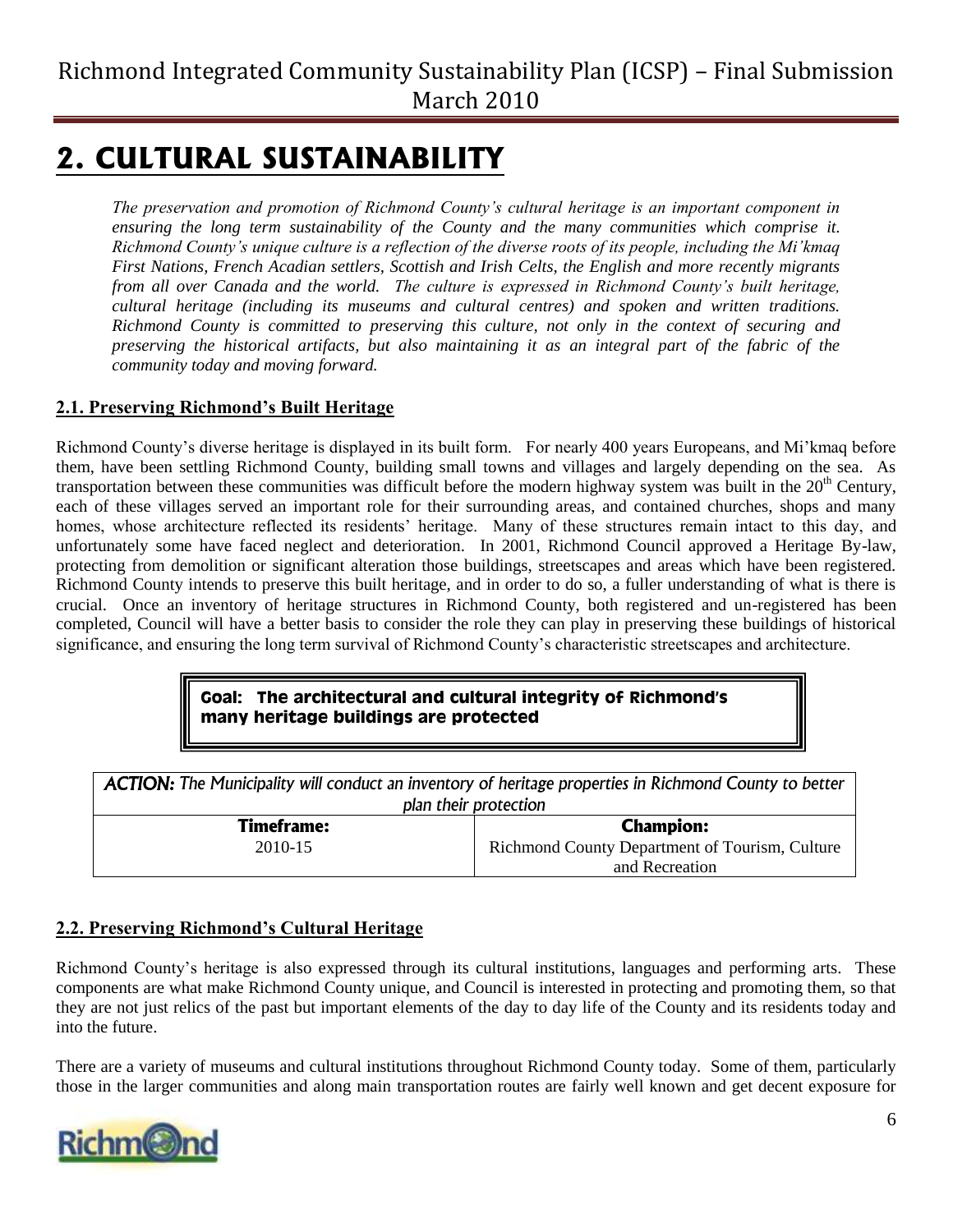# 2. CULTURAL SUSTAINABILITY

*The preservation and promotion of Richmond County's cultural heritage is an important component in ensuring the long term sustainability of the County and the many communities which comprise it. Richmond County's unique culture is a reflection of the diverse roots of its people, including the Mi'kmaq First Nations, French Acadian settlers, Scottish and Irish Celts, the English and more recently migrants from all over Canada and the world. The culture is expressed in Richmond County's built heritage, cultural heritage (including its museums and cultural centres) and spoken and written traditions. Richmond County is committed to preserving this culture, not only in the context of securing and preserving the historical artifacts, but also maintaining it as an integral part of the fabric of the community today and moving forward.*

## 2.1. Preserving Richmond's Built Heritage

Richmond County's diverse heritage is displayed in its built form. For nearly 400 years Europeans, and Mi'kmaq before them, have been settling Richmond County, building small towns and villages and largely depending on the sea. As transportation between these communities was difficult before the modern highway system was built in the 20th Century, each of these villages served an important role for their surrounding areas, and contained churches, shops and many homes, whose architecture reflected its residents' heritage. Many of these structures remain intact to this day, and unfortunately some have faced neglect and deterioration. In 2001, Richmond Council approved a Heritage By-law, protecting from demolition or significant alteration those buildings, streetscapes and areas which have been registered. Richmond County intends to preserve this built heritage, and in order to do so, a fuller understanding of what is there is crucial. Once an inventory of heritage structures in Richmond County, both registered and un-registered has been completed, Council will have a better basis to consider the role they can play in preserving these buildings of historical significance, and ensuring the long term survival of Richmond County's characteristic streetscapes and architecture.

**Goal: The architectural and cultural integrity of Richmond's many heritage buildings are protected**

| ***ACTION:*** *The Municipality will conduct an inventory of heritage properties in Richmond County to better plan their protection* | |
|---|---|
| **Timeframe:** | **Champion:** |
| 2010-15 | Richmond County Department of Tourism, Culture and Recreation |

## 2.2. Preserving Richmond's Cultural Heritage

Richmond County's heritage is also expressed through its cultural institutions, languages and performing arts. These components are what make Richmond County unique, and Council is interested in protecting and promoting them, so that they are not just relics of the past but important elements of the day to day life of the County and its residents today and into the future.

There are a variety of museums and cultural institutions throughout Richmond County today. Some of them, particularly those in the larger communities and along main transportation routes are fairly well known and get decent exposure for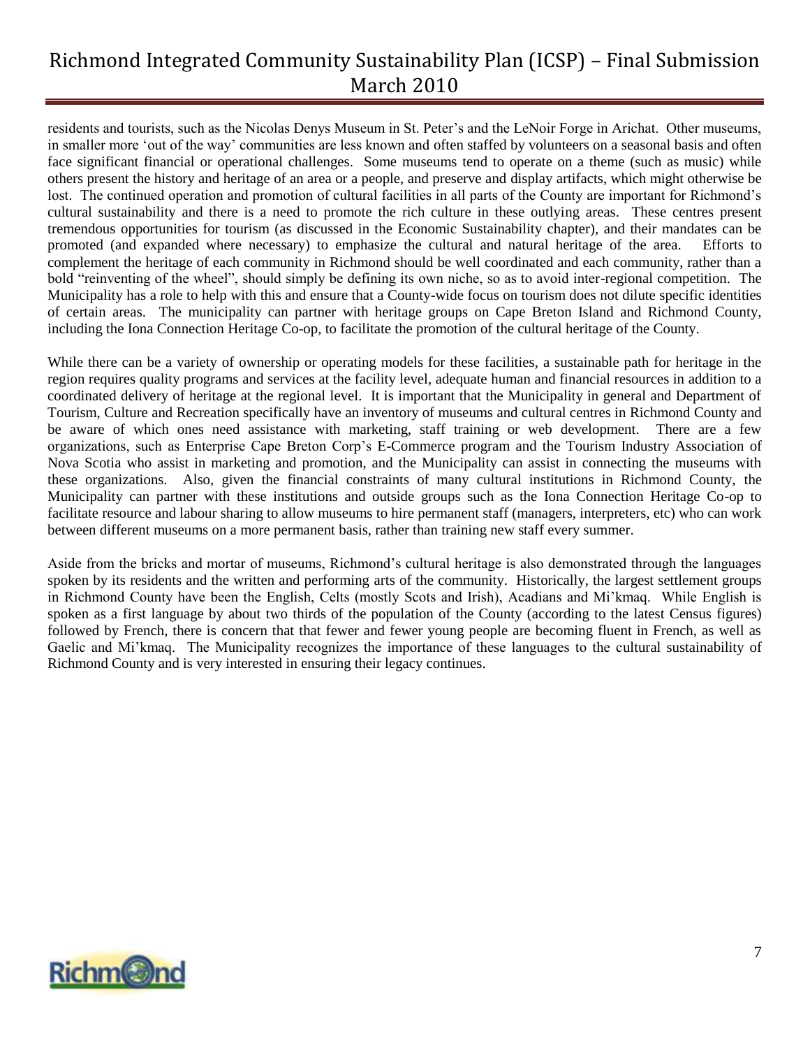residents and tourists, such as the Nicolas Denys Museum in St. Peter's and the LeNoir Forge in Arichat. Other museums, in smaller more 'out of the way' communities are less known and often staffed by volunteers on a seasonal basis and often face significant financial or operational challenges. Some museums tend to operate on a theme (such as music) while others present the history and heritage of an area or a people, and preserve and display artifacts, which might otherwise be lost. The continued operation and promotion of cultural facilities in all parts of the County are important for Richmond's cultural sustainability and there is a need to promote the rich culture in these outlying areas. These centres present tremendous opportunities for tourism (as discussed in the Economic Sustainability chapter), and their mandates can be promoted (and expanded where necessary) to emphasize the cultural and natural heritage of the area. Efforts to complement the heritage of each community in Richmond should be well coordinated and each community, rather than a bold "reinventing of the wheel", should simply be defining its own niche, so as to avoid inter-regional competition. The Municipality has a role to help with this and ensure that a County-wide focus on tourism does not dilute specific identities of certain areas. The municipality can partner with heritage groups on Cape Breton Island and Richmond County, including the Iona Connection Heritage Co-op, to facilitate the promotion of the cultural heritage of the County.

While there can be a variety of ownership or operating models for these facilities, a sustainable path for heritage in the region requires quality programs and services at the facility level, adequate human and financial resources in addition to a coordinated delivery of heritage at the regional level. It is important that the Municipality in general and Department of Tourism, Culture and Recreation specifically have an inventory of museums and cultural centres in Richmond County and be aware of which ones need assistance with marketing, staff training or web development. There are a few organizations, such as Enterprise Cape Breton Corp's E-Commerce program and the Tourism Industry Association of Nova Scotia who assist in marketing and promotion, and the Municipality can assist in connecting the museums with these organizations. Also, given the financial constraints of many cultural institutions in Richmond County, the Municipality can partner with these institutions and outside groups such as the Iona Connection Heritage Co-op to facilitate resource and labour sharing to allow museums to hire permanent staff (managers, interpreters, etc) who can work between different museums on a more permanent basis, rather than training new staff every summer.

Aside from the bricks and mortar of museums, Richmond's cultural heritage is also demonstrated through the languages spoken by its residents and the written and performing arts of the community. Historically, the largest settlement groups in Richmond County have been the English, Celts (mostly Scots and Irish), Acadians and Mi'kmaq. While English is spoken as a first language by about two thirds of the population of the County (according to the latest Census figures) followed by French, there is concern that that fewer and fewer young people are becoming fluent in French, as well as Gaelic and Mi'kmaq. The Municipality recognizes the importance of these languages to the cultural sustainability of Richmond County and is very interested in ensuring their legacy continues.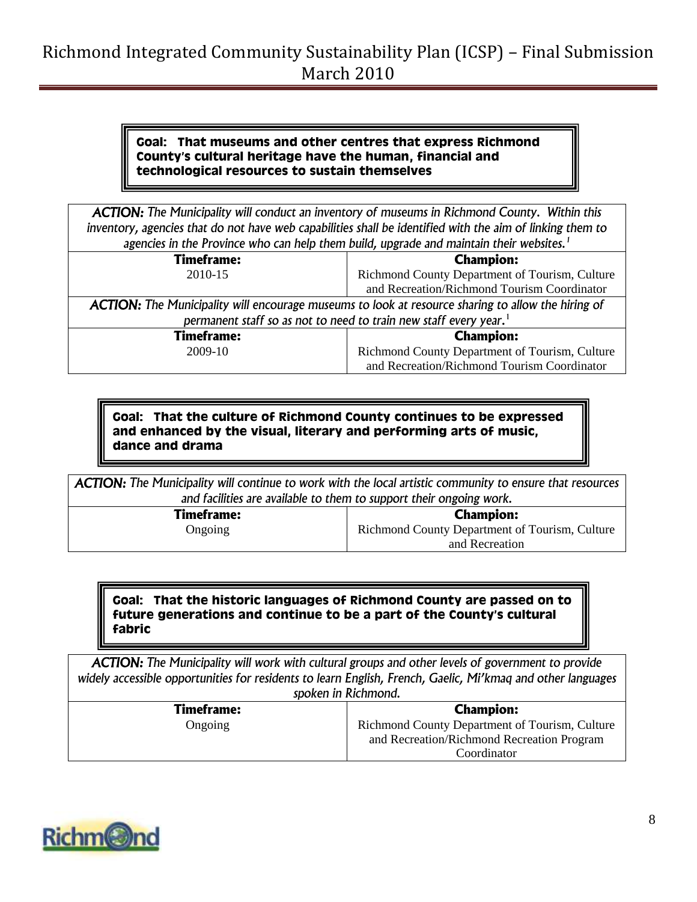**Goal: That museums and other centres that express Richmond County's cultural heritage have the human, financial and technological resources to sustain themselves**

| *ACTION: The Municipality will conduct an inventory of museums in Richmond County. Within this inventory, agencies that do not have web capabilities shall be identified with the aim of linking them to agencies in the Province who can help them build, upgrade and maintain their websites.*[1] | |
|---|---|
| **Timeframe:** | **Champion:** |
| 2010-15 | Richmond County Department of Tourism, Culture and Recreation/Richmond Tourism Coordinator |
| *ACTION: The Municipality will encourage museums to look at resource sharing to allow the hiring of permanent staff so as not to need to train new staff every year.*[1] | |
| **Timeframe:** | **Champion:** |
| 2009-10 | Richmond County Department of Tourism, Culture and Recreation/Richmond Tourism Coordinator |

**Goal: That the culture of Richmond County continues to be expressed and enhanced by the visual, literary and performing arts of music, dance and drama**

| *ACTION: The Municipality will continue to work with the local artistic community to ensure that resources and facilities are available to them to support their ongoing work.* | |
|---|---|
| **Timeframe:** | **Champion:** |
| Ongoing | Richmond County Department of Tourism, Culture and Recreation |

**Goal: That the historic languages of Richmond County are passed on to future generations and continue to be a part of the County's cultural fabric**

| *ACTION: The Municipality will work with cultural groups and other levels of government to provide widely accessible opportunities for residents to learn English, French, Gaelic, Mi'kmaq and other languages spoken in Richmond.* | |
|---|---|
| **Timeframe:** | **Champion:** |
| Ongoing | Richmond County Department of Tourism, Culture and Recreation/Richmond Recreation Program Coordinator |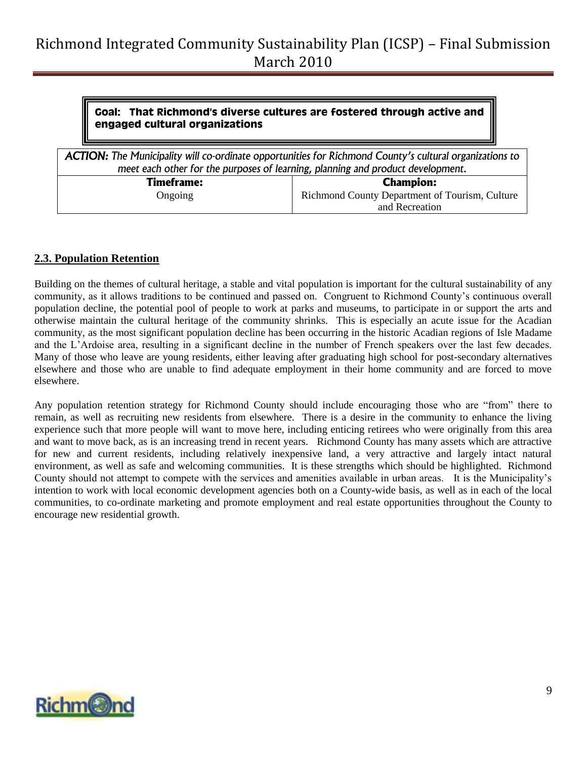**Goal: That Richmond's diverse cultures are fostered through active and engaged cultural organizations**

| ***ACTION:*** *The Municipality will co-ordinate opportunities for Richmond County's cultural organizations to meet each other for the purposes of learning, planning and product development.* | |
|---|---|
| **Timeframe:** | **Champion:** |
| Ongoing | Richmond County Department of Tourism, Culture and Recreation |

## 2.3. Population Retention

Building on the themes of cultural heritage, a stable and vital population is important for the cultural sustainability of any community, as it allows traditions to be continued and passed on. Congruent to Richmond County's continuous overall population decline, the potential pool of people to work at parks and museums, to participate in or support the arts and otherwise maintain the cultural heritage of the community shrinks. This is especially an acute issue for the Acadian community, as the most significant population decline has been occurring in the historic Acadian regions of Isle Madame and the L'Ardoise area, resulting in a significant decline in the number of French speakers over the last few decades. Many of those who leave are young residents, either leaving after graduating high school for post-secondary alternatives elsewhere and those who are unable to find adequate employment in their home community and are forced to move elsewhere.

Any population retention strategy for Richmond County should include encouraging those who are "from" there to remain, as well as recruiting new residents from elsewhere. There is a desire in the community to enhance the living experience such that more people will want to move here, including enticing retirees who were originally from this area and want to move back, as is an increasing trend in recent years. Richmond County has many assets which are attractive for new and current residents, including relatively inexpensive land, a very attractive and largely intact natural environment, as well as safe and welcoming communities. It is these strengths which should be highlighted. Richmond County should not attempt to compete with the services and amenities available in urban areas. It is the Municipality's intention to work with local economic development agencies both on a County-wide basis, as well as in each of the local communities, to co-ordinate marketing and promote employment and real estate opportunities throughout the County to encourage new residential growth.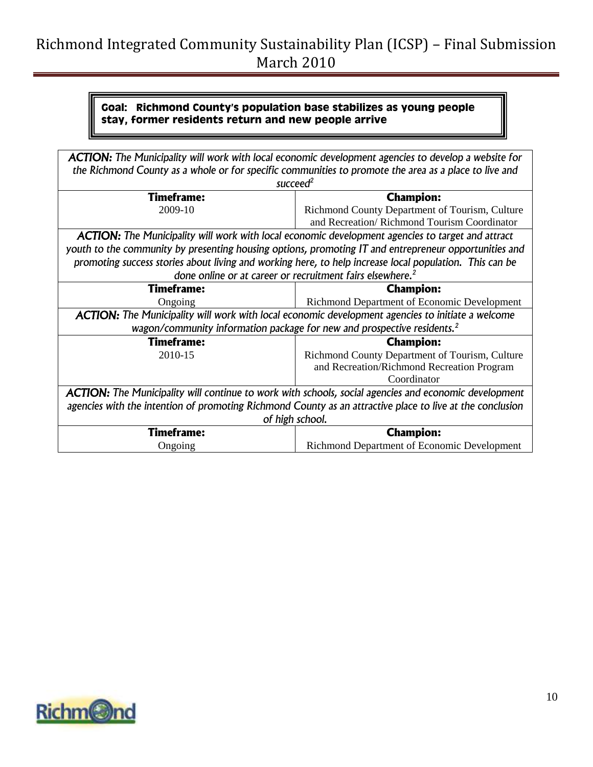**Goal: Richmond County's population base stabilizes as young people stay, former residents return and new people arrive**

| ***ACTION:*** *The Municipality will work with local economic development agencies to develop a website for the Richmond County as a whole or for specific communities to promote the area as a place to live and succeed*[2] | |
|---|---|
| **Timeframe:** | **Champion:** |
| 2009-10 | Richmond County Department of Tourism, Culture and Recreation/ Richmond Tourism Coordinator |
| ***ACTION:*** *The Municipality will work with local economic development agencies to target and attract youth to the community by presenting housing options, promoting IT and entrepreneur opportunities and promoting success stories about living and working here, to help increase local population. This can be done online or at career or recruitment fairs elsewhere.*[2] | |
| **Timeframe:** | **Champion:** |
| Ongoing | Richmond Department of Economic Development |
| ***ACTION:*** *The Municipality will work with local economic development agencies to initiate a welcome wagon/community information package for new and prospective residents.*[2] | |
| **Timeframe:** | **Champion:** |
| 2010-15 | Richmond County Department of Tourism, Culture and Recreation/Richmond Recreation Program Coordinator |
| ***ACTION:*** *The Municipality will continue to work with schools, social agencies and economic development agencies with the intention of promoting Richmond County as an attractive place to live at the conclusion of high school.* | |
| **Timeframe:** | **Champion:** |
| Ongoing | Richmond Department of Economic Development |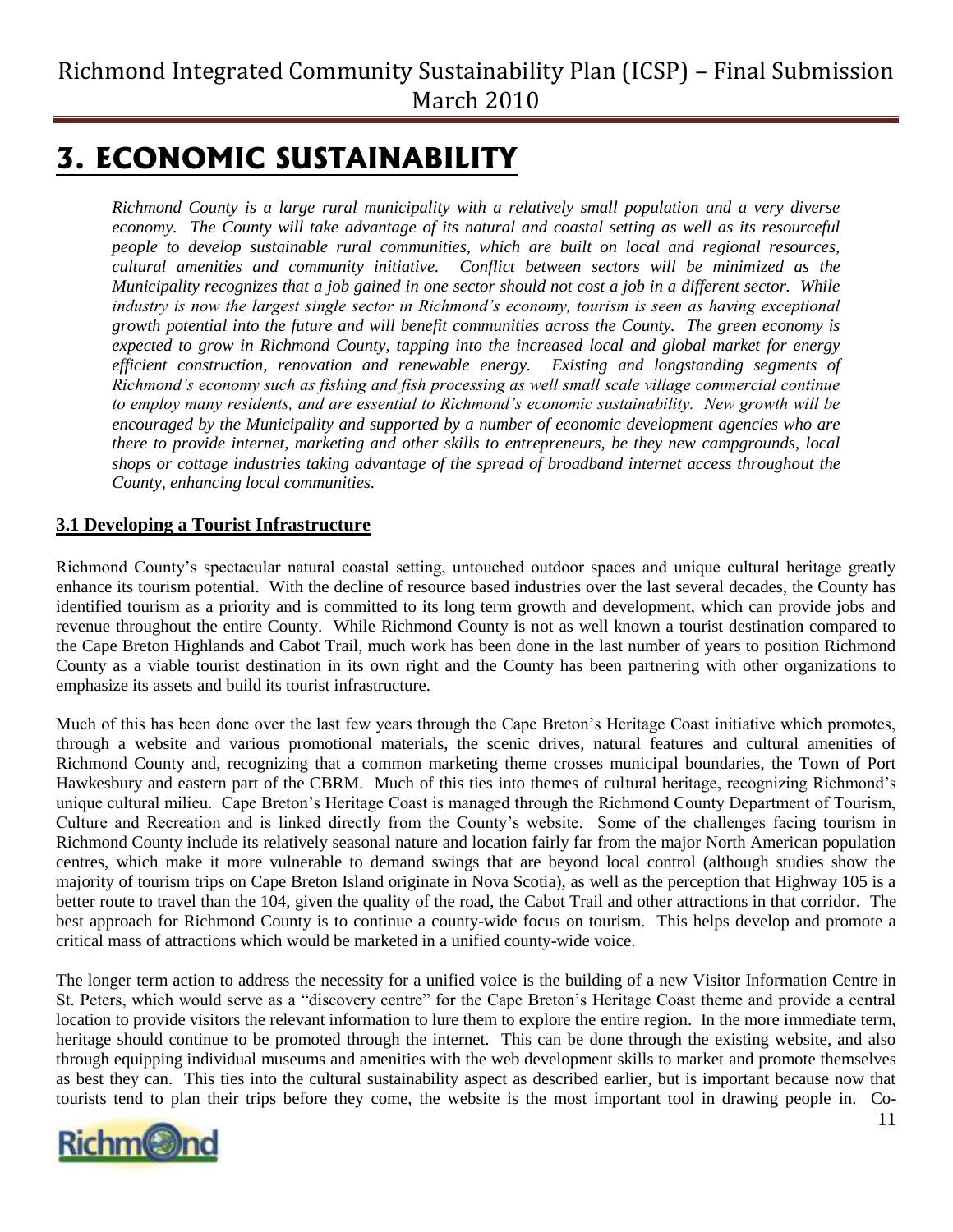# 3. ECONOMIC SUSTAINABILITY

*Richmond County is a large rural municipality with a relatively small population and a very diverse economy. The County will take advantage of its natural and coastal setting as well as its resourceful people to develop sustainable rural communities, which are built on local and regional resources, cultural amenities and community initiative. Conflict between sectors will be minimized as the Municipality recognizes that a job gained in one sector should not cost a job in a different sector. While industry is now the largest single sector in Richmond's economy, tourism is seen as having exceptional growth potential into the future and will benefit communities across the County. The green economy is expected to grow in Richmond County, tapping into the increased local and global market for energy efficient construction, renovation and renewable energy. Existing and longstanding segments of Richmond's economy such as fishing and fish processing as well small scale village commercial continue to employ many residents, and are essential to Richmond's economic sustainability. New growth will be encouraged by the Municipality and supported by a number of economic development agencies who are there to provide internet, marketing and other skills to entrepreneurs, be they new campgrounds, local shops or cottage industries taking advantage of the spread of broadband internet access throughout the County, enhancing local communities.*

## 3.1 Developing a Tourist Infrastructure

Richmond County's spectacular natural coastal setting, untouched outdoor spaces and unique cultural heritage greatly enhance its tourism potential. With the decline of resource based industries over the last several decades, the County has identified tourism as a priority and is committed to its long term growth and development, which can provide jobs and revenue throughout the entire County. While Richmond County is not as well known a tourist destination compared to the Cape Breton Highlands and Cabot Trail, much work has been done in the last number of years to position Richmond County as a viable tourist destination in its own right and the County has been partnering with other organizations to emphasize its assets and build its tourist infrastructure.

Much of this has been done over the last few years through the Cape Breton's Heritage Coast initiative which promotes, through a website and various promotional materials, the scenic drives, natural features and cultural amenities of Richmond County and, recognizing that a common marketing theme crosses municipal boundaries, the Town of Port Hawkesbury and eastern part of the CBRM. Much of this ties into themes of cultural heritage, recognizing Richmond's unique cultural milieu. Cape Breton's Heritage Coast is managed through the Richmond County Department of Tourism, Culture and Recreation and is linked directly from the County's website. Some of the challenges facing tourism in Richmond County include its relatively seasonal nature and location fairly far from the major North American population centres, which make it more vulnerable to demand swings that are beyond local control (although studies show the majority of tourism trips on Cape Breton Island originate in Nova Scotia), as well as the perception that Highway 105 is a better route to travel than the 104, given the quality of the road, the Cabot Trail and other attractions in that corridor. The best approach for Richmond County is to continue a county-wide focus on tourism. This helps develop and promote a critical mass of attractions which would be marketed in a unified county-wide voice.

The longer term action to address the necessity for a unified voice is the building of a new Visitor Information Centre in St. Peters, which would serve as a "discovery centre" for the Cape Breton's Heritage Coast theme and provide a central location to provide visitors the relevant information to lure them to explore the entire region. In the more immediate term, heritage should continue to be promoted through the internet. This can be done through the existing website, and also through equipping individual museums and amenities with the web development skills to market and promote themselves as best they can. This ties into the cultural sustainability aspect as described earlier, but is important because now that tourists tend to plan their trips before they come, the website is the most important tool in drawing people in. Co-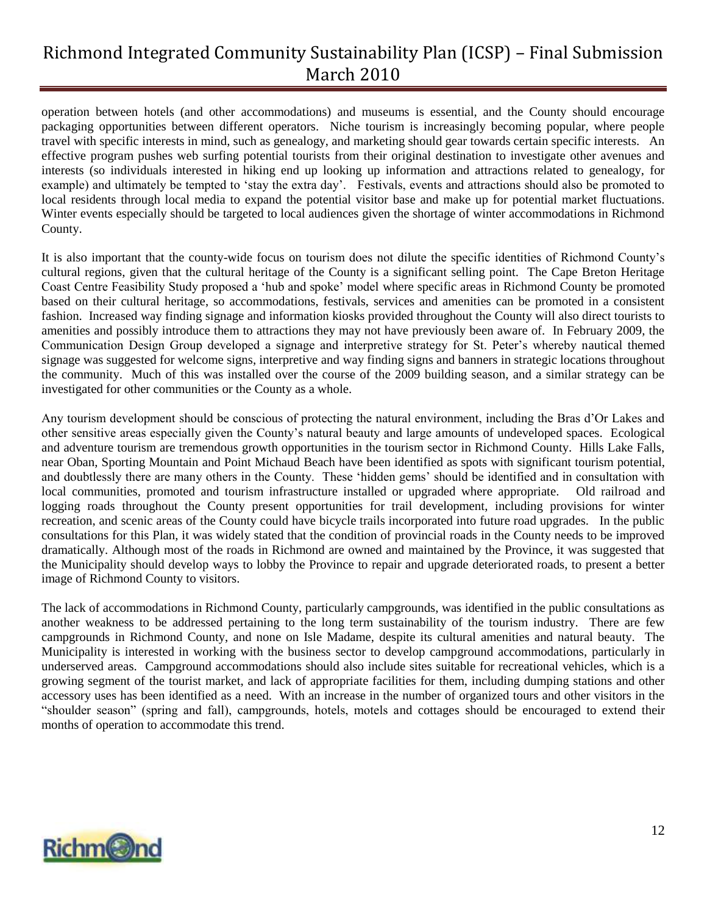operation between hotels (and other accommodations) and museums is essential, and the County should encourage packaging opportunities between different operators. Niche tourism is increasingly becoming popular, where people travel with specific interests in mind, such as genealogy, and marketing should gear towards certain specific interests. An effective program pushes web surfing potential tourists from their original destination to investigate other avenues and interests (so individuals interested in hiking end up looking up information and attractions related to genealogy, for example) and ultimately be tempted to 'stay the extra day'. Festivals, events and attractions should also be promoted to local residents through local media to expand the potential visitor base and make up for potential market fluctuations. Winter events especially should be targeted to local audiences given the shortage of winter accommodations in Richmond County.

It is also important that the county-wide focus on tourism does not dilute the specific identities of Richmond County's cultural regions, given that the cultural heritage of the County is a significant selling point. The Cape Breton Heritage Coast Centre Feasibility Study proposed a 'hub and spoke' model where specific areas in Richmond County be promoted based on their cultural heritage, so accommodations, festivals, services and amenities can be promoted in a consistent fashion. Increased way finding signage and information kiosks provided throughout the County will also direct tourists to amenities and possibly introduce them to attractions they may not have previously been aware of. In February 2009, the Communication Design Group developed a signage and interpretive strategy for St. Peter's whereby nautical themed signage was suggested for welcome signs, interpretive and way finding signs and banners in strategic locations throughout the community. Much of this was installed over the course of the 2009 building season, and a similar strategy can be investigated for other communities or the County as a whole.

Any tourism development should be conscious of protecting the natural environment, including the Bras d'Or Lakes and other sensitive areas especially given the County's natural beauty and large amounts of undeveloped spaces. Ecological and adventure tourism are tremendous growth opportunities in the tourism sector in Richmond County. Hills Lake Falls, near Oban, Sporting Mountain and Point Michaud Beach have been identified as spots with significant tourism potential, and doubtlessly there are many others in the County. These 'hidden gems' should be identified and in consultation with local communities, promoted and tourism infrastructure installed or upgraded where appropriate. Old railroad and logging roads throughout the County present opportunities for trail development, including provisions for winter recreation, and scenic areas of the County could have bicycle trails incorporated into future road upgrades. In the public consultations for this Plan, it was widely stated that the condition of provincial roads in the County needs to be improved dramatically. Although most of the roads in Richmond are owned and maintained by the Province, it was suggested that the Municipality should develop ways to lobby the Province to repair and upgrade deteriorated roads, to present a better image of Richmond County to visitors.

The lack of accommodations in Richmond County, particularly campgrounds, was identified in the public consultations as another weakness to be addressed pertaining to the long term sustainability of the tourism industry. There are few campgrounds in Richmond County, and none on Isle Madame, despite its cultural amenities and natural beauty. The Municipality is interested in working with the business sector to develop campground accommodations, particularly in underserved areas. Campground accommodations should also include sites suitable for recreational vehicles, which is a growing segment of the tourist market, and lack of appropriate facilities for them, including dumping stations and other accessory uses has been identified as a need. With an increase in the number of organized tours and other visitors in the "shoulder season" (spring and fall), campgrounds, hotels, motels and cottages should be encouraged to extend their months of operation to accommodate this trend.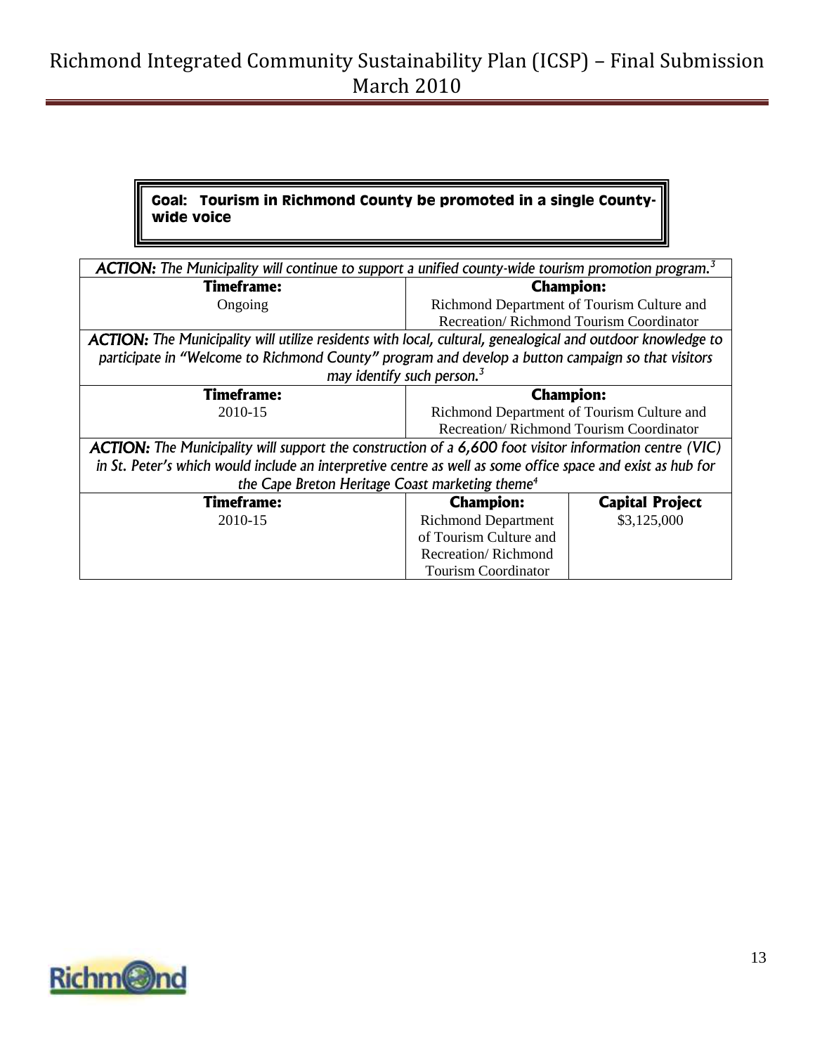**Goal: Tourism in Richmond County be promoted in a single County-wide voice**

| ***ACTION:*** *The Municipality will continue to support a unified county-wide tourism promotion program.*[3] | | |
|---|---|---|
| **Timeframe:** | **Champion:** | |
| Ongoing | Richmond Department of Tourism Culture and Recreation/ Richmond Tourism Coordinator | |
| ***ACTION:*** *The Municipality will utilize residents with local, cultural, genealogical and outdoor knowledge to participate in "Welcome to Richmond County" program and develop a button campaign so that visitors may identify such person.*[3] | | |
| **Timeframe:** | **Champion:** | |
| 2010-15 | Richmond Department of Tourism Culture and Recreation/ Richmond Tourism Coordinator | |
| ***ACTION:*** *The Municipality will support the construction of a 6,600 foot visitor information centre (VIC) in St. Peter's which would include an interpretive centre as well as some office space and exist as hub for the Cape Breton Heritage Coast marketing theme*[4] | | |
| **Timeframe:** | **Champion:** | **Capital Project** |
| 2010-15 | Richmond Department of Tourism Culture and Recreation/ Richmond Tourism Coordinator | \$3,125,000 |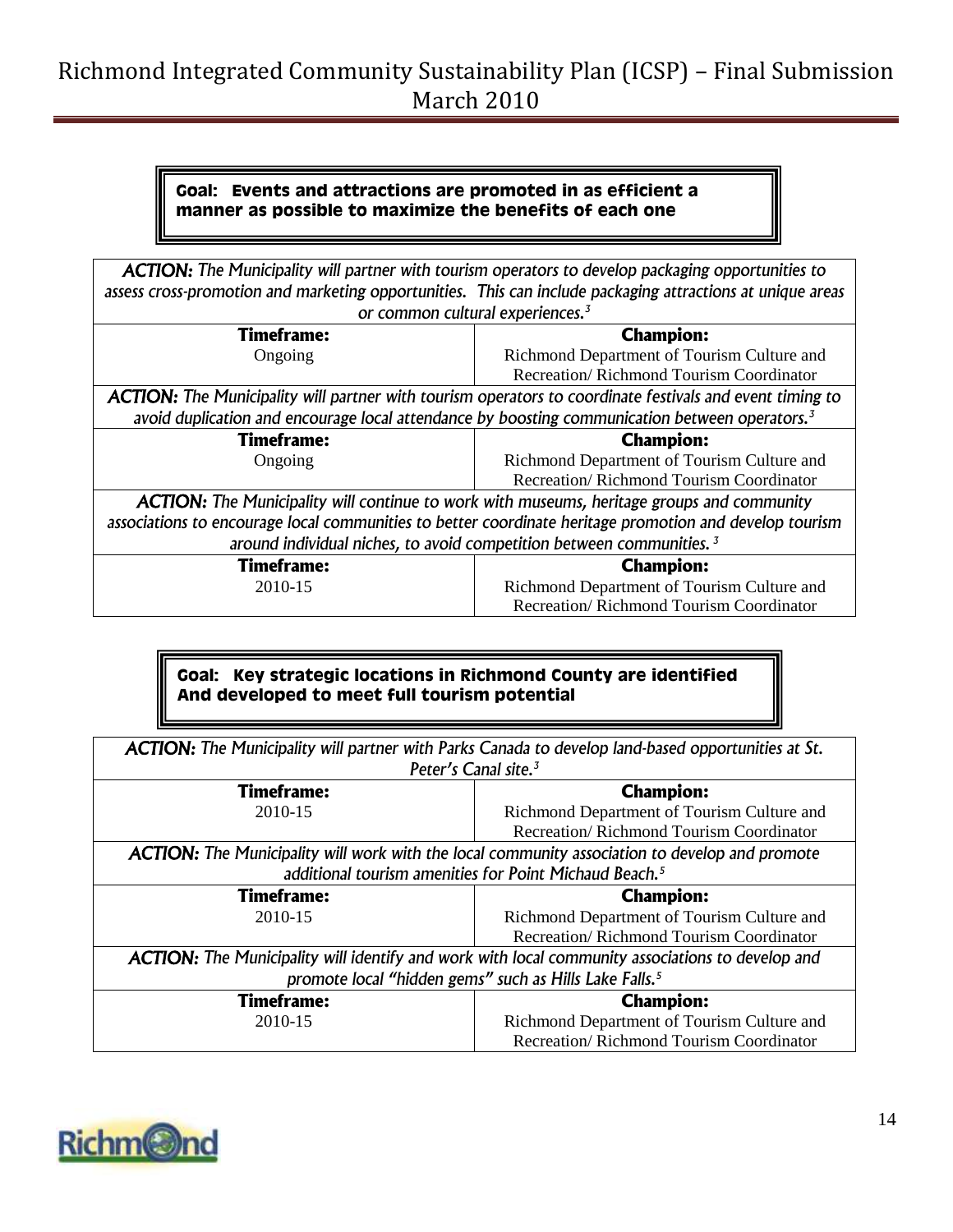**Goal: Events and attractions are promoted in as efficient a manner as possible to maximize the benefits of each one**

| ACTION: The Municipality will partner with tourism operators to develop packaging opportunities to assess cross-promotion and marketing opportunities. This can include packaging attractions at unique areas or common cultural experiences.[3] | |
|---|---|
| **Timeframe:** Ongoing | **Champion:** Richmond Department of Tourism Culture and Recreation/ Richmond Tourism Coordinator |
| ***ACTION:*** *The Municipality will partner with tourism operators to coordinate festivals and event timing to avoid duplication and encourage local attendance by boosting communication between operators.*[3] | |
| **Timeframe:** Ongoing | **Champion:** Richmond Department of Tourism Culture and Recreation/ Richmond Tourism Coordinator |
| ***ACTION:*** *The Municipality will continue to work with museums, heritage groups and community associations to encourage local communities to better coordinate heritage promotion and develop tourism around individual niches, to avoid competition between communities.*[3] | |
| **Timeframe:** 2010-15 | **Champion:** Richmond Department of Tourism Culture and Recreation/ Richmond Tourism Coordinator |

**Goal: Key strategic locations in Richmond County are identified And developed to meet full tourism potential**

| ACTION: The Municipality will partner with Parks Canada to develop land-based opportunities at St. Peter's Canal site.[3] | |
|---|---|
| **Timeframe:** 2010-15 | **Champion:** Richmond Department of Tourism Culture and Recreation/ Richmond Tourism Coordinator |
| ***ACTION:*** *The Municipality will work with the local community association to develop and promote additional tourism amenities for Point Michaud Beach.*[5] | |
| **Timeframe:** 2010-15 | **Champion:** Richmond Department of Tourism Culture and Recreation/ Richmond Tourism Coordinator |
| ***ACTION:*** *The Municipality will identify and work with local community associations to develop and promote local "hidden gems" such as Hills Lake Falls.*[5] | |
| **Timeframe:** 2010-15 | **Champion:** Richmond Department of Tourism Culture and Recreation/ Richmond Tourism Coordinator |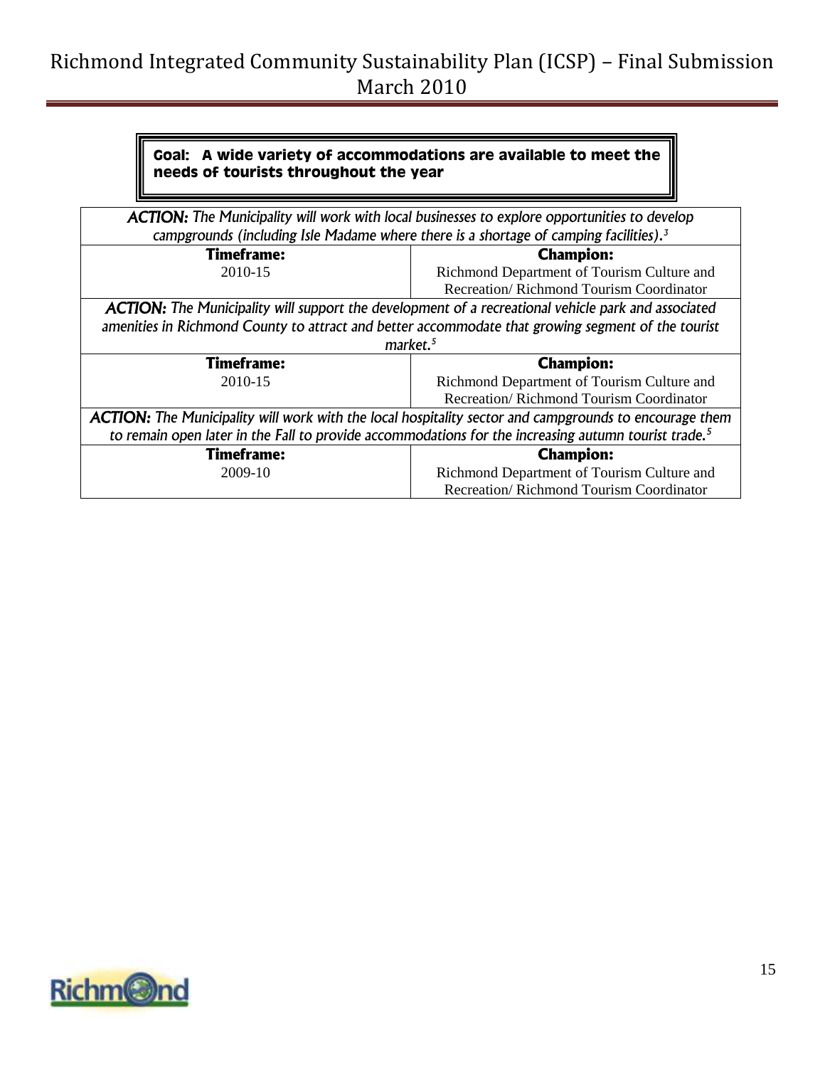**Goal: A wide variety of accommodations are available to meet the needs of tourists throughout the year**

| ***ACTION:*** *The Municipality will work with local businesses to explore opportunities to develop campgrounds (including Isle Madame where there is a shortage of camping facilities).*[3] | |
|---|---|
| **Timeframe:** 2010-15 | **Champion:** Richmond Department of Tourism Culture and Recreation/ Richmond Tourism Coordinator |
| ***ACTION:*** *The Municipality will support the development of a recreational vehicle park and associated amenities in Richmond County to attract and better accommodate that growing segment of the tourist market.*[5] | |
| **Timeframe:** 2010-15 | **Champion:** Richmond Department of Tourism Culture and Recreation/ Richmond Tourism Coordinator |
| ***ACTION:*** *The Municipality will work with the local hospitality sector and campgrounds to encourage them to remain open later in the Fall to provide accommodations for the increasing autumn tourist trade.*[5] | |
| **Timeframe:** 2009-10 | **Champion:** Richmond Department of Tourism Culture and Recreation/ Richmond Tourism Coordinator |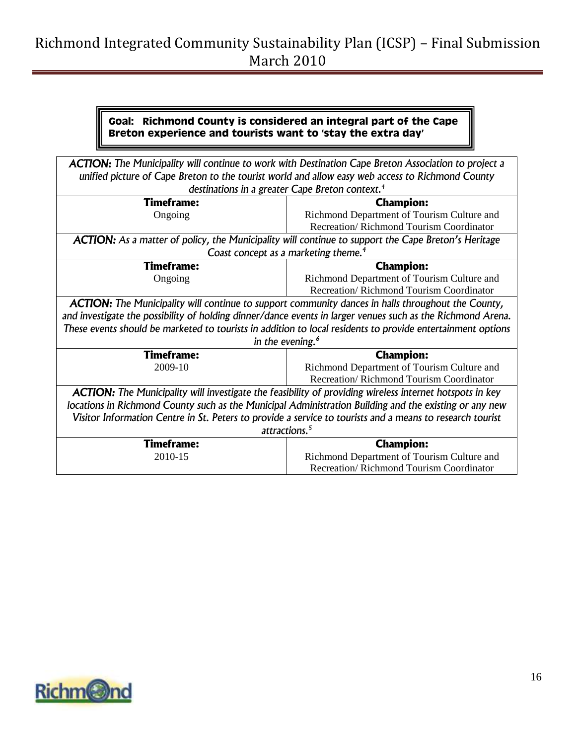**Goal: Richmond County is considered an integral part of the Cape Breton experience and tourists want to 'stay the extra day'**

| ***ACTION:*** *The Municipality will continue to work with Destination Cape Breton Association to project a unified picture of Cape Breton to the tourist world and allow easy web access to Richmond County destinations in a greater Cape Breton context.*[4] | |
|---|---|
| **Timeframe:** Ongoing | **Champion:** Richmond Department of Tourism Culture and Recreation/ Richmond Tourism Coordinator |
| ***ACTION:*** *As a matter of policy, the Municipality will continue to support the Cape Breton's Heritage Coast concept as a marketing theme.*[4] | |
| **Timeframe:** Ongoing | **Champion:** Richmond Department of Tourism Culture and Recreation/ Richmond Tourism Coordinator |
| ***ACTION:*** *The Municipality will continue to support community dances in halls throughout the County, and investigate the possibility of holding dinner/dance events in larger venues such as the Richmond Arena. These events should be marketed to tourists in addition to local residents to provide entertainment options in the evening.*[6] | |
| **Timeframe:** 2009-10 | **Champion:** Richmond Department of Tourism Culture and Recreation/ Richmond Tourism Coordinator |
| ***ACTION:*** *The Municipality will investigate the feasibility of providing wireless internet hotspots in key locations in Richmond County such as the Municipal Administration Building and the existing or any new Visitor Information Centre in St. Peters to provide a service to tourists and a means to research tourist attractions.*[5] | |
| **Timeframe:** 2010-15 | **Champion:** Richmond Department of Tourism Culture and Recreation/ Richmond Tourism Coordinator |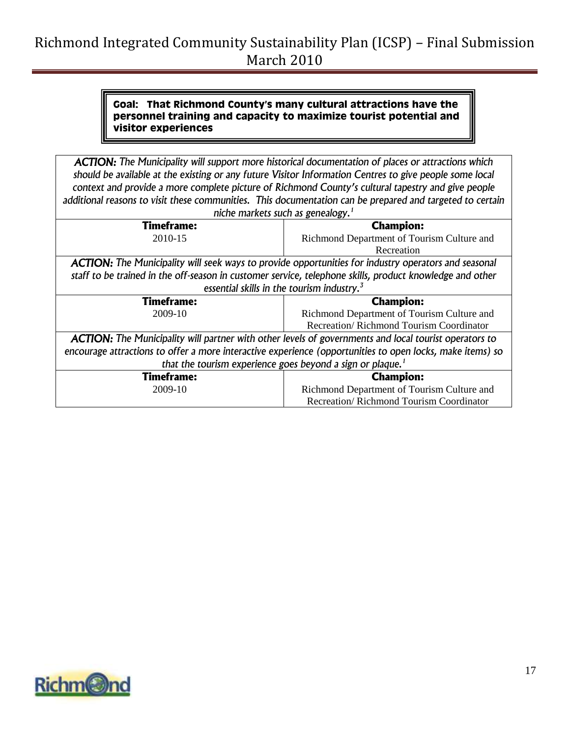**Goal: That Richmond County's many cultural attractions have the personnel training and capacity to maximize tourist potential and visitor experiences**

| *ACTION: The Municipality will support more historical documentation of places or attractions which should be available at the existing or any future Visitor Information Centres to give people some local context and provide a more complete picture of Richmond County's cultural tapestry and give people additional reasons to visit these communities. This documentation can be prepared and targeted to certain niche markets such as genealogy.*[1] | |
|---|---|
| **Timeframe:** | **Champion:** |
| 2010-15 | Richmond Department of Tourism Culture and Recreation |
| *ACTION: The Municipality will seek ways to provide opportunities for industry operators and seasonal staff to be trained in the off-season in customer service, telephone skills, product knowledge and other essential skills in the tourism industry.*[3] | |
| **Timeframe:** | **Champion:** |
| 2009-10 | Richmond Department of Tourism Culture and Recreation/ Richmond Tourism Coordinator |
| *ACTION: The Municipality will partner with other levels of governments and local tourist operators to encourage attractions to offer a more interactive experience (opportunities to open locks, make items) so that the tourism experience goes beyond a sign or plaque.*[1] | |
| **Timeframe:** | **Champion:** |
| 2009-10 | Richmond Department of Tourism Culture and Recreation/ Richmond Tourism Coordinator |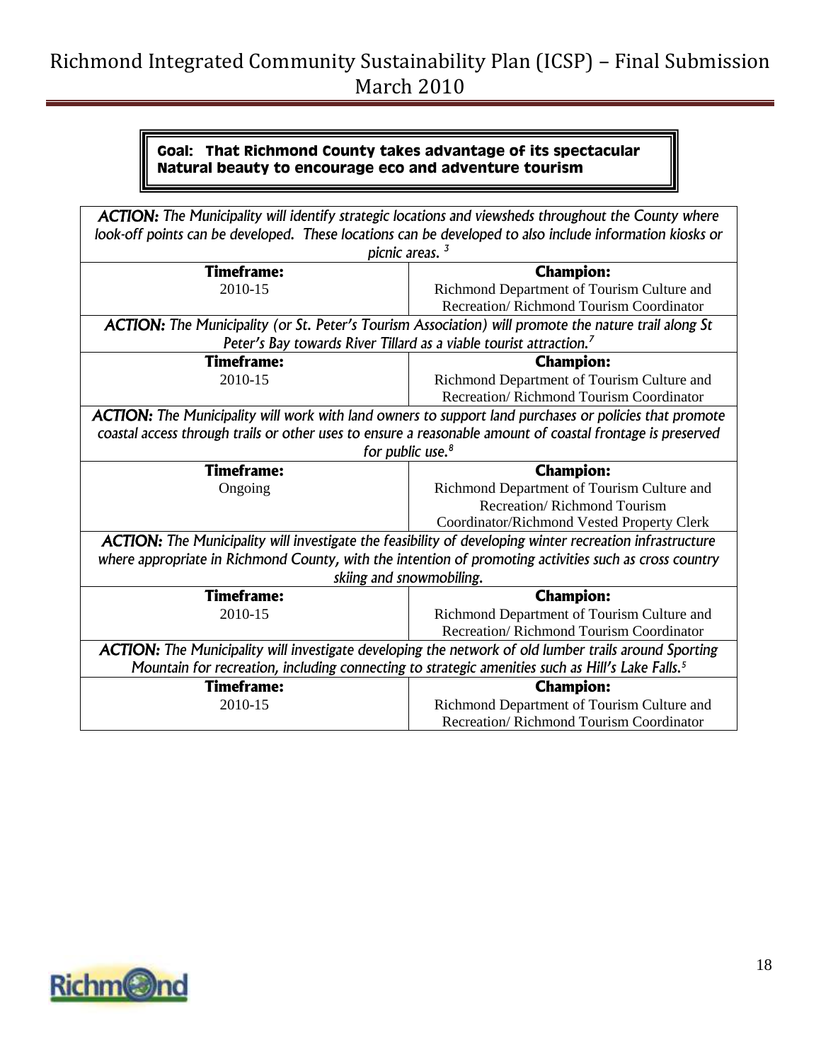**Goal: That Richmond County takes advantage of its spectacular Natural beauty to encourage eco and adventure tourism**

| ***ACTION:*** *The Municipality will identify strategic locations and viewsheds throughout the County where look-off points can be developed. These locations can be developed to also include information kiosks or picnic areas.* [3] | |
|---|---|
| **Timeframe:** | **Champion:** |
| 2010-15 | Richmond Department of Tourism Culture and Recreation/ Richmond Tourism Coordinator |
| ***ACTION:*** *The Municipality (or St. Peter's Tourism Association) will promote the nature trail along St Peter's Bay towards River Tillard as a viable tourist attraction.* [7] | |
| **Timeframe:** | **Champion:** |
| 2010-15 | Richmond Department of Tourism Culture and Recreation/ Richmond Tourism Coordinator |
| ***ACTION:*** *The Municipality will work with land owners to support land purchases or policies that promote coastal access through trails or other uses to ensure a reasonable amount of coastal frontage is preserved for public use.* [8] | |
| **Timeframe:** | **Champion:** |
| Ongoing | Richmond Department of Tourism Culture and Recreation/ Richmond Tourism Coordinator/Richmond Vested Property Clerk |
| ***ACTION:*** *The Municipality will investigate the feasibility of developing winter recreation infrastructure where appropriate in Richmond County, with the intention of promoting activities such as cross country skiing and snowmobiling.* | |
| **Timeframe:** | **Champion:** |
| 2010-15 | Richmond Department of Tourism Culture and Recreation/ Richmond Tourism Coordinator |
| ***ACTION:*** *The Municipality will investigate developing the network of old lumber trails around Sporting Mountain for recreation, including connecting to strategic amenities such as Hill's Lake Falls.* [5] | |
| **Timeframe:** | **Champion:** |
| 2010-15 | Richmond Department of Tourism Culture and Recreation/ Richmond Tourism Coordinator |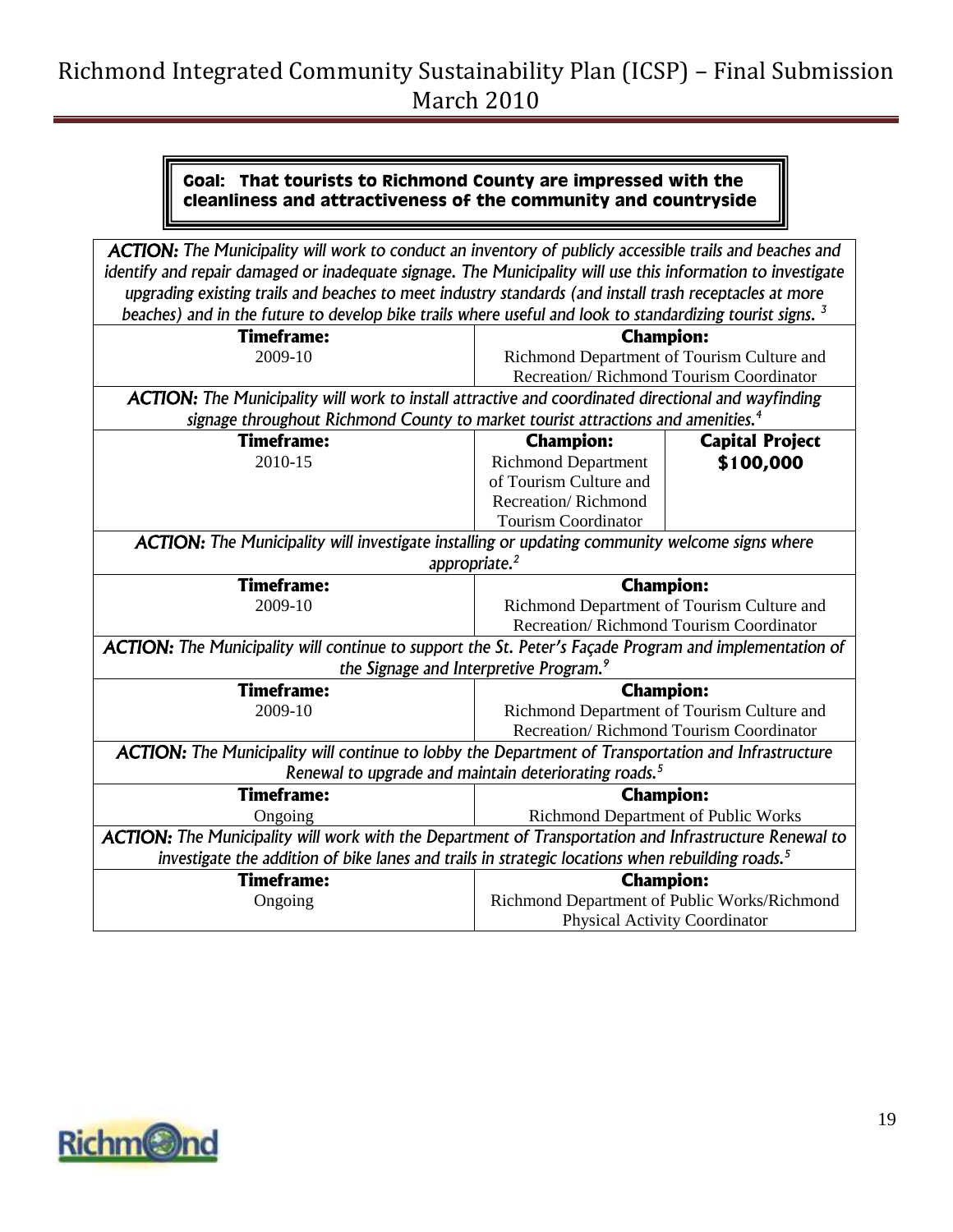**Goal: That tourists to Richmond County are impressed with the cleanliness and attractiveness of the community and countryside**

| *ACTION: The Municipality will work to conduct an inventory of publicly accessible trails and beaches and identify and repair damaged or inadequate signage. The Municipality will use this information to investigate upgrading existing trails and beaches to meet industry standards (and install trash receptacles at more beaches) and in the future to develop bike trails where useful and look to standardizing tourist signs.* [3] | | |
|---|---|---|
| **Timeframe:** 2009-10 | **Champion:** Richmond Department of Tourism Culture and Recreation/ Richmond Tourism Coordinator | |
| *ACTION: The Municipality will work to install attractive and coordinated directional and wayfinding signage throughout Richmond County to market tourist attractions and amenities.* [4] | | |
| **Timeframe:** 2010-15 | **Champion:** Richmond Department of Tourism Culture and Recreation/ Richmond Tourism Coordinator | **Capital Project** **$100,000** |
| *ACTION: The Municipality will investigate installing or updating community welcome signs where appropriate.* [2] | | |
| **Timeframe:** 2009-10 | **Champion:** Richmond Department of Tourism Culture and Recreation/ Richmond Tourism Coordinator | |
| *ACTION: The Municipality will continue to support the St. Peter's Façade Program and implementation of the Signage and Interpretive Program.* [9] | | |
| **Timeframe:** 2009-10 | **Champion:** Richmond Department of Tourism Culture and Recreation/ Richmond Tourism Coordinator | |
| *ACTION: The Municipality will continue to lobby the Department of Transportation and Infrastructure Renewal to upgrade and maintain deteriorating roads.* [5] | | |
| **Timeframe:** Ongoing | **Champion:** Richmond Department of Public Works | |
| *ACTION: The Municipality will work with the Department of Transportation and Infrastructure Renewal to investigate the addition of bike lanes and trails in strategic locations when rebuilding roads.* [5] | | |
| **Timeframe:** Ongoing | **Champion:** Richmond Department of Public Works/Richmond Physical Activity Coordinator | |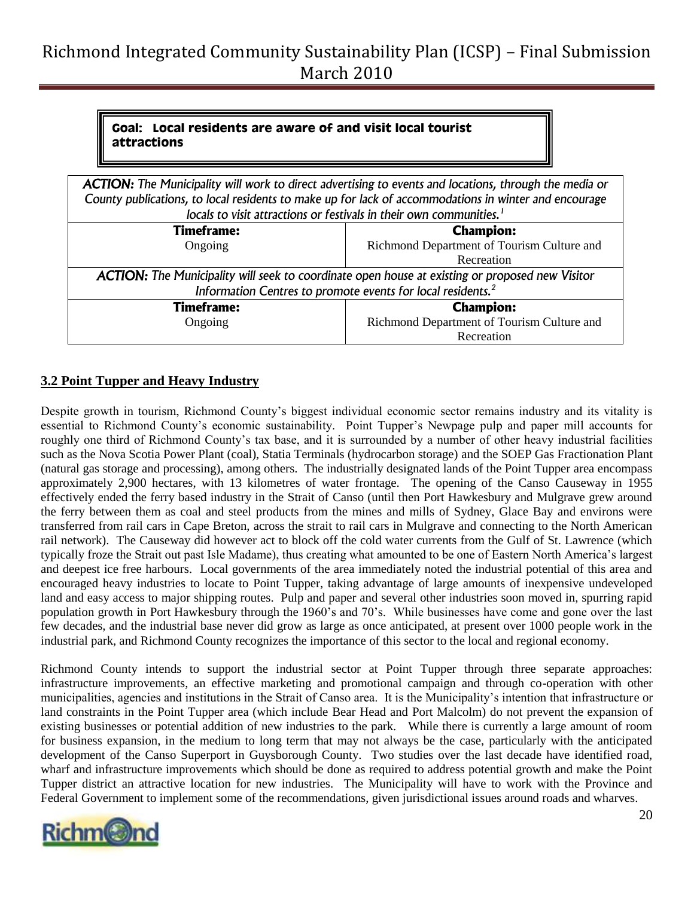**Goal: Local residents are aware of and visit local tourist attractions**

| *ACTION: The Municipality will work to direct advertising to events and locations, through the media or County publications, to local residents to make up for lack of accommodations in winter and encourage locals to visit attractions or festivals in their own communities.[1]* | |
|---|---|
| **Timeframe:** | **Champion:** |
| Ongoing | Richmond Department of Tourism Culture and Recreation |
| *ACTION: The Municipality will seek to coordinate open house at existing or proposed new Visitor Information Centres to promote events for local residents.[2]* | |
| **Timeframe:** | **Champion:** |
| Ongoing | Richmond Department of Tourism Culture and Recreation |

## 3.2 Point Tupper and Heavy Industry

Despite growth in tourism, Richmond County's biggest individual economic sector remains industry and its vitality is essential to Richmond County's economic sustainability. Point Tupper's Newpage pulp and paper mill accounts for roughly one third of Richmond County's tax base, and it is surrounded by a number of other heavy industrial facilities such as the Nova Scotia Power Plant (coal), Statia Terminals (hydrocarbon storage) and the SOEP Gas Fractionation Plant (natural gas storage and processing), among others. The industrially designated lands of the Point Tupper area encompass approximately 2,900 hectares, with 13 kilometres of water frontage. The opening of the Canso Causeway in 1955 effectively ended the ferry based industry in the Strait of Canso (until then Port Hawkesbury and Mulgrave grew around the ferry between them as coal and steel products from the mines and mills of Sydney, Glace Bay and environs were transferred from rail cars in Cape Breton, across the strait to rail cars in Mulgrave and connecting to the North American rail network). The Causeway did however act to block off the cold water currents from the Gulf of St. Lawrence (which typically froze the Strait out past Isle Madame), thus creating what amounted to be one of Eastern North America's largest and deepest ice free harbours. Local governments of the area immediately noted the industrial potential of this area and encouraged heavy industries to locate to Point Tupper, taking advantage of large amounts of inexpensive undeveloped land and easy access to major shipping routes. Pulp and paper and several other industries soon moved in, spurring rapid population growth in Port Hawkesbury through the 1960's and 70's. While businesses have come and gone over the last few decades, and the industrial base never did grow as large as once anticipated, at present over 1000 people work in the industrial park, and Richmond County recognizes the importance of this sector to the local and regional economy.

Richmond County intends to support the industrial sector at Point Tupper through three separate approaches: infrastructure improvements, an effective marketing and promotional campaign and through co-operation with other municipalities, agencies and institutions in the Strait of Canso area. It is the Municipality's intention that infrastructure or land constraints in the Point Tupper area (which include Bear Head and Port Malcolm) do not prevent the expansion of existing businesses or potential addition of new industries to the park. While there is currently a large amount of room for business expansion, in the medium to long term that may not always be the case, particularly with the anticipated development of the Canso Superport in Guysborough County. Two studies over the last decade have identified road, wharf and infrastructure improvements which should be done as required to address potential growth and make the Point Tupper district an attractive location for new industries. The Municipality will have to work with the Province and Federal Government to implement some of the recommendations, given jurisdictional issues around roads and wharves.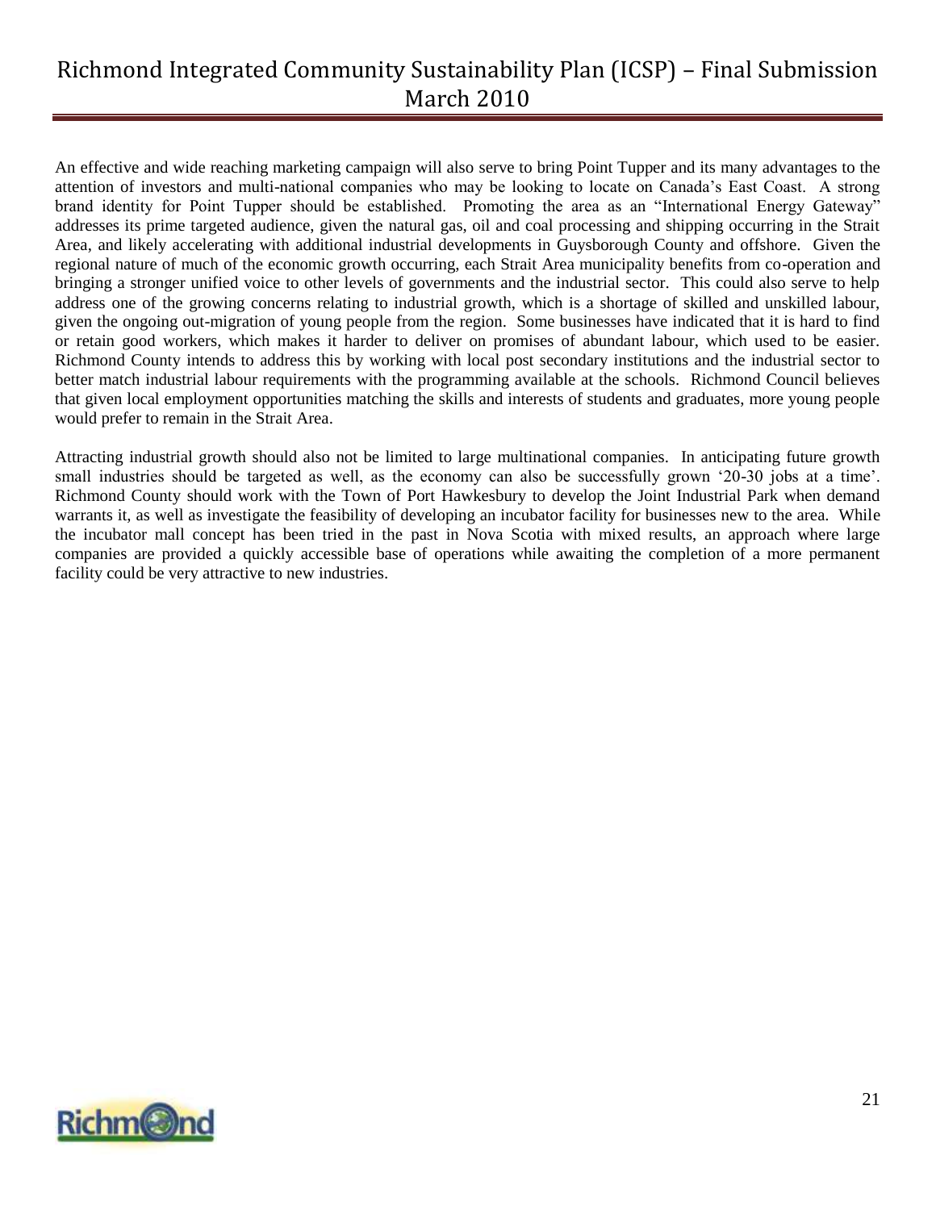An effective and wide reaching marketing campaign will also serve to bring Point Tupper and its many advantages to the attention of investors and multi-national companies who may be looking to locate on Canada's East Coast. A strong brand identity for Point Tupper should be established. Promoting the area as an "International Energy Gateway" addresses its prime targeted audience, given the natural gas, oil and coal processing and shipping occurring in the Strait Area, and likely accelerating with additional industrial developments in Guysborough County and offshore. Given the regional nature of much of the economic growth occurring, each Strait Area municipality benefits from co-operation and bringing a stronger unified voice to other levels of governments and the industrial sector. This could also serve to help address one of the growing concerns relating to industrial growth, which is a shortage of skilled and unskilled labour, given the ongoing out-migration of young people from the region. Some businesses have indicated that it is hard to find or retain good workers, which makes it harder to deliver on promises of abundant labour, which used to be easier. Richmond County intends to address this by working with local post secondary institutions and the industrial sector to better match industrial labour requirements with the programming available at the schools. Richmond Council believes that given local employment opportunities matching the skills and interests of students and graduates, more young people would prefer to remain in the Strait Area.

Attracting industrial growth should also not be limited to large multinational companies. In anticipating future growth small industries should be targeted as well, as the economy can also be successfully grown '20-30 jobs at a time'. Richmond County should work with the Town of Port Hawkesbury to develop the Joint Industrial Park when demand warrants it, as well as investigate the feasibility of developing an incubator facility for businesses new to the area. While the incubator mall concept has been tried in the past in Nova Scotia with mixed results, an approach where large companies are provided a quickly accessible base of operations while awaiting the completion of a more permanent facility could be very attractive to new industries.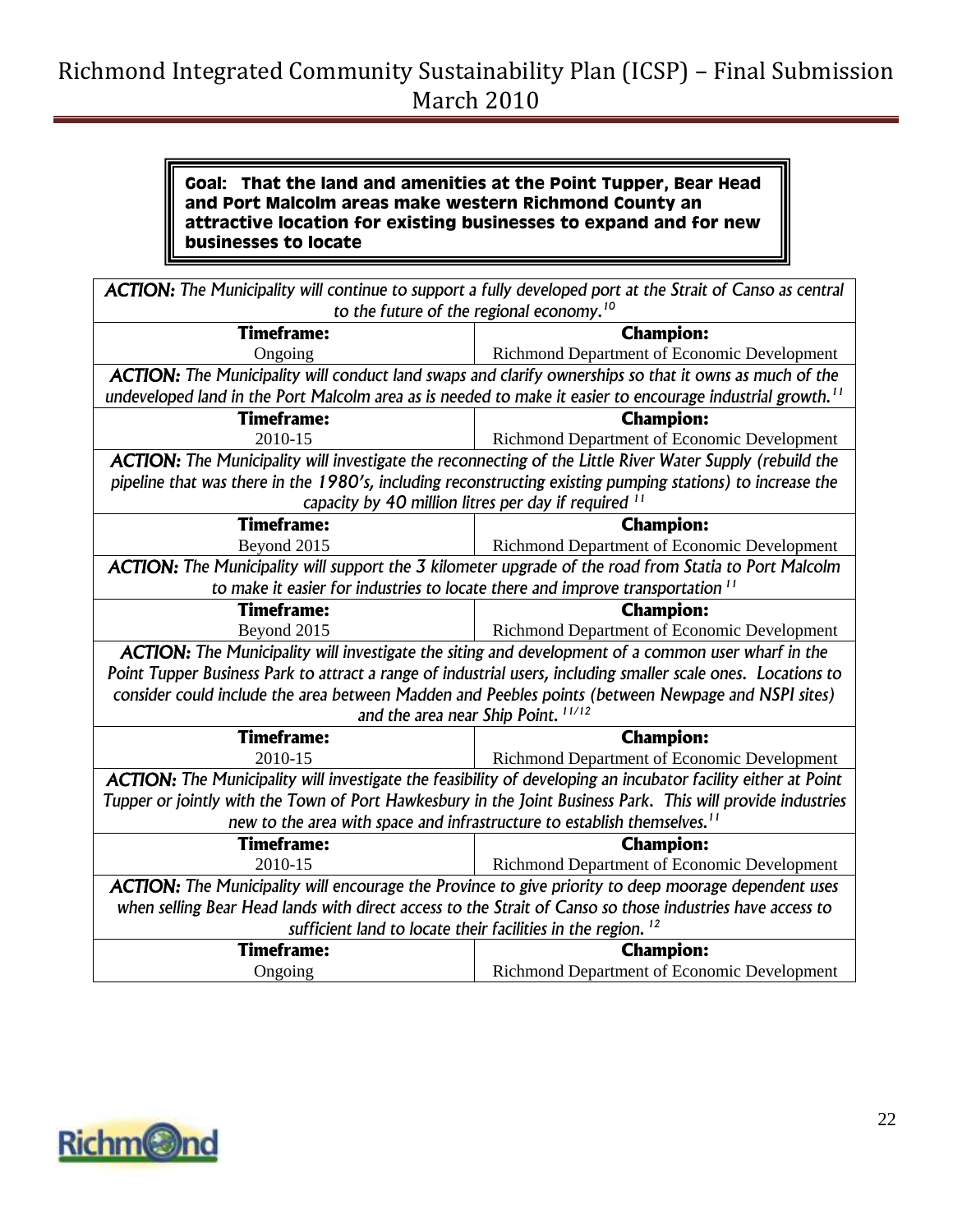**Goal: That the land and amenities at the Point Tupper, Bear Head and Port Malcolm areas make western Richmond County an attractive location for existing businesses to expand and for new businesses to locate**

| **ACTION:** *The Municipality will continue to support a fully developed port at the Strait of Canso as central to the future of the regional economy.*[10] | |
|---|---|
| **Timeframe:** | **Champion:** |
| Ongoing | Richmond Department of Economic Development |
| **ACTION:** *The Municipality will conduct land swaps and clarify ownerships so that it owns as much of the undeveloped land in the Port Malcolm area as is needed to make it easier to encourage industrial growth.*[11] | |
| **Timeframe:** | **Champion:** |
| 2010-15 | Richmond Department of Economic Development |
| **ACTION:** *The Municipality will investigate the reconnecting of the Little River Water Supply (rebuild the pipeline that was there in the 1980's, including reconstructing existing pumping stations) to increase the capacity by 40 million litres per day if required* [11] | |
| **Timeframe:** | **Champion:** |
| Beyond 2015 | Richmond Department of Economic Development |
| **ACTION:** *The Municipality will support the 3 kilometer upgrade of the road from Statia to Port Malcolm to make it easier for industries to locate there and improve transportation* [11] | |
| **Timeframe:** | **Champion:** |
| Beyond 2015 | Richmond Department of Economic Development |
| **ACTION:** *The Municipality will investigate the siting and development of a common user wharf in the Point Tupper Business Park to attract a range of industrial users, including smaller scale ones. Locations to consider could include the area between Madden and Peebles points (between Newpage and NSPI sites) and the area near Ship Point.* [11/12] | |
| **Timeframe:** | **Champion:** |
| 2010-15 | Richmond Department of Economic Development |
| **ACTION:** *The Municipality will investigate the feasibility of developing an incubator facility either at Point Tupper or jointly with the Town of Port Hawkesbury in the Joint Business Park. This will provide industries new to the area with space and infrastructure to establish themselves.*[11] | |
| **Timeframe:** | **Champion:** |
| 2010-15 | Richmond Department of Economic Development |
| **ACTION:** *The Municipality will encourage the Province to give priority to deep moorage dependent uses when selling Bear Head lands with direct access to the Strait of Canso so those industries have access to sufficient land to locate their facilities in the region.* [12] | |
| **Timeframe:** | **Champion:** |
| Ongoing | Richmond Department of Economic Development |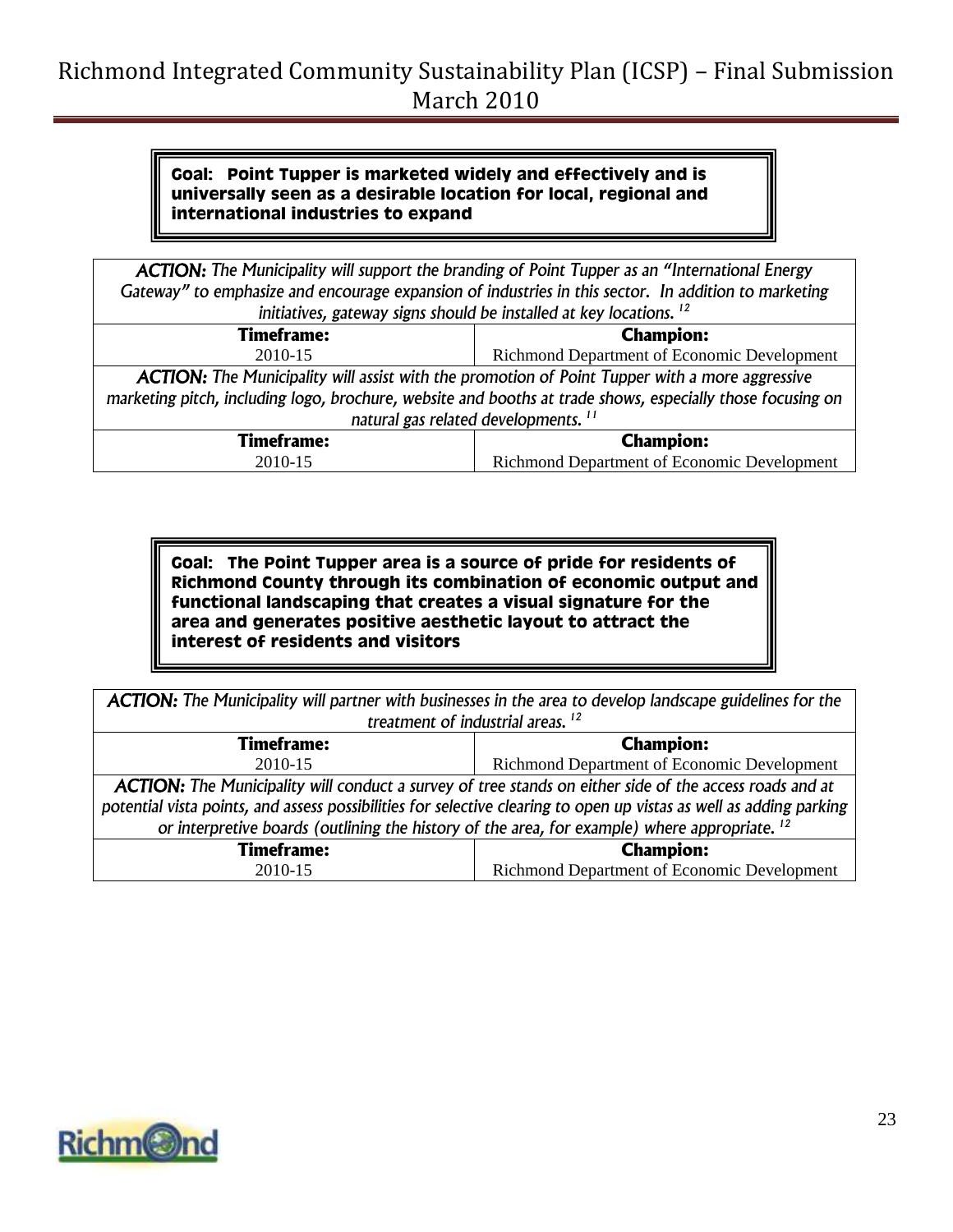**Goal: Point Tupper is marketed widely and effectively and is universally seen as a desirable location for local, regional and international industries to expand**

| ***ACTION:*** *The Municipality will support the branding of Point Tupper as an "International Energy Gateway" to emphasize and encourage expansion of industries in this sector. In addition to marketing initiatives, gateway signs should be installed at key locations.* [12] | |
|---|---|
| **Timeframe:** | **Champion:** |
| 2010-15 | Richmond Department of Economic Development |
| ***ACTION:*** *The Municipality will assist with the promotion of Point Tupper with a more aggressive marketing pitch, including logo, brochure, website and booths at trade shows, especially those focusing on natural gas related developments.* [11] | |
| **Timeframe:** | **Champion:** |
| 2010-15 | Richmond Department of Economic Development |

**Goal: The Point Tupper area is a source of pride for residents of Richmond County through its combination of economic output and functional landscaping that creates a visual signature for the area and generates positive aesthetic layout to attract the interest of residents and visitors**

| ***ACTION:*** *The Municipality will partner with businesses in the area to develop landscape guidelines for the treatment of industrial areas.* [12] | |
|---|---|
| **Timeframe:** | **Champion:** |
| 2010-15 | Richmond Department of Economic Development |
| ***ACTION:*** *The Municipality will conduct a survey of tree stands on either side of the access roads and at potential vista points, and assess possibilities for selective clearing to open up vistas as well as adding parking or interpretive boards (outlining the history of the area, for example) where appropriate.* [12] | |
| **Timeframe:** | **Champion:** |
| 2010-15 | Richmond Department of Economic Development |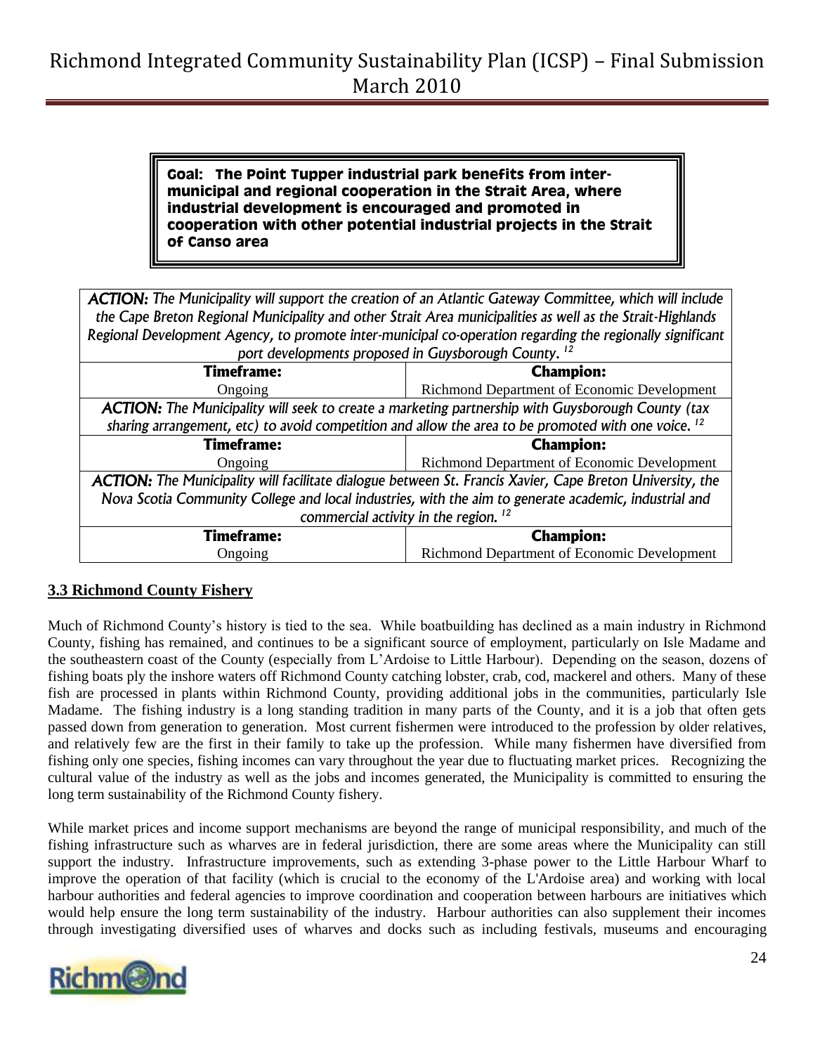**Goal: The Point Tupper industrial park benefits from inter-municipal and regional cooperation in the Strait Area, where industrial development is encouraged and promoted in cooperation with other potential industrial projects in the Strait of Canso area**

| ***ACTION:*** *The Municipality will support the creation of an Atlantic Gateway Committee, which will include the Cape Breton Regional Municipality and other Strait Area municipalities as well as the Strait-Highlands Regional Development Agency, to promote inter-municipal co-operation regarding the regionally significant port developments proposed in Guysborough County.* [12] | |
|---|---|
| **Timeframe:** | **Champion:** |
| Ongoing | Richmond Department of Economic Development |
| ***ACTION:*** *The Municipality will seek to create a marketing partnership with Guysborough County (tax sharing arrangement, etc) to avoid competition and allow the area to be promoted with one voice.* [12] | |
| **Timeframe:** | **Champion:** |
| Ongoing | Richmond Department of Economic Development |
| ***ACTION:*** *The Municipality will facilitate dialogue between St. Francis Xavier, Cape Breton University, the Nova Scotia Community College and local industries, with the aim to generate academic, industrial and commercial activity in the region.* [12] | |
| **Timeframe:** | **Champion:** |
| Ongoing | Richmond Department of Economic Development |

### 3.3 Richmond County Fishery

Much of Richmond County's history is tied to the sea. While boatbuilding has declined as a main industry in Richmond County, fishing has remained, and continues to be a significant source of employment, particularly on Isle Madame and the southeastern coast of the County (especially from L'Ardoise to Little Harbour). Depending on the season, dozens of fishing boats ply the inshore waters off Richmond County catching lobster, crab, cod, mackerel and others. Many of these fish are processed in plants within Richmond County, providing additional jobs in the communities, particularly Isle Madame. The fishing industry is a long standing tradition in many parts of the County, and it is a job that often gets passed down from generation to generation. Most current fishermen were introduced to the profession by older relatives, and relatively few are the first in their family to take up the profession. While many fishermen have diversified from fishing only one species, fishing incomes can vary throughout the year due to fluctuating market prices. Recognizing the cultural value of the industry as well as the jobs and incomes generated, the Municipality is committed to ensuring the long term sustainability of the Richmond County fishery.

While market prices and income support mechanisms are beyond the range of municipal responsibility, and much of the fishing infrastructure such as wharves are in federal jurisdiction, there are some areas where the Municipality can still support the industry. Infrastructure improvements, such as extending 3-phase power to the Little Harbour Wharf to improve the operation of that facility (which is crucial to the economy of the L'Ardoise area) and working with local harbour authorities and federal agencies to improve coordination and cooperation between harbours are initiatives which would help ensure the long term sustainability of the industry. Harbour authorities can also supplement their incomes through investigating diversified uses of wharves and docks such as including festivals, museums and encouraging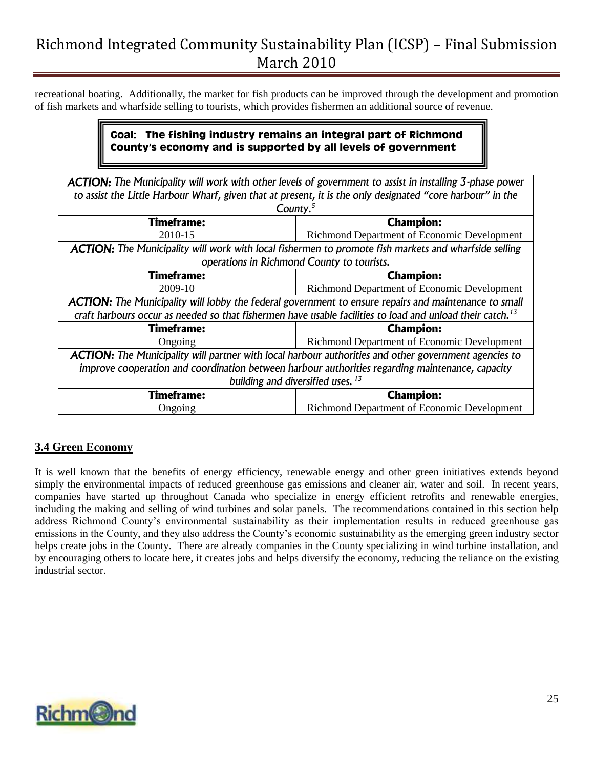recreational boating. Additionally, the market for fish products can be improved through the development and promotion of fish markets and wharfside selling to tourists, which provides fishermen an additional source of revenue.

**Goal: The fishing industry remains an integral part of Richmond County's economy and is supported by all levels of government**

| ***ACTION:*** *The Municipality will work with other levels of government to assist in installing 3-phase power to assist the Little Harbour Wharf, given that at present, it is the only designated "core harbour" in the County.*[5] | |
|---|---|
| **Timeframe:** | **Champion:** |
| 2010-15 | Richmond Department of Economic Development |
| ***ACTION:*** *The Municipality will work with local fishermen to promote fish markets and wharfside selling operations in Richmond County to tourists.* | |
| **Timeframe:** | **Champion:** |
| 2009-10 | Richmond Department of Economic Development |
| ***ACTION:*** *The Municipality will lobby the federal government to ensure repairs and maintenance to small craft harbours occur as needed so that fishermen have usable facilities to load and unload their catch.*[13] | |
| **Timeframe:** | **Champion:** |
| Ongoing | Richmond Department of Economic Development |
| ***ACTION:*** *The Municipality will partner with local harbour authorities and other government agencies to improve cooperation and coordination between harbour authorities regarding maintenance, capacity building and diversified uses.*[13] | |
| **Timeframe:** | **Champion:** |
| Ongoing | Richmond Department of Economic Development |

## 3.4 Green Economy

It is well known that the benefits of energy efficiency, renewable energy and other green initiatives extends beyond simply the environmental impacts of reduced greenhouse gas emissions and cleaner air, water and soil. In recent years, companies have started up throughout Canada who specialize in energy efficient retrofits and renewable energies, including the making and selling of wind turbines and solar panels. The recommendations contained in this section help address Richmond County's environmental sustainability as their implementation results in reduced greenhouse gas emissions in the County, and they also address the County's economic sustainability as the emerging green industry sector helps create jobs in the County. There are already companies in the County specializing in wind turbine installation, and by encouraging others to locate here, it creates jobs and helps diversify the economy, reducing the reliance on the existing industrial sector.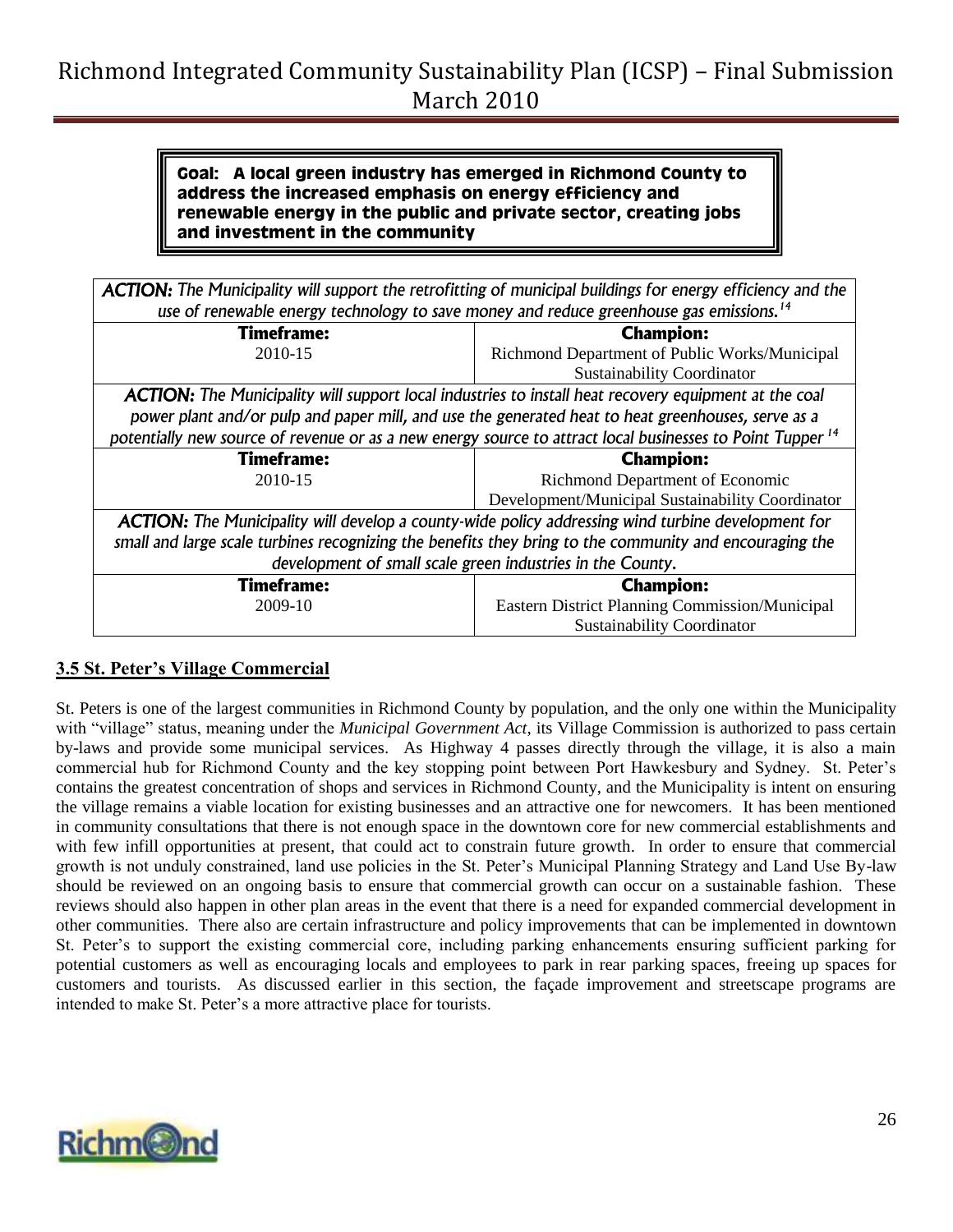**Goal: A local green industry has emerged in Richmond County to address the increased emphasis on energy efficiency and renewable energy in the public and private sector, creating jobs and investment in the community**

| ***ACTION:*** *The Municipality will support the retrofitting of municipal buildings for energy efficiency and the use of renewable energy technology to save money and reduce greenhouse gas emissions.*[14] | |
|---|---|
| **Timeframe:** | **Champion:** |
| 2010-15 | Richmond Department of Public Works/Municipal Sustainability Coordinator |
| ***ACTION:*** *The Municipality will support local industries to install heat recovery equipment at the coal power plant and/or pulp and paper mill, and use the generated heat to heat greenhouses, serve as a potentially new source of revenue or as a new energy source to attract local businesses to Point Tupper*[14] | |
| **Timeframe:** | **Champion:** |
| 2010-15 | Richmond Department of Economic Development/Municipal Sustainability Coordinator |
| ***ACTION:*** *The Municipality will develop a county-wide policy addressing wind turbine development for small and large scale turbines recognizing the benefits they bring to the community and encouraging the development of small scale green industries in the County.* | |
| **Timeframe:** | **Champion:** |
| 2009-10 | Eastern District Planning Commission/Municipal Sustainability Coordinator |

### 3.5 St. Peter's Village Commercial

St. Peters is one of the largest communities in Richmond County by population, and the only one within the Municipality with "village" status, meaning under the *Municipal Government Act*, its Village Commission is authorized to pass certain by-laws and provide some municipal services. As Highway 4 passes directly through the village, it is also a main commercial hub for Richmond County and the key stopping point between Port Hawkesbury and Sydney. St. Peter's contains the greatest concentration of shops and services in Richmond County, and the Municipality is intent on ensuring the village remains a viable location for existing businesses and an attractive one for newcomers. It has been mentioned in community consultations that there is not enough space in the downtown core for new commercial establishments and with few infill opportunities at present, that could act to constrain future growth. In order to ensure that commercial growth is not unduly constrained, land use policies in the St. Peter's Municipal Planning Strategy and Land Use By-law should be reviewed on an ongoing basis to ensure that commercial growth can occur on a sustainable fashion. These reviews should also happen in other plan areas in the event that there is a need for expanded commercial development in other communities. There also are certain infrastructure and policy improvements that can be implemented in downtown St. Peter's to support the existing commercial core, including parking enhancements ensuring sufficient parking for potential customers as well as encouraging locals and employees to park in rear parking spaces, freeing up spaces for customers and tourists. As discussed earlier in this section, the façade improvement and streetscape programs are intended to make St. Peter's a more attractive place for tourists.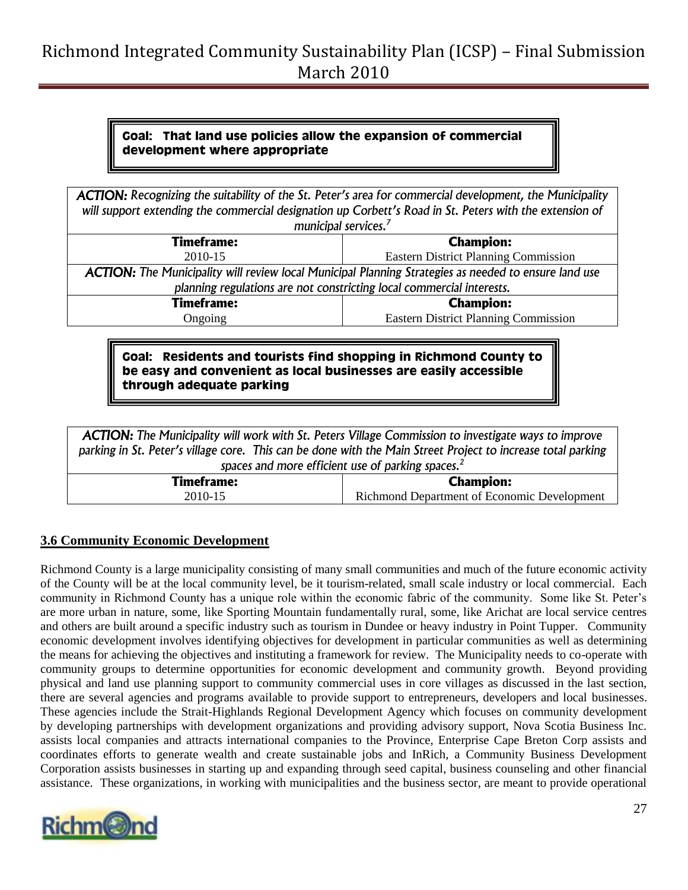**Goal: That land use policies allow the expansion of commercial development where appropriate**

| *ACTION: Recognizing the suitability of the St. Peter's area for commercial development, the Municipality will support extending the commercial designation up Corbett's Road in St. Peters with the extension of municipal services.[7]* | |
|---|---|
| **Timeframe:** | **Champion:** |
| 2010-15 | Eastern District Planning Commission |
| *ACTION: The Municipality will review local Municipal Planning Strategies as needed to ensure land use planning regulations are not constricting local commercial interests.* | |
| **Timeframe:** | **Champion:** |
| Ongoing | Eastern District Planning Commission |

**Goal: Residents and tourists find shopping in Richmond County to be easy and convenient as local businesses are easily accessible through adequate parking**

| *ACTION: The Municipality will work with St. Peters Village Commission to investigate ways to improve parking in St. Peter's village core. This can be done with the Main Street Project to increase total parking spaces and more efficient use of parking spaces.[2]* | |
|---|---|
| **Timeframe:** | **Champion:** |
| 2010-15 | Richmond Department of Economic Development |

## 3.6 Community Economic Development

Richmond County is a large municipality consisting of many small communities and much of the future economic activity of the County will be at the local community level, be it tourism-related, small scale industry or local commercial. Each community in Richmond County has a unique role within the economic fabric of the community. Some like St. Peter's are more urban in nature, some, like Sporting Mountain fundamentally rural, some, like Arichat are local service centres and others are built around a specific industry such as tourism in Dundee or heavy industry in Point Tupper. Community economic development involves identifying objectives for development in particular communities as well as determining the means for achieving the objectives and instituting a framework for review. The Municipality needs to co-operate with community groups to determine opportunities for economic development and community growth. Beyond providing physical and land use planning support to community commercial uses in core villages as discussed in the last section, there are several agencies and programs available to provide support to entrepreneurs, developers and local businesses. These agencies include the Strait-Highlands Regional Development Agency which focuses on community development by developing partnerships with development organizations and providing advisory support, Nova Scotia Business Inc. assists local companies and attracts international companies to the Province, Enterprise Cape Breton Corp assists and coordinates efforts to generate wealth and create sustainable jobs and InRich, a Community Business Development Corporation assists businesses in starting up and expanding through seed capital, business counseling and other financial assistance. These organizations, in working with municipalities and the business sector, are meant to provide operational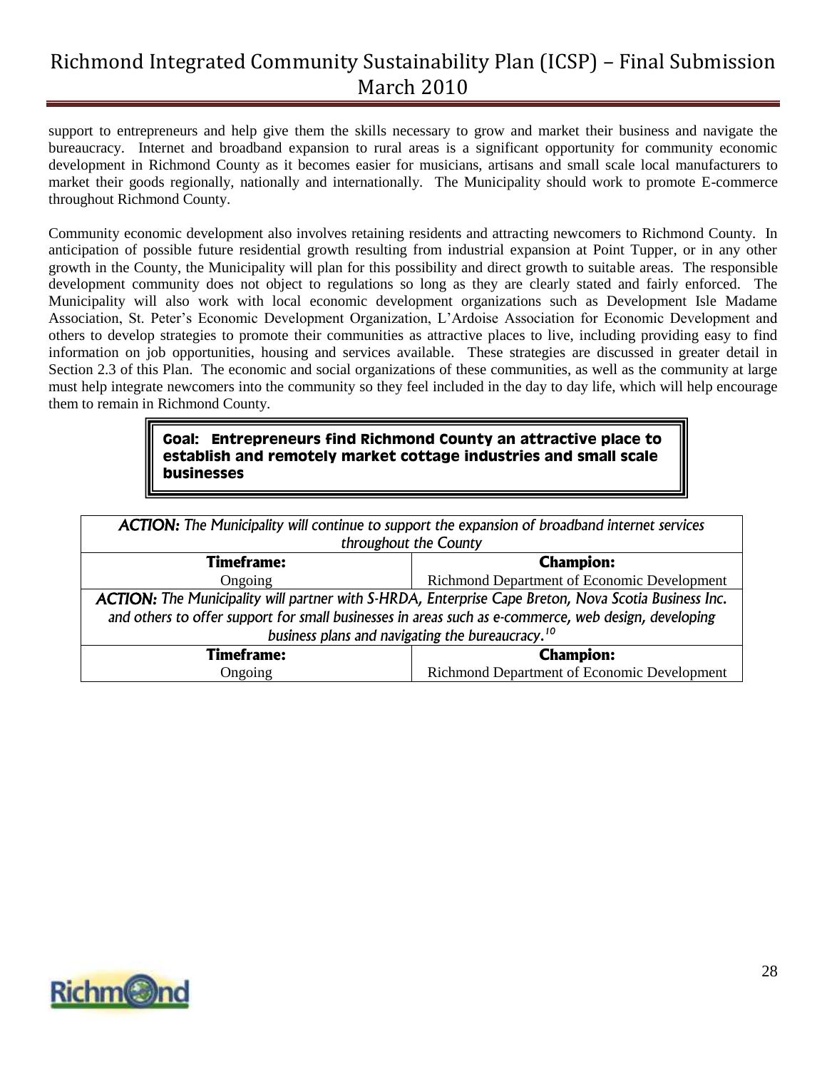support to entrepreneurs and help give them the skills necessary to grow and market their business and navigate the bureaucracy. Internet and broadband expansion to rural areas is a significant opportunity for community economic development in Richmond County as it becomes easier for musicians, artisans and small scale local manufacturers to market their goods regionally, nationally and internationally. The Municipality should work to promote E-commerce throughout Richmond County.

Community economic development also involves retaining residents and attracting newcomers to Richmond County. In anticipation of possible future residential growth resulting from industrial expansion at Point Tupper, or in any other growth in the County, the Municipality will plan for this possibility and direct growth to suitable areas. The responsible development community does not object to regulations so long as they are clearly stated and fairly enforced. The Municipality will also work with local economic development organizations such as Development Isle Madame Association, St. Peter's Economic Development Organization, L'Ardoise Association for Economic Development and others to develop strategies to promote their communities as attractive places to live, including providing easy to find information on job opportunities, housing and services available. These strategies are discussed in greater detail in Section 2.3 of this Plan. The economic and social organizations of these communities, as well as the community at large must help integrate newcomers into the community so they feel included in the day to day life, which will help encourage them to remain in Richmond County.

**Goal: Entrepreneurs find Richmond County an attractive place to establish and remotely market cottage industries and small scale businesses**

| ***ACTION:*** *The Municipality will continue to support the expansion of broadband internet services throughout the County* | |
|---|---|
| **Timeframe:** | **Champion:** |
| Ongoing | Richmond Department of Economic Development |
| ***ACTION:*** *The Municipality will partner with S-HRDA, Enterprise Cape Breton, Nova Scotia Business Inc. and others to offer support for small businesses in areas such as e-commerce, web design, developing business plans and navigating the bureaucracy.*[10] | |
| **Timeframe:** | **Champion:** |
| Ongoing | Richmond Department of Economic Development |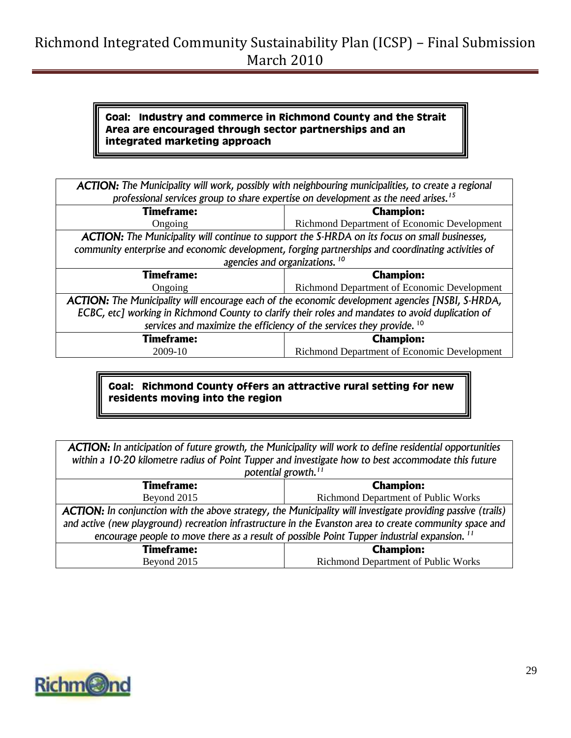**Goal: Industry and commerce in Richmond County and the Strait Area are encouraged through sector partnerships and an integrated marketing approach**

| ***ACTION:*** *The Municipality will work, possibly with neighbouring municipalities, to create a regional professional services group to share expertise on development as the need arises.*[15] | |
|---|---|
| **Timeframe:** | **Champion:** |
| Ongoing | Richmond Department of Economic Development |
| ***ACTION:*** *The Municipality will continue to support the S-HRDA on its focus on small businesses, community enterprise and economic development, forging partnerships and coordinating activities of agencies and organizations.*[10] | |
| **Timeframe:** | **Champion:** |
| Ongoing | Richmond Department of Economic Development |
| ***ACTION:*** *The Municipality will encourage each of the economic development agencies [NSBI, S-HRDA, ECBC, etc] working in Richmond County to clarify their roles and mandates to avoid duplication of services and maximize the efficiency of the services they provide.*[10] | |
| **Timeframe:** | **Champion:** |
| 2009-10 | Richmond Department of Economic Development |

**Goal: Richmond County offers an attractive rural setting for new residents moving into the region**

| ***ACTION:*** *In anticipation of future growth, the Municipality will work to define residential opportunities within a 10-20 kilometre radius of Point Tupper and investigate how to best accommodate this future potential growth.*[11] | |
|---|---|
| **Timeframe:** | **Champion:** |
| Beyond 2015 | Richmond Department of Public Works |
| ***ACTION:*** *In conjunction with the above strategy, the Municipality will investigate providing passive (trails) and active (new playground) recreation infrastructure in the Evanston area to create community space and encourage people to move there as a result of possible Point Tupper industrial expansion.*[11] | |
| **Timeframe:** | **Champion:** |
| Beyond 2015 | Richmond Department of Public Works |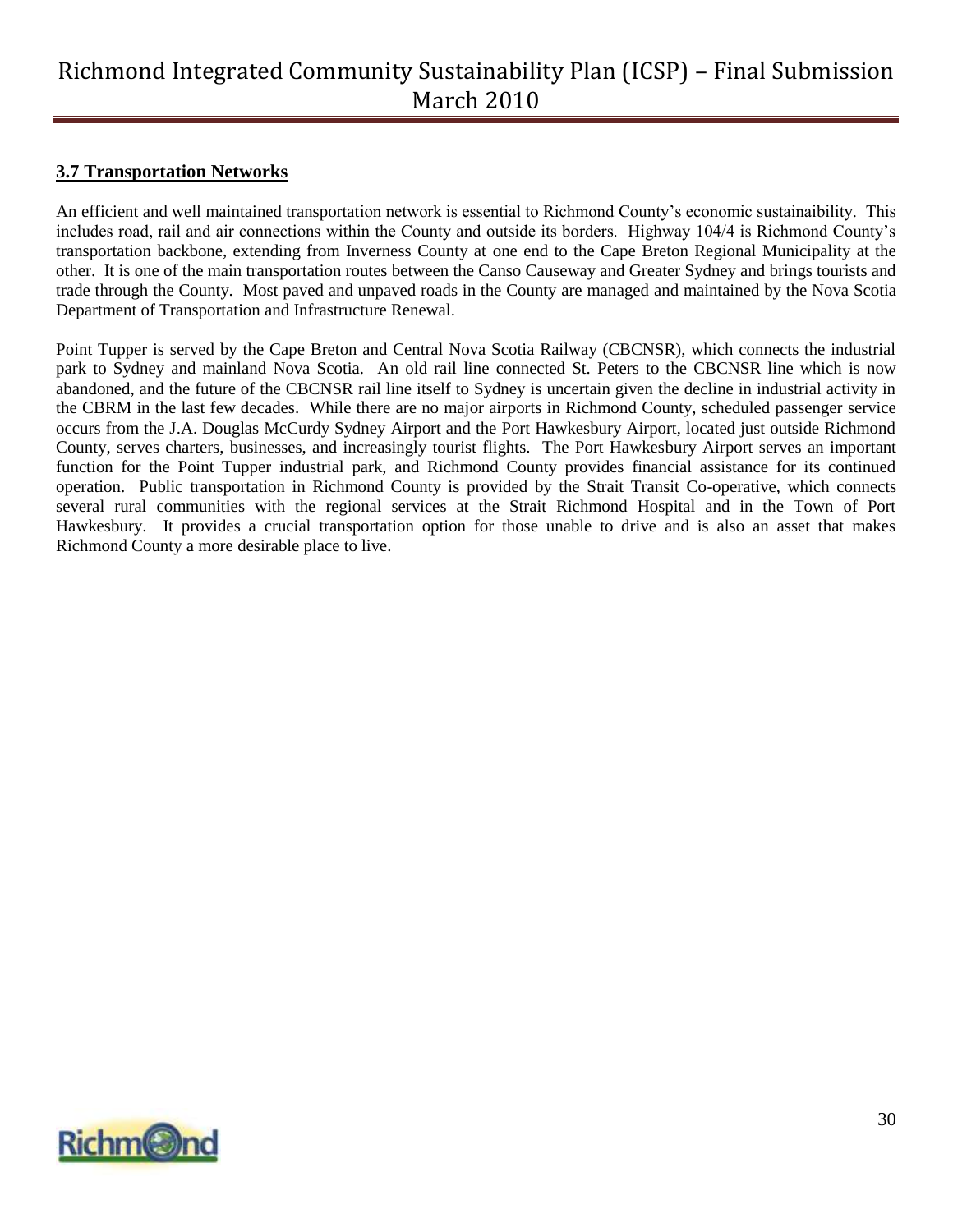### 3.7 Transportation Networks

An efficient and well maintained transportation network is essential to Richmond County's economic sustainaibility. This includes road, rail and air connections within the County and outside its borders. Highway 104/4 is Richmond County's transportation backbone, extending from Inverness County at one end to the Cape Breton Regional Municipality at the other. It is one of the main transportation routes between the Canso Causeway and Greater Sydney and brings tourists and trade through the County. Most paved and unpaved roads in the County are managed and maintained by the Nova Scotia Department of Transportation and Infrastructure Renewal.

Point Tupper is served by the Cape Breton and Central Nova Scotia Railway (CBCNSR), which connects the industrial park to Sydney and mainland Nova Scotia. An old rail line connected St. Peters to the CBCNSR line which is now abandoned, and the future of the CBCNSR rail line itself to Sydney is uncertain given the decline in industrial activity in the CBRM in the last few decades. While there are no major airports in Richmond County, scheduled passenger service occurs from the J.A. Douglas McCurdy Sydney Airport and the Port Hawkesbury Airport, located just outside Richmond County, serves charters, businesses, and increasingly tourist flights. The Port Hawkesbury Airport serves an important function for the Point Tupper industrial park, and Richmond County provides financial assistance for its continued operation. Public transportation in Richmond County is provided by the Strait Transit Co-operative, which connects several rural communities with the regional services at the Strait Richmond Hospital and in the Town of Port Hawkesbury. It provides a crucial transportation option for those unable to drive and is also an asset that makes Richmond County a more desirable place to live.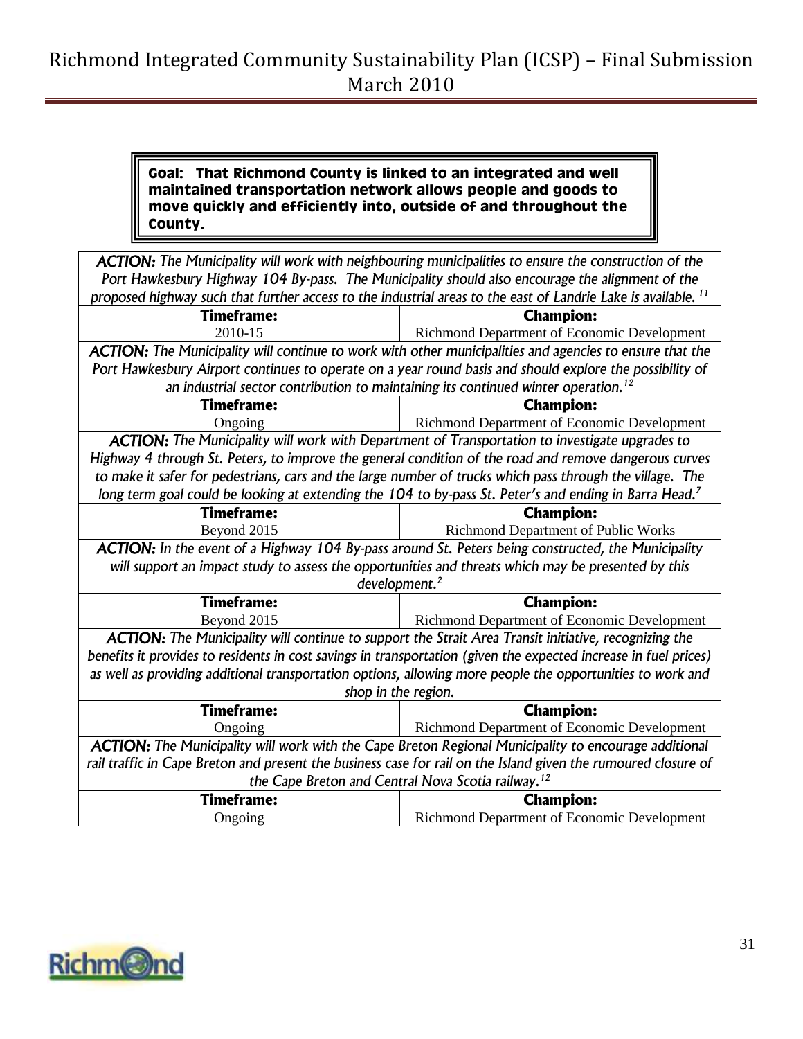**Goal: That Richmond County is linked to an integrated and well maintained transportation network allows people and goods to move quickly and efficiently into, outside of and throughout the County.**

| | |
|---|---|
| ***ACTION:*** *The Municipality will work with neighbouring municipalities to ensure the construction of the Port Hawkesbury Highway 104 By-pass. The Municipality should also encourage the alignment of the proposed highway such that further access to the industrial areas to the east of Landrie Lake is available.* [11] | |
| **Timeframe:** | **Champion:** |
| 2010-15 | Richmond Department of Economic Development |
| ***ACTION:*** *The Municipality will continue to work with other municipalities and agencies to ensure that the Port Hawkesbury Airport continues to operate on a year round basis and should explore the possibility of an industrial sector contribution to maintaining its continued winter operation.* [12] | |
| **Timeframe:** | **Champion:** |
| Ongoing | Richmond Department of Economic Development |
| ***ACTION:*** *The Municipality will work with Department of Transportation to investigate upgrades to Highway 4 through St. Peters, to improve the general condition of the road and remove dangerous curves to make it safer for pedestrians, cars and the large number of trucks which pass through the village. The long term goal could be looking at extending the 104 to by-pass St. Peter's and ending in Barra Head.* [7] | |
| **Timeframe:** | **Champion:** |
| Beyond 2015 | Richmond Department of Public Works |
| ***ACTION:*** *In the event of a Highway 104 By-pass around St. Peters being constructed, the Municipality will support an impact study to assess the opportunities and threats which may be presented by this development.* [2] | |
| **Timeframe:** | **Champion:** |
| Beyond 2015 | Richmond Department of Economic Development |
| ***ACTION:*** *The Municipality will continue to support the Strait Area Transit initiative, recognizing the benefits it provides to residents in cost savings in transportation (given the expected increase in fuel prices) as well as providing additional transportation options, allowing more people the opportunities to work and shop in the region.* | |
| **Timeframe:** | **Champion:** |
| Ongoing | Richmond Department of Economic Development |
| ***ACTION:*** *The Municipality will work with the Cape Breton Regional Municipality to encourage additional rail traffic in Cape Breton and present the business case for rail on the Island given the rumoured closure of the Cape Breton and Central Nova Scotia railway.* [12] | |
| **Timeframe:** | **Champion:** |
| Ongoing | Richmond Department of Economic Development |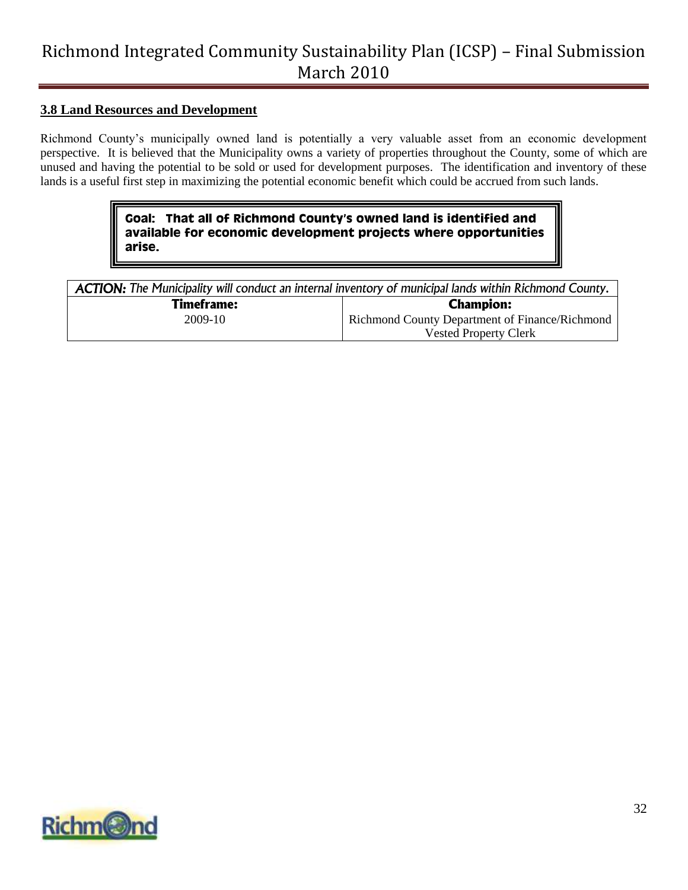### 3.8 Land Resources and Development

Richmond County's municipally owned land is potentially a very valuable asset from an economic development perspective. It is believed that the Municipality owns a variety of properties throughout the County, some of which are unused and having the potential to be sold or used for development purposes. The identification and inventory of these lands is a useful first step in maximizing the potential economic benefit which could be accrued from such lands.

**Goal: That all of Richmond County's owned land is identified and available for economic development projects where opportunities arise.**

| ***ACTION:*** *The Municipality will conduct an internal inventory of municipal lands within Richmond County.* | |
|---|---|
| **Timeframe:** | **Champion:** |
| 2009-10 | Richmond County Department of Finance/Richmond Vested Property Clerk |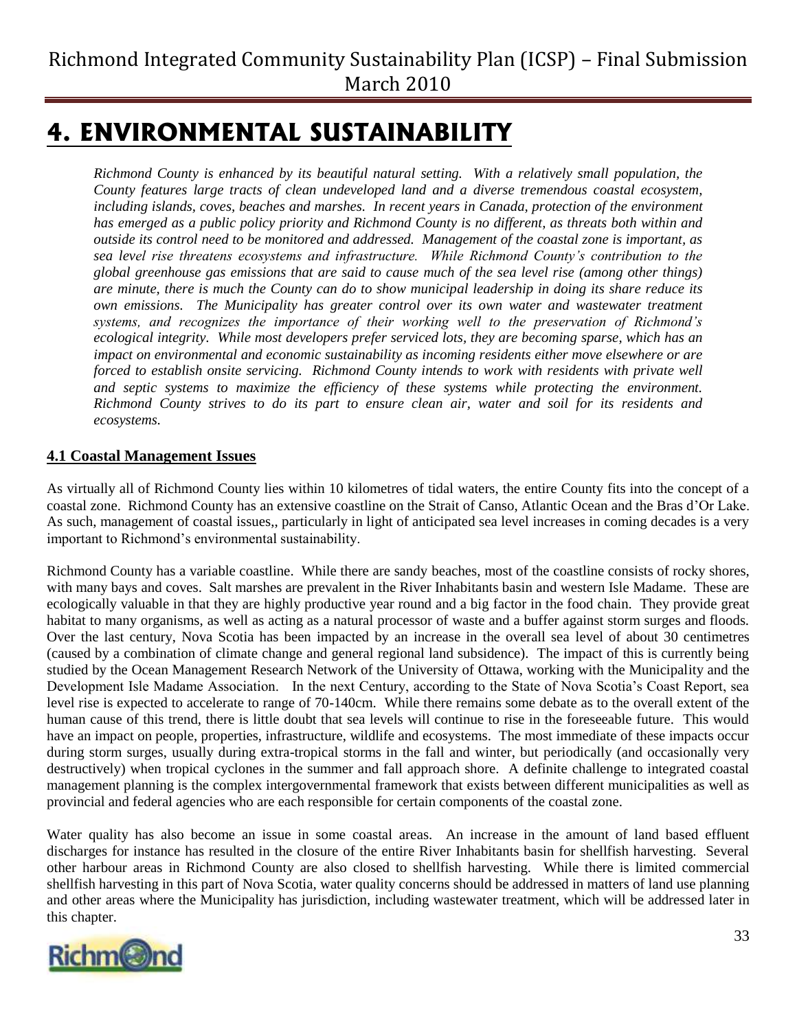# 4. ENVIRONMENTAL SUSTAINABILITY

*Richmond County is enhanced by its beautiful natural setting. With a relatively small population, the County features large tracts of clean undeveloped land and a diverse tremendous coastal ecosystem, including islands, coves, beaches and marshes. In recent years in Canada, protection of the environment has emerged as a public policy priority and Richmond County is no different, as threats both within and outside its control need to be monitored and addressed. Management of the coastal zone is important, as sea level rise threatens ecosystems and infrastructure. While Richmond County's contribution to the global greenhouse gas emissions that are said to cause much of the sea level rise (among other things) are minute, there is much the County can do to show municipal leadership in doing its share reduce its own emissions. The Municipality has greater control over its own water and wastewater treatment systems, and recognizes the importance of their working well to the preservation of Richmond's ecological integrity. While most developers prefer serviced lots, they are becoming sparse, which has an impact on environmental and economic sustainability as incoming residents either move elsewhere or are forced to establish onsite servicing. Richmond County intends to work with residents with private well and septic systems to maximize the efficiency of these systems while protecting the environment. Richmond County strives to do its part to ensure clean air, water and soil for its residents and ecosystems.*

## 4.1 Coastal Management Issues

As virtually all of Richmond County lies within 10 kilometres of tidal waters, the entire County fits into the concept of a coastal zone. Richmond County has an extensive coastline on the Strait of Canso, Atlantic Ocean and the Bras d'Or Lake. As such, management of coastal issues,, particularly in light of anticipated sea level increases in coming decades is a very important to Richmond's environmental sustainability.

Richmond County has a variable coastline. While there are sandy beaches, most of the coastline consists of rocky shores, with many bays and coves. Salt marshes are prevalent in the River Inhabitants basin and western Isle Madame. These are ecologically valuable in that they are highly productive year round and a big factor in the food chain. They provide great habitat to many organisms, as well as acting as a natural processor of waste and a buffer against storm surges and floods. Over the last century, Nova Scotia has been impacted by an increase in the overall sea level of about 30 centimetres (caused by a combination of climate change and general regional land subsidence). The impact of this is currently being studied by the Ocean Management Research Network of the University of Ottawa, working with the Municipality and the Development Isle Madame Association. In the next Century, according to the State of Nova Scotia's Coast Report, sea level rise is expected to accelerate to range of 70-140cm. While there remains some debate as to the overall extent of the human cause of this trend, there is little doubt that sea levels will continue to rise in the foreseeable future. This would have an impact on people, properties, infrastructure, wildlife and ecosystems. The most immediate of these impacts occur during storm surges, usually during extra-tropical storms in the fall and winter, but periodically (and occasionally very destructively) when tropical cyclones in the summer and fall approach shore. A definite challenge to integrated coastal management planning is the complex intergovernmental framework that exists between different municipalities as well as provincial and federal agencies who are each responsible for certain components of the coastal zone.

Water quality has also become an issue in some coastal areas. An increase in the amount of land based effluent discharges for instance has resulted in the closure of the entire River Inhabitants basin for shellfish harvesting. Several other harbour areas in Richmond County are also closed to shellfish harvesting. While there is limited commercial shellfish harvesting in this part of Nova Scotia, water quality concerns should be addressed in matters of land use planning and other areas where the Municipality has jurisdiction, including wastewater treatment, which will be addressed later in this chapter.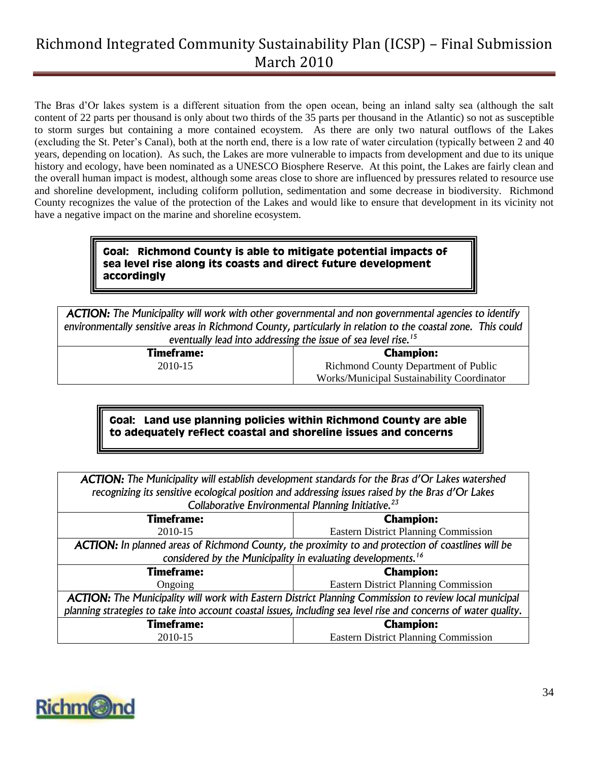The Bras d'Or lakes system is a different situation from the open ocean, being an inland salty sea (although the salt content of 22 parts per thousand is only about two thirds of the 35 parts per thousand in the Atlantic) so not as susceptible to storm surges but containing a more contained ecoystem. As there are only two natural outflows of the Lakes (excluding the St. Peter's Canal), both at the north end, there is a low rate of water circulation (typically between 2 and 40 years, depending on location). As such, the Lakes are more vulnerable to impacts from development and due to its unique history and ecology, have been nominated as a UNESCO Biosphere Reserve. At this point, the Lakes are fairly clean and the overall human impact is modest, although some areas close to shore are influenced by pressures related to resource use and shoreline development, including coliform pollution, sedimentation and some decrease in biodiversity. Richmond County recognizes the value of the protection of the Lakes and would like to ensure that development in its vicinity not have a negative impact on the marine and shoreline ecosystem.

**Goal: Richmond County is able to mitigate potential impacts of sea level rise along its coasts and direct future development accordingly**

| ***ACTION:*** *The Municipality will work with other governmental and non governmental agencies to identify environmentally sensitive areas in Richmond County, particularly in relation to the coastal zone. This could eventually lead into addressing the issue of sea level rise.*[15] | |
|---|---|
| **Timeframe:** | **Champion:** |
| 2010-15 | Richmond County Department of Public Works/Municipal Sustainability Coordinator |

**Goal: Land use planning policies within Richmond County are able to adequately reflect coastal and shoreline issues and concerns**

| ***ACTION:*** *The Municipality will establish development standards for the Bras d'Or Lakes watershed recognizing its sensitive ecological position and addressing issues raised by the Bras d'Or Lakes Collaborative Environmental Planning Initiative.*[23] | |
|---|---|
| **Timeframe:** | **Champion:** |
| 2010-15 | Eastern District Planning Commission |
| ***ACTION:*** *In planned areas of Richmond County, the proximity to and protection of coastlines will be considered by the Municipality in evaluating developments.*[16] | |
| **Timeframe:** | **Champion:** |
| Ongoing | Eastern District Planning Commission |
| ***ACTION:*** *The Municipality will work with Eastern District Planning Commission to review local municipal planning strategies to take into account coastal issues, including sea level rise and concerns of water quality.* | |
| **Timeframe:** | **Champion:** |
| 2010-15 | Eastern District Planning Commission |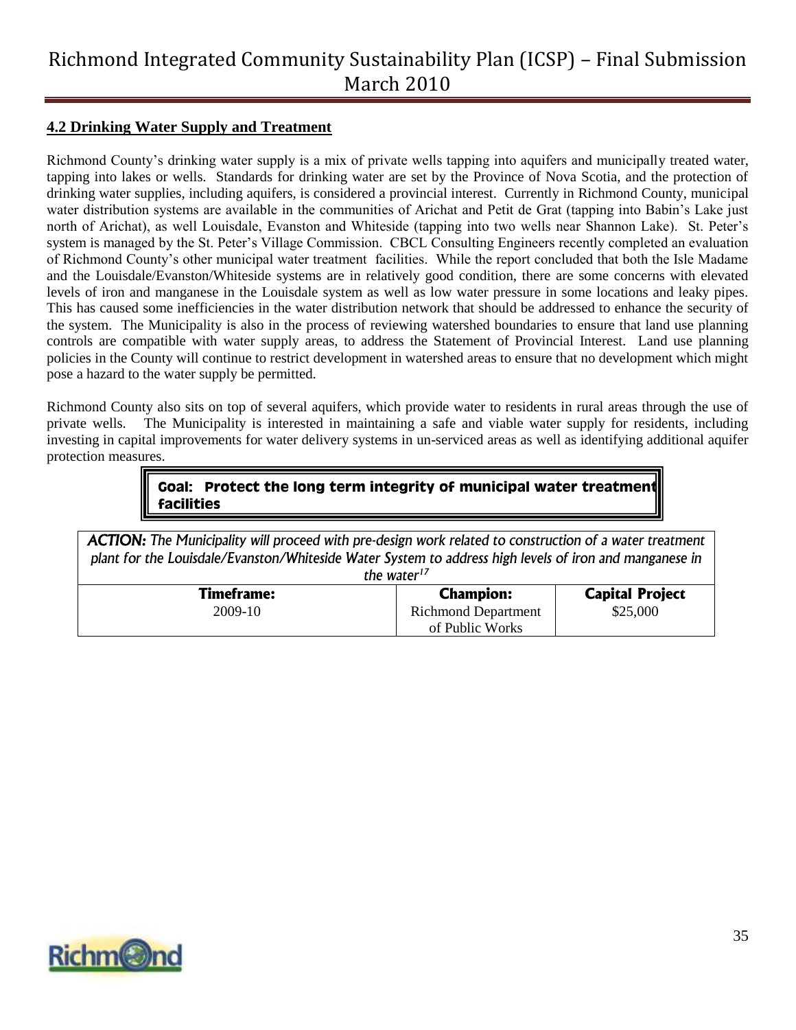## 4.2 Drinking Water Supply and Treatment

Richmond County's drinking water supply is a mix of private wells tapping into aquifers and municipally treated water, tapping into lakes or wells. Standards for drinking water are set by the Province of Nova Scotia, and the protection of drinking water supplies, including aquifers, is considered a provincial interest. Currently in Richmond County, municipal water distribution systems are available in the communities of Arichat and Petit de Grat (tapping into Babin's Lake just north of Arichat), as well Louisdale, Evanston and Whiteside (tapping into two wells near Shannon Lake). St. Peter's system is managed by the St. Peter's Village Commission. CBCL Consulting Engineers recently completed an evaluation of Richmond County's other municipal water treatment facilities. While the report concluded that both the Isle Madame and the Louisdale/Evanston/Whiteside systems are in relatively good condition, there are some concerns with elevated levels of iron and manganese in the Louisdale system as well as low water pressure in some locations and leaky pipes. This has caused some inefficiencies in the water distribution network that should be addressed to enhance the security of the system. The Municipality is also in the process of reviewing watershed boundaries to ensure that land use planning controls are compatible with water supply areas, to address the Statement of Provincial Interest. Land use planning policies in the County will continue to restrict development in watershed areas to ensure that no development which might pose a hazard to the water supply be permitted.

Richmond County also sits on top of several aquifers, which provide water to residents in rural areas through the use of private wells. The Municipality is interested in maintaining a safe and viable water supply for residents, including investing in capital improvements for water delivery systems in un-serviced areas as well as identifying additional aquifer protection measures.

**Goal: Protect the long term integrity of municipal water treatment facilities**

| ***ACTION:*** *The Municipality will proceed with pre-design work related to construction of a water treatment plant for the Louisdale/Evanston/Whiteside Water System to address high levels of iron and manganese in the water*[17] | | |
|---|---|---|
| **Timeframe:** | **Champion:** | **Capital Project** |
| 2009-10 | Richmond Department of Public Works | $25,000 |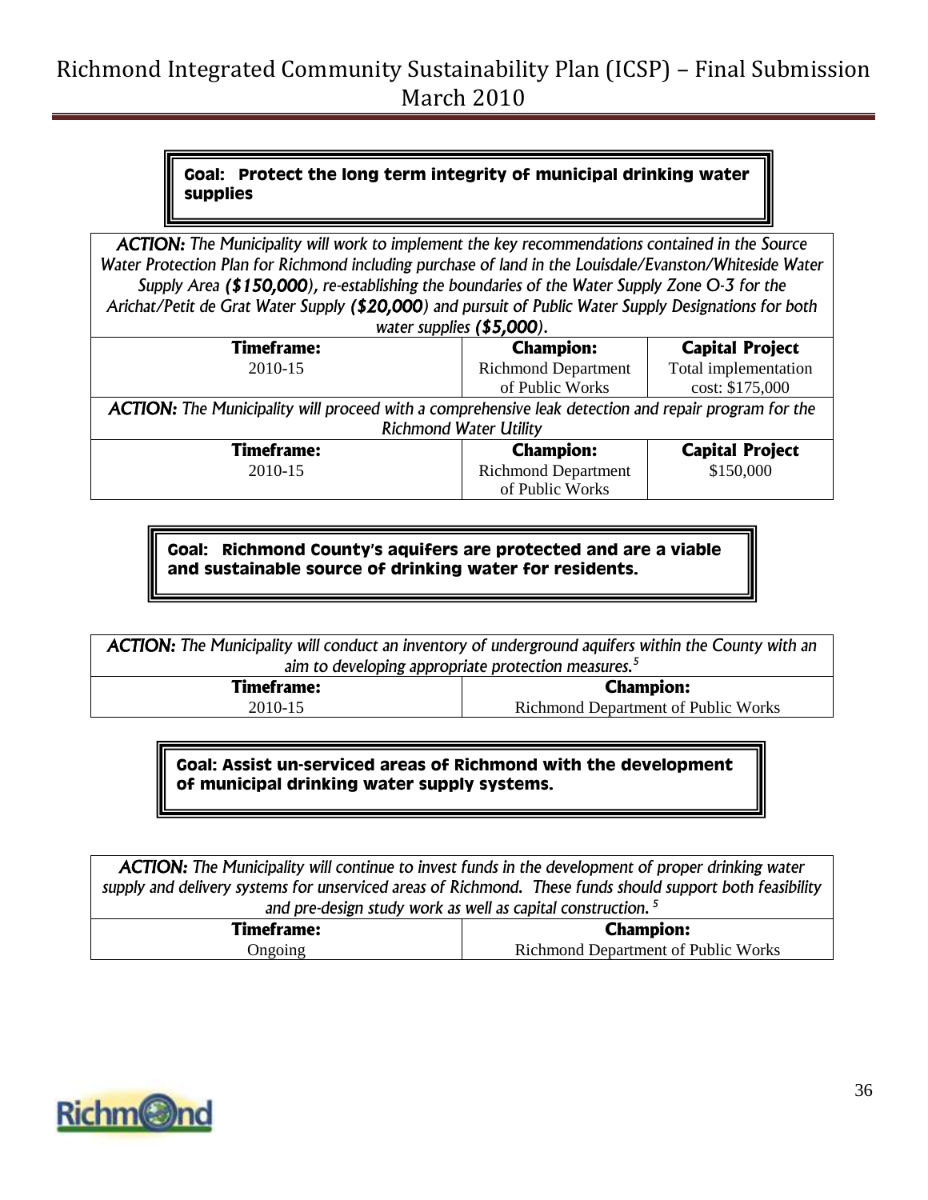**Goal: Protect the long term integrity of municipal drinking water supplies**

| *ACTION: The Municipality will work to implement the key recommendations contained in the Source Water Protection Plan for Richmond including purchase of land in the Louisdale/Evanston/Whiteside Water Supply Area **($150,000)**, re-establishing the boundaries of the Water Supply Zone O-3 for the Arichat/Petit de Grat Water Supply **($20,000)** and pursuit of Public Water Supply Designations for both water supplies **($5,000)**.* | | |
|---|---|---|
| **Timeframe:** | **Champion:** | **Capital Project** |
| 2010-15 | Richmond Department of Public Works | Total implementation cost: $175,000 |

| *ACTION: The Municipality will proceed with a comprehensive leak detection and repair program for the Richmond Water Utility* | | |
|---|---|---|
| **Timeframe:** | **Champion:** | **Capital Project** |
| 2010-15 | Richmond Department of Public Works | $150,000 |

**Goal: Richmond County's aquifers are protected and are a viable and sustainable source of drinking water for residents.**

| *ACTION: The Municipality will conduct an inventory of underground aquifers within the County with an aim to developing appropriate protection measures.[5]* | |
|---|---|
| **Timeframe:** | **Champion:** |
| 2010-15 | Richmond Department of Public Works |

**Goal: Assist un-serviced areas of Richmond with the development of municipal drinking water supply systems.**

| *ACTION: The Municipality will continue to invest funds in the development of proper drinking water supply and delivery systems for unserviced areas of Richmond. These funds should support both feasibility and pre-design study work as well as capital construction.[5]* | |
|---|---|
| **Timeframe:** | **Champion:** |
| Ongoing | Richmond Department of Public Works |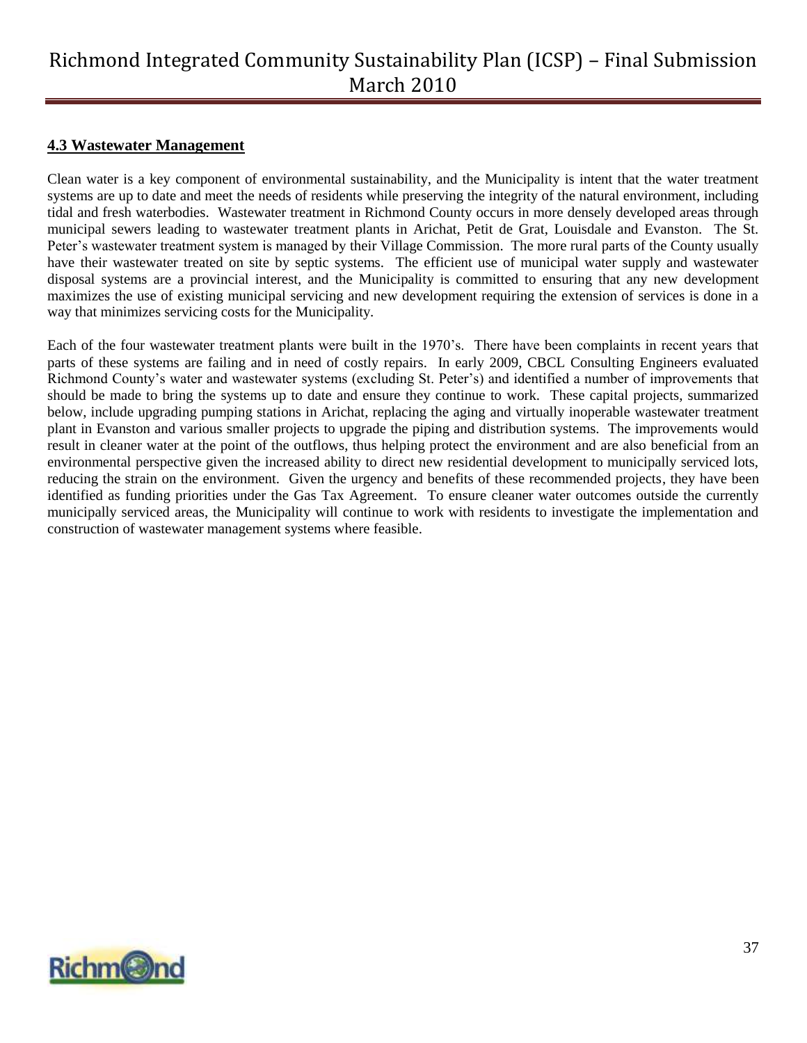### 4.3 Wastewater Management

Clean water is a key component of environmental sustainability, and the Municipality is intent that the water treatment systems are up to date and meet the needs of residents while preserving the integrity of the natural environment, including tidal and fresh waterbodies. Wastewater treatment in Richmond County occurs in more densely developed areas through municipal sewers leading to wastewater treatment plants in Arichat, Petit de Grat, Louisdale and Evanston. The St. Peter's wastewater treatment system is managed by their Village Commission. The more rural parts of the County usually have their wastewater treated on site by septic systems. The efficient use of municipal water supply and wastewater disposal systems are a provincial interest, and the Municipality is committed to ensuring that any new development maximizes the use of existing municipal servicing and new development requiring the extension of services is done in a way that minimizes servicing costs for the Municipality.

Each of the four wastewater treatment plants were built in the 1970's. There have been complaints in recent years that parts of these systems are failing and in need of costly repairs. In early 2009, CBCL Consulting Engineers evaluated Richmond County's water and wastewater systems (excluding St. Peter's) and identified a number of improvements that should be made to bring the systems up to date and ensure they continue to work. These capital projects, summarized below, include upgrading pumping stations in Arichat, replacing the aging and virtually inoperable wastewater treatment plant in Evanston and various smaller projects to upgrade the piping and distribution systems. The improvements would result in cleaner water at the point of the outflows, thus helping protect the environment and are also beneficial from an environmental perspective given the increased ability to direct new residential development to municipally serviced lots, reducing the strain on the environment. Given the urgency and benefits of these recommended projects, they have been identified as funding priorities under the Gas Tax Agreement. To ensure cleaner water outcomes outside the currently municipally serviced areas, the Municipality will continue to work with residents to investigate the implementation and construction of wastewater management systems where feasible.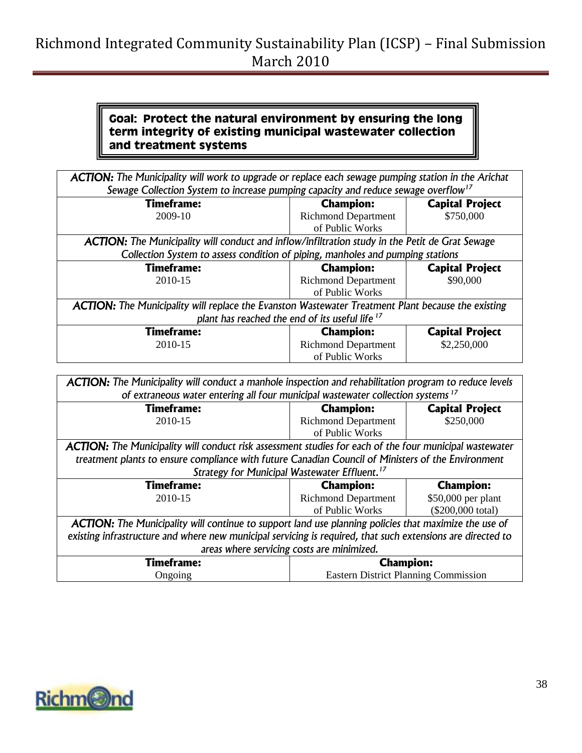**Goal: Protect the natural environment by ensuring the long term integrity of existing municipal wastewater collection and treatment systems**

| ***ACTION:*** *The Municipality will work to upgrade or replace each sewage pumping station in the Arichat Sewage Collection System to increase pumping capacity and reduce sewage overflow*[17] | | |
|---|---|---|
| **Timeframe:** 2009-10 | **Champion:** Richmond Department of Public Works | **Capital Project** $750,000 |
| ***ACTION:*** *The Municipality will conduct and inflow/infiltration study in the Petit de Grat Sewage Collection System to assess condition of piping, manholes and pumping stations* | | |
| **Timeframe:** 2010-15 | **Champion:** Richmond Department of Public Works | **Capital Project** $90,000 |
| ***ACTION:*** *The Municipality will replace the Evanston Wastewater Treatment Plant because the existing plant has reached the end of its useful life* [17] | | |
| **Timeframe:** 2010-15 | **Champion:** Richmond Department of Public Works | **Capital Project** $2,250,000 |

| ***ACTION:*** *The Municipality will conduct a manhole inspection and rehabilitation program to reduce levels of extraneous water entering all four municipal wastewater collection systems* [17] | | |
|---|---|---|
| **Timeframe:** 2010-15 | **Champion:** Richmond Department of Public Works | **Capital Project** $250,000 |
| ***ACTION:*** *The Municipality will conduct risk assessment studies for each of the four municipal wastewater treatment plants to ensure compliance with future Canadian Council of Ministers of the Environment Strategy for Municipal Wastewater Effluent.*[17] | | |
| **Timeframe:** 2010-15 | **Champion:** Richmond Department of Public Works | **Champion:** $50,000 per plant ($200,000 total) |
| ***ACTION:*** *The Municipality will continue to support land use planning policies that maximize the use of existing infrastructure and where new municipal servicing is required, that such extensions are directed to areas where servicing costs are minimized.* | | |
| **Timeframe:** Ongoing | **Champion:** Eastern District Planning Commission | |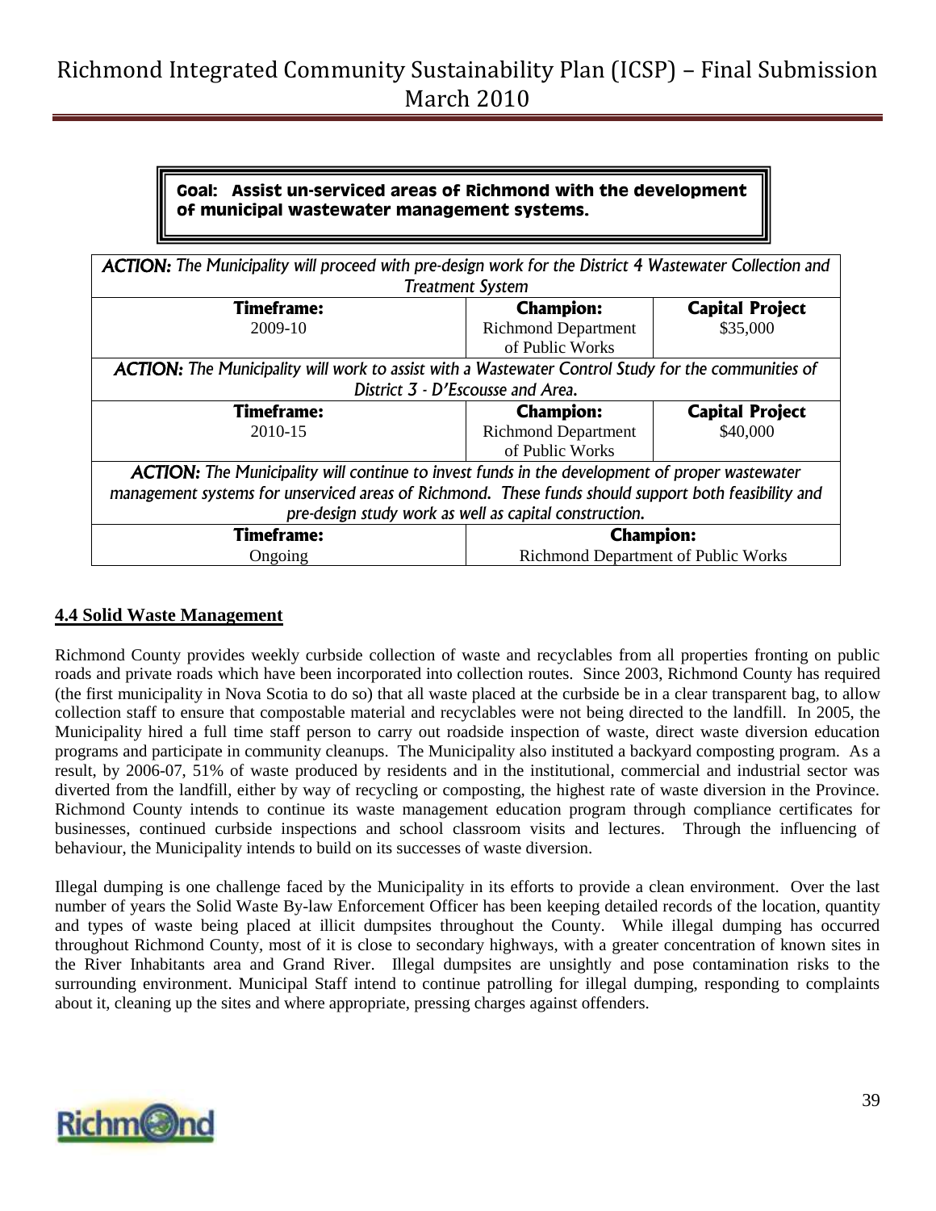**Goal: Assist un-serviced areas of Richmond with the development of municipal wastewater management systems.**

| *ACTION: The Municipality will proceed with pre-design work for the District 4 Wastewater Collection and Treatment System* | | |
|---|---|---|
| **Timeframe:** | **Champion:** | **Capital Project** |
| 2009-10 | Richmond Department of Public Works | $35,000 |
| *ACTION: The Municipality will work to assist with a Wastewater Control Study for the communities of District 3 - D'Escousse and Area.* | | |
| **Timeframe:** | **Champion:** | **Capital Project** |
| 2010-15 | Richmond Department of Public Works | $40,000 |
| *ACTION: The Municipality will continue to invest funds in the development of proper wastewater management systems for unserviced areas of Richmond. These funds should support both feasibility and pre-design study work as well as capital construction.* | | |
| **Timeframe:** | **Champion:** | |
| Ongoing | Richmond Department of Public Works | |

## 4.4 Solid Waste Management

Richmond County provides weekly curbside collection of waste and recyclables from all properties fronting on public roads and private roads which have been incorporated into collection routes. Since 2003, Richmond County has required (the first municipality in Nova Scotia to do so) that all waste placed at the curbside be in a clear transparent bag, to allow collection staff to ensure that compostable material and recyclables were not being directed to the landfill. In 2005, the Municipality hired a full time staff person to carry out roadside inspection of waste, direct waste diversion education programs and participate in community cleanups. The Municipality also instituted a backyard composting program. As a result, by 2006-07, 51% of waste produced by residents and in the institutional, commercial and industrial sector was diverted from the landfill, either by way of recycling or composting, the highest rate of waste diversion in the Province. Richmond County intends to continue its waste management education program through compliance certificates for businesses, continued curbside inspections and school classroom visits and lectures. Through the influencing of behaviour, the Municipality intends to build on its successes of waste diversion.

Illegal dumping is one challenge faced by the Municipality in its efforts to provide a clean environment. Over the last number of years the Solid Waste By-law Enforcement Officer has been keeping detailed records of the location, quantity and types of waste being placed at illicit dumpsites throughout the County. While illegal dumping has occurred throughout Richmond County, most of it is close to secondary highways, with a greater concentration of known sites in the River Inhabitants area and Grand River. Illegal dumpsites are unsightly and pose contamination risks to the surrounding environment. Municipal Staff intend to continue patrolling for illegal dumping, responding to complaints about it, cleaning up the sites and where appropriate, pressing charges against offenders.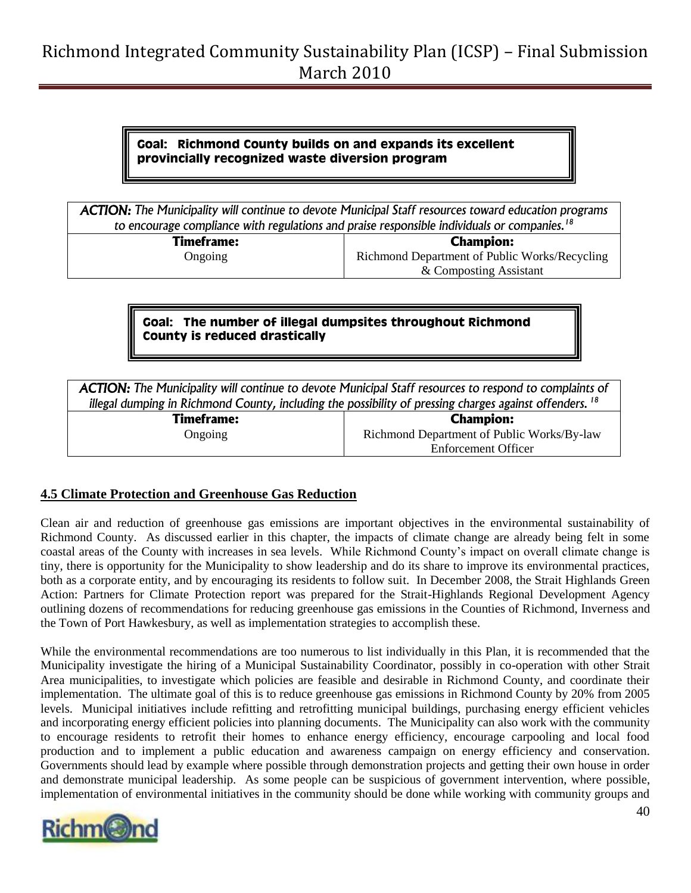**Goal: Richmond County builds on and expands its excellent provincially recognized waste diversion program**

| *ACTION: The Municipality will continue to devote Municipal Staff resources toward education programs to encourage compliance with regulations and praise responsible individuals or companies.*[18] | |
|---|---|
| **Timeframe:** | **Champion:** |
| Ongoing | Richmond Department of Public Works/Recycling & Composting Assistant |

**Goal: The number of illegal dumpsites throughout Richmond County is reduced drastically**

| *ACTION: The Municipality will continue to devote Municipal Staff resources to respond to complaints of illegal dumping in Richmond County, including the possibility of pressing charges against offenders.*[18] | |
|---|---|
| **Timeframe:** | **Champion:** |
| Ongoing | Richmond Department of Public Works/By-law Enforcement Officer |

## 4.5 Climate Protection and Greenhouse Gas Reduction

Clean air and reduction of greenhouse gas emissions are important objectives in the environmental sustainability of Richmond County. As discussed earlier in this chapter, the impacts of climate change are already being felt in some coastal areas of the County with increases in sea levels. While Richmond County's impact on overall climate change is tiny, there is opportunity for the Municipality to show leadership and do its share to improve its environmental practices, both as a corporate entity, and by encouraging its residents to follow suit. In December 2008, the Strait Highlands Green Action: Partners for Climate Protection report was prepared for the Strait-Highlands Regional Development Agency outlining dozens of recommendations for reducing greenhouse gas emissions in the Counties of Richmond, Inverness and the Town of Port Hawkesbury, as well as implementation strategies to accomplish these.

While the environmental recommendations are too numerous to list individually in this Plan, it is recommended that the Municipality investigate the hiring of a Municipal Sustainability Coordinator, possibly in co-operation with other Strait Area municipalities, to investigate which policies are feasible and desirable in Richmond County, and coordinate their implementation. The ultimate goal of this is to reduce greenhouse gas emissions in Richmond County by 20% from 2005 levels. Municipal initiatives include refitting and retrofitting municipal buildings, purchasing energy efficient vehicles and incorporating energy efficient policies into planning documents. The Municipality can also work with the community to encourage residents to retrofit their homes to enhance energy efficiency, encourage carpooling and local food production and to implement a public education and awareness campaign on energy efficiency and conservation. Governments should lead by example where possible through demonstration projects and getting their own house in order and demonstrate municipal leadership. As some people can be suspicious of government intervention, where possible, implementation of environmental initiatives in the community should be done while working with community groups and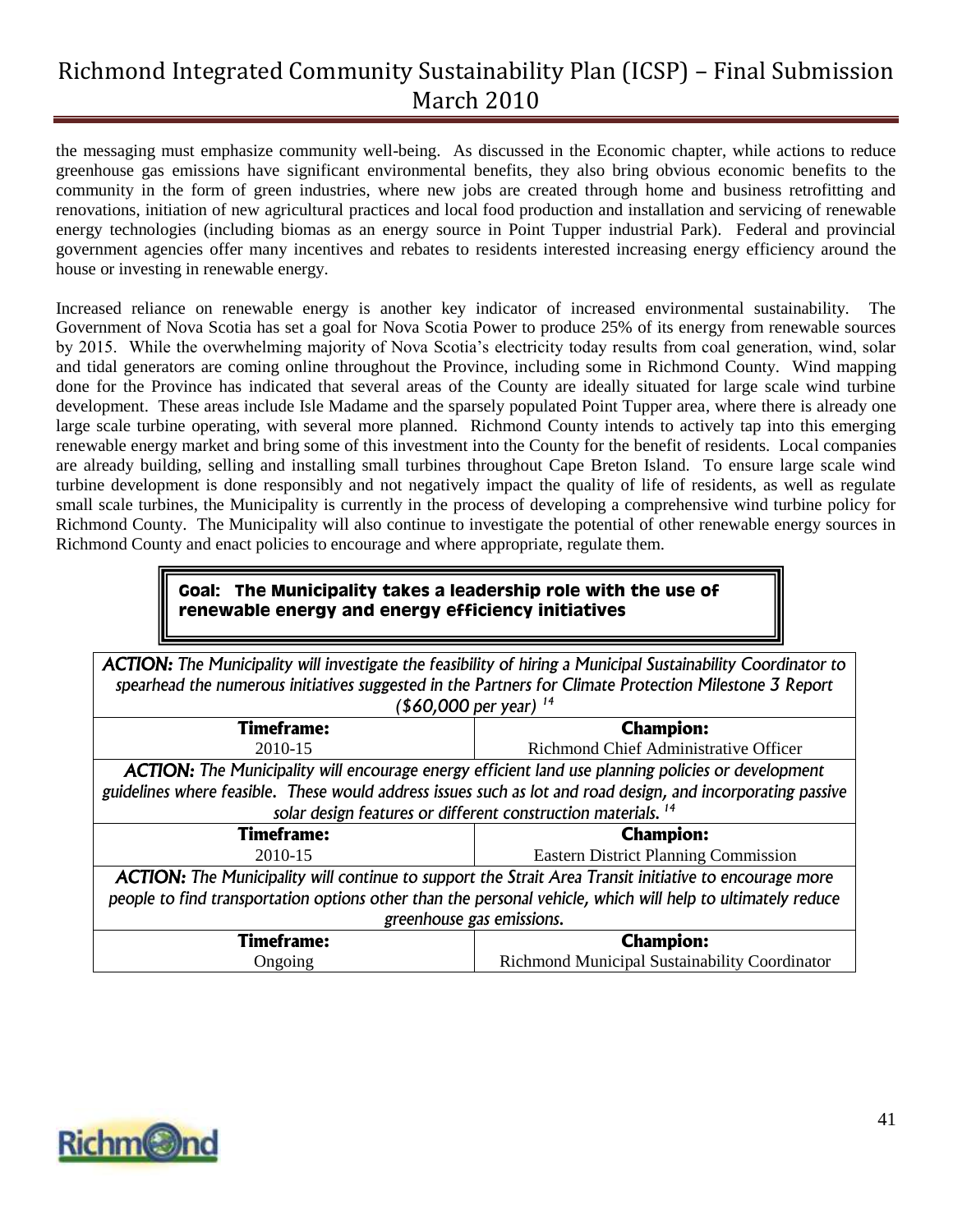the messaging must emphasize community well-being. As discussed in the Economic chapter, while actions to reduce greenhouse gas emissions have significant environmental benefits, they also bring obvious economic benefits to the community in the form of green industries, where new jobs are created through home and business retrofitting and renovations, initiation of new agricultural practices and local food production and installation and servicing of renewable energy technologies (including biomas as an energy source in Point Tupper industrial Park). Federal and provincial government agencies offer many incentives and rebates to residents interested increasing energy efficiency around the house or investing in renewable energy.

Increased reliance on renewable energy is another key indicator of increased environmental sustainability. The Government of Nova Scotia has set a goal for Nova Scotia Power to produce 25% of its energy from renewable sources by 2015. While the overwhelming majority of Nova Scotia's electricity today results from coal generation, wind, solar and tidal generators are coming online throughout the Province, including some in Richmond County. Wind mapping done for the Province has indicated that several areas of the County are ideally situated for large scale wind turbine development. These areas include Isle Madame and the sparsely populated Point Tupper area, where there is already one large scale turbine operating, with several more planned. Richmond County intends to actively tap into this emerging renewable energy market and bring some of this investment into the County for the benefit of residents. Local companies are already building, selling and installing small turbines throughout Cape Breton Island. To ensure large scale wind turbine development is done responsibly and not negatively impact the quality of life of residents, as well as regulate small scale turbines, the Municipality is currently in the process of developing a comprehensive wind turbine policy for Richmond County. The Municipality will also continue to investigate the potential of other renewable energy sources in Richmond County and enact policies to encourage and where appropriate, regulate them.

**Goal: The Municipality takes a leadership role with the use of renewable energy and energy efficiency initiatives**

| ***ACTION:*** *The Municipality will investigate the feasibility of hiring a Municipal Sustainability Coordinator to spearhead the numerous initiatives suggested in the Partners for Climate Protection Milestone 3 Report ($60,000 per year)* [14] | |
|---|---|
| **Timeframe:** | **Champion:** |
| 2010-15 | Richmond Chief Administrative Officer |
| ***ACTION:*** *The Municipality will encourage energy efficient land use planning policies or development guidelines where feasible. These would address issues such as lot and road design, and incorporating passive solar design features or different construction materials.* [14] | |
| **Timeframe:** | **Champion:** |
| 2010-15 | Eastern District Planning Commission |
| ***ACTION:*** *The Municipality will continue to support the Strait Area Transit initiative to encourage more people to find transportation options other than the personal vehicle, which will help to ultimately reduce greenhouse gas emissions.* | |
| **Timeframe:** | **Champion:** |
| Ongoing | Richmond Municipal Sustainability Coordinator |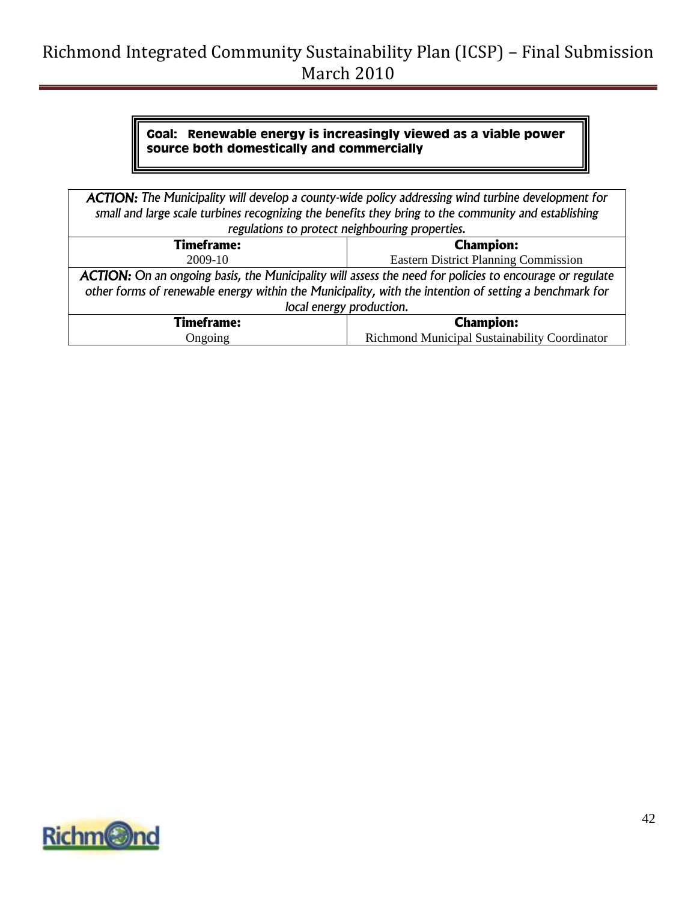**Goal: Renewable energy is increasingly viewed as a viable power source both domestically and commercially**

| ***ACTION:*** *The Municipality will develop a county-wide policy addressing wind turbine development for small and large scale turbines recognizing the benefits they bring to the community and establishing regulations to protect neighbouring properties.* | |
|---|---|
| **Timeframe:** | **Champion:** |
| 2009-10 | Eastern District Planning Commission |
| ***ACTION:*** *On an ongoing basis, the Municipality will assess the need for policies to encourage or regulate other forms of renewable energy within the Municipality, with the intention of setting a benchmark for local energy production.* | |
| **Timeframe:** | **Champion:** |
| Ongoing | Richmond Municipal Sustainability Coordinator |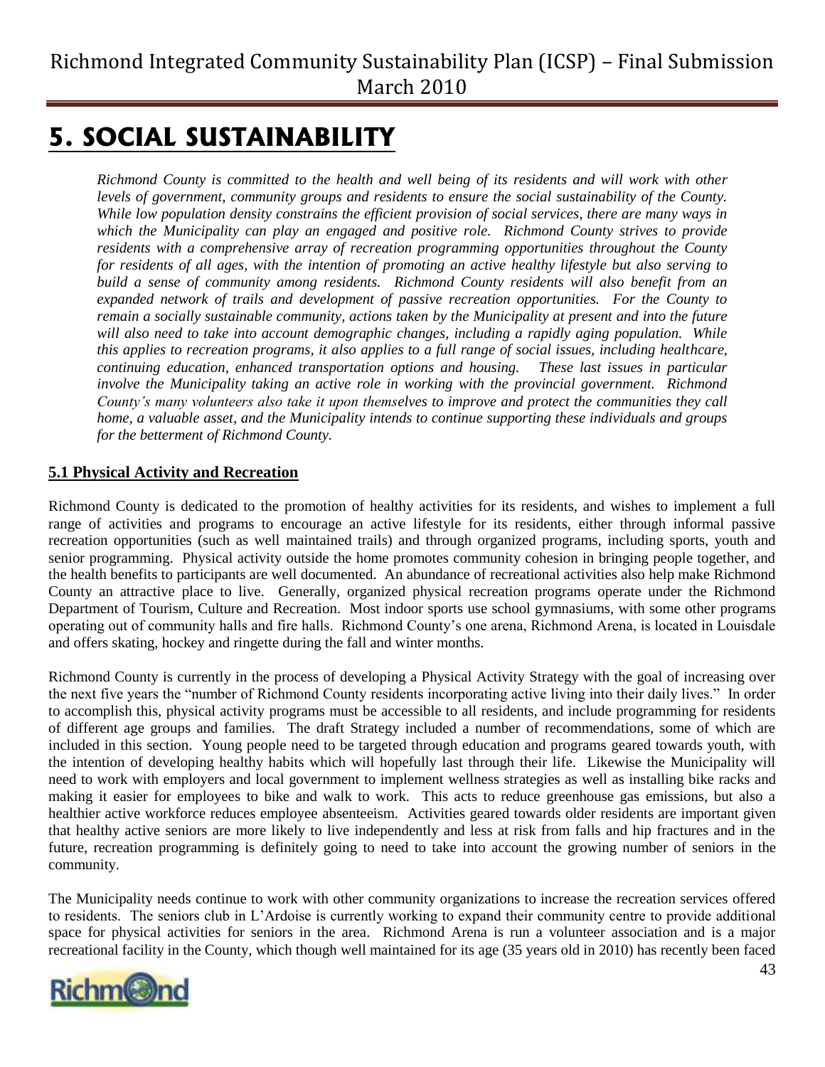# 5. SOCIAL SUSTAINABILITY

*Richmond County is committed to the health and well being of its residents and will work with other levels of government, community groups and residents to ensure the social sustainability of the County. While low population density constrains the efficient provision of social services, there are many ways in which the Municipality can play an engaged and positive role. Richmond County strives to provide residents with a comprehensive array of recreation programming opportunities throughout the County for residents of all ages, with the intention of promoting an active healthy lifestyle but also serving to build a sense of community among residents. Richmond County residents will also benefit from an expanded network of trails and development of passive recreation opportunities. For the County to remain a socially sustainable community, actions taken by the Municipality at present and into the future will also need to take into account demographic changes, including a rapidly aging population. While this applies to recreation programs, it also applies to a full range of social issues, including healthcare, continuing education, enhanced transportation options and housing. These last issues in particular involve the Municipality taking an active role in working with the provincial government. Richmond County's many volunteers also take it upon themselves to improve and protect the communities they call home, a valuable asset, and the Municipality intends to continue supporting these individuals and groups for the betterment of Richmond County.*

## 5.1 Physical Activity and Recreation

Richmond County is dedicated to the promotion of healthy activities for its residents, and wishes to implement a full range of activities and programs to encourage an active lifestyle for its residents, either through informal passive recreation opportunities (such as well maintained trails) and through organized programs, including sports, youth and senior programming. Physical activity outside the home promotes community cohesion in bringing people together, and the health benefits to participants are well documented. An abundance of recreational activities also help make Richmond County an attractive place to live. Generally, organized physical recreation programs operate under the Richmond Department of Tourism, Culture and Recreation. Most indoor sports use school gymnasiums, with some other programs operating out of community halls and fire halls. Richmond County's one arena, Richmond Arena, is located in Louisdale and offers skating, hockey and ringette during the fall and winter months.

Richmond County is currently in the process of developing a Physical Activity Strategy with the goal of increasing over the next five years the "number of Richmond County residents incorporating active living into their daily lives." In order to accomplish this, physical activity programs must be accessible to all residents, and include programming for residents of different age groups and families. The draft Strategy included a number of recommendations, some of which are included in this section. Young people need to be targeted through education and programs geared towards youth, with the intention of developing healthy habits which will hopefully last through their life. Likewise the Municipality will need to work with employers and local government to implement wellness strategies as well as installing bike racks and making it easier for employees to bike and walk to work. This acts to reduce greenhouse gas emissions, but also a healthier active workforce reduces employee absenteeism. Activities geared towards older residents are important given that healthy active seniors are more likely to live independently and less at risk from falls and hip fractures and in the future, recreation programming is definitely going to need to take into account the growing number of seniors in the community.

The Municipality needs continue to work with other community organizations to increase the recreation services offered to residents. The seniors club in L'Ardoise is currently working to expand their community centre to provide additional space for physical activities for seniors in the area. Richmond Arena is run a volunteer association and is a major recreational facility in the County, which though well maintained for its age (35 years old in 2010) has recently been faced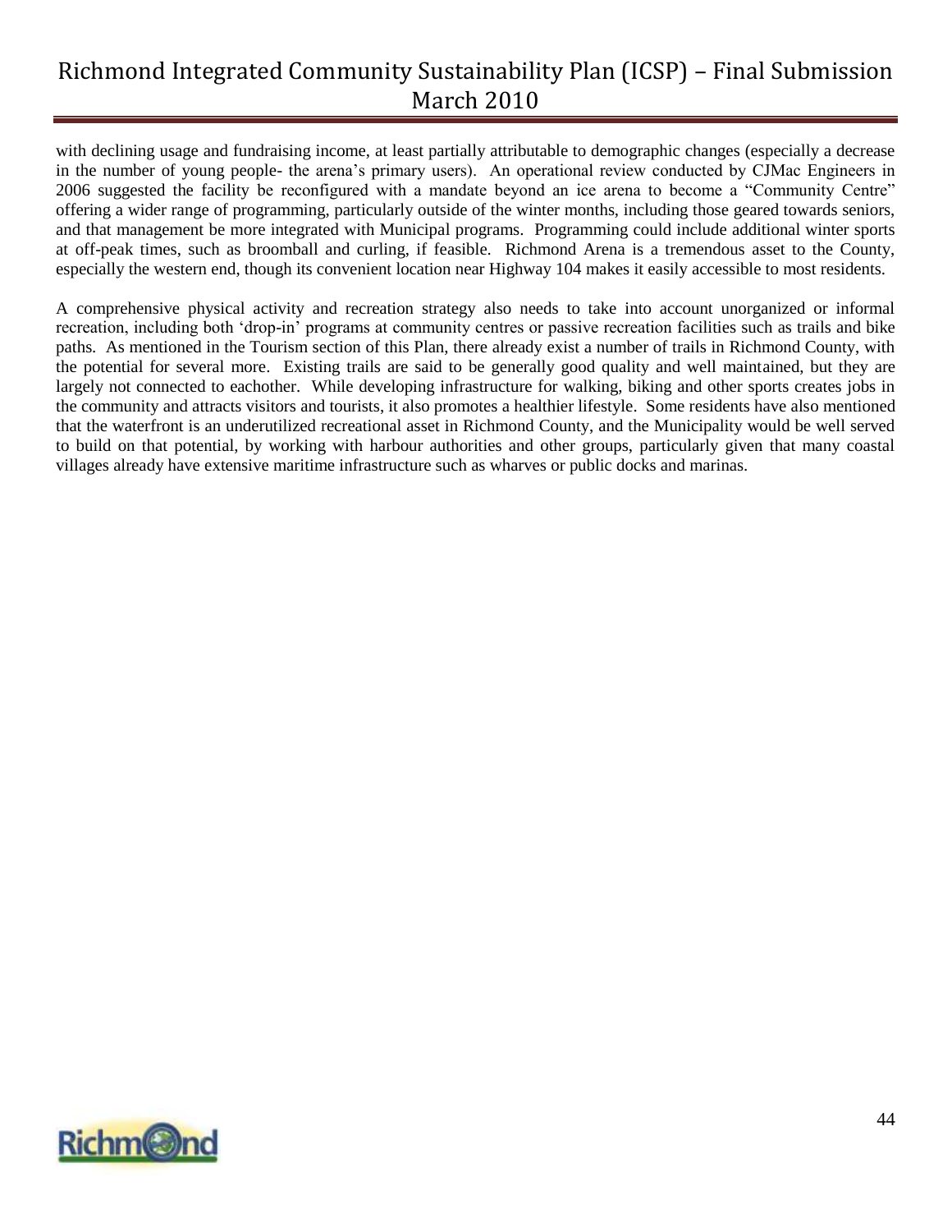with declining usage and fundraising income, at least partially attributable to demographic changes (especially a decrease in the number of young people- the arena's primary users). An operational review conducted by CJMac Engineers in 2006 suggested the facility be reconfigured with a mandate beyond an ice arena to become a "Community Centre" offering a wider range of programming, particularly outside of the winter months, including those geared towards seniors, and that management be more integrated with Municipal programs. Programming could include additional winter sports at off-peak times, such as broomball and curling, if feasible. Richmond Arena is a tremendous asset to the County, especially the western end, though its convenient location near Highway 104 makes it easily accessible to most residents.

A comprehensive physical activity and recreation strategy also needs to take into account unorganized or informal recreation, including both 'drop-in' programs at community centres or passive recreation facilities such as trails and bike paths. As mentioned in the Tourism section of this Plan, there already exist a number of trails in Richmond County, with the potential for several more. Existing trails are said to be generally good quality and well maintained, but they are largely not connected to eachother. While developing infrastructure for walking, biking and other sports creates jobs in the community and attracts visitors and tourists, it also promotes a healthier lifestyle. Some residents have also mentioned that the waterfront is an underutilized recreational asset in Richmond County, and the Municipality would be well served to build on that potential, by working with harbour authorities and other groups, particularly given that many coastal villages already have extensive maritime infrastructure such as wharves or public docks and marinas.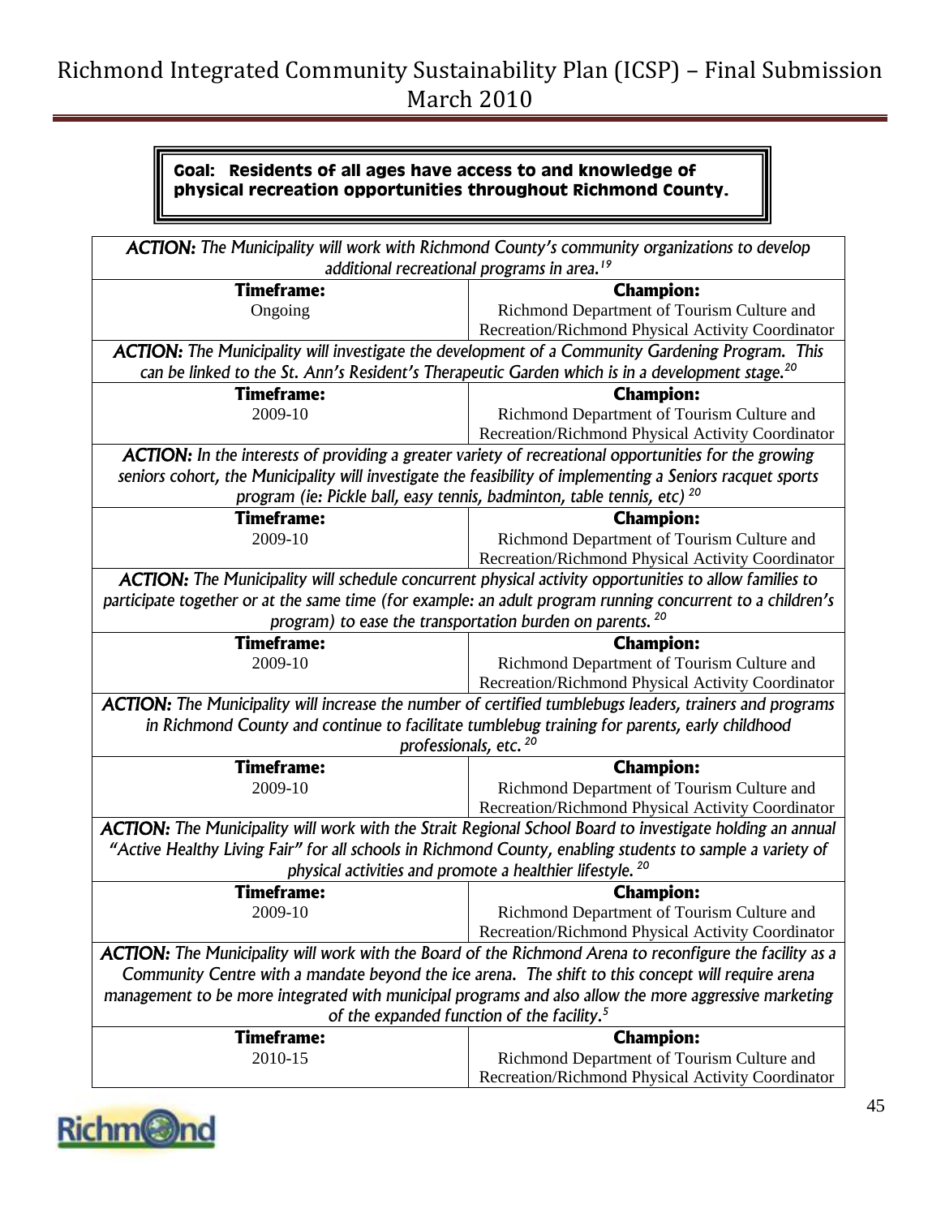**Goal: Residents of all ages have access to and knowledge of physical recreation opportunities throughout Richmond County.**

| ***ACTION:*** *The Municipality will work with Richmond County's community organizations to develop additional recreational programs in area.*[19] | |
|---|---|
| **Timeframe:** | **Champion:** |
| Ongoing | Richmond Department of Tourism Culture and Recreation/Richmond Physical Activity Coordinator |
| ***ACTION:*** *The Municipality will investigate the development of a Community Gardening Program. This can be linked to the St. Ann's Resident's Therapeutic Garden which is in a development stage.*[20] | |
| **Timeframe:** | **Champion:** |
| 2009-10 | Richmond Department of Tourism Culture and Recreation/Richmond Physical Activity Coordinator |
| ***ACTION:*** *In the interests of providing a greater variety of recreational opportunities for the growing seniors cohort, the Municipality will investigate the feasibility of implementing a Seniors racquet sports program (ie: Pickle ball, easy tennis, badminton, table tennis, etc)* [20] | |
| **Timeframe:** | **Champion:** |
| 2009-10 | Richmond Department of Tourism Culture and Recreation/Richmond Physical Activity Coordinator |
| ***ACTION:*** *The Municipality will schedule concurrent physical activity opportunities to allow families to participate together or at the same time (for example: an adult program running concurrent to a children's program) to ease the transportation burden on parents.* [20] | |
| **Timeframe:** | **Champion:** |
| 2009-10 | Richmond Department of Tourism Culture and Recreation/Richmond Physical Activity Coordinator |
| ***ACTION:*** *The Municipality will increase the number of certified tumblebugs leaders, trainers and programs in Richmond County and continue to facilitate tumblebug training for parents, early childhood professionals, etc.* [20] | |
| **Timeframe:** | **Champion:** |
| 2009-10 | Richmond Department of Tourism Culture and Recreation/Richmond Physical Activity Coordinator |
| ***ACTION:*** *The Municipality will work with the Strait Regional School Board to investigate holding an annual "Active Healthy Living Fair" for all schools in Richmond County, enabling students to sample a variety of physical activities and promote a healthier lifestyle.* [20] | |
| **Timeframe:** | **Champion:** |
| 2009-10 | Richmond Department of Tourism Culture and Recreation/Richmond Physical Activity Coordinator |
| ***ACTION:*** *The Municipality will work with the Board of the Richmond Arena to reconfigure the facility as a Community Centre with a mandate beyond the ice arena. The shift to this concept will require arena management to be more integrated with municipal programs and also allow the more aggressive marketing of the expanded function of the facility.*[5] | |
| **Timeframe:** | **Champion:** |
| 2010-15 | Richmond Department of Tourism Culture and Recreation/Richmond Physical Activity Coordinator |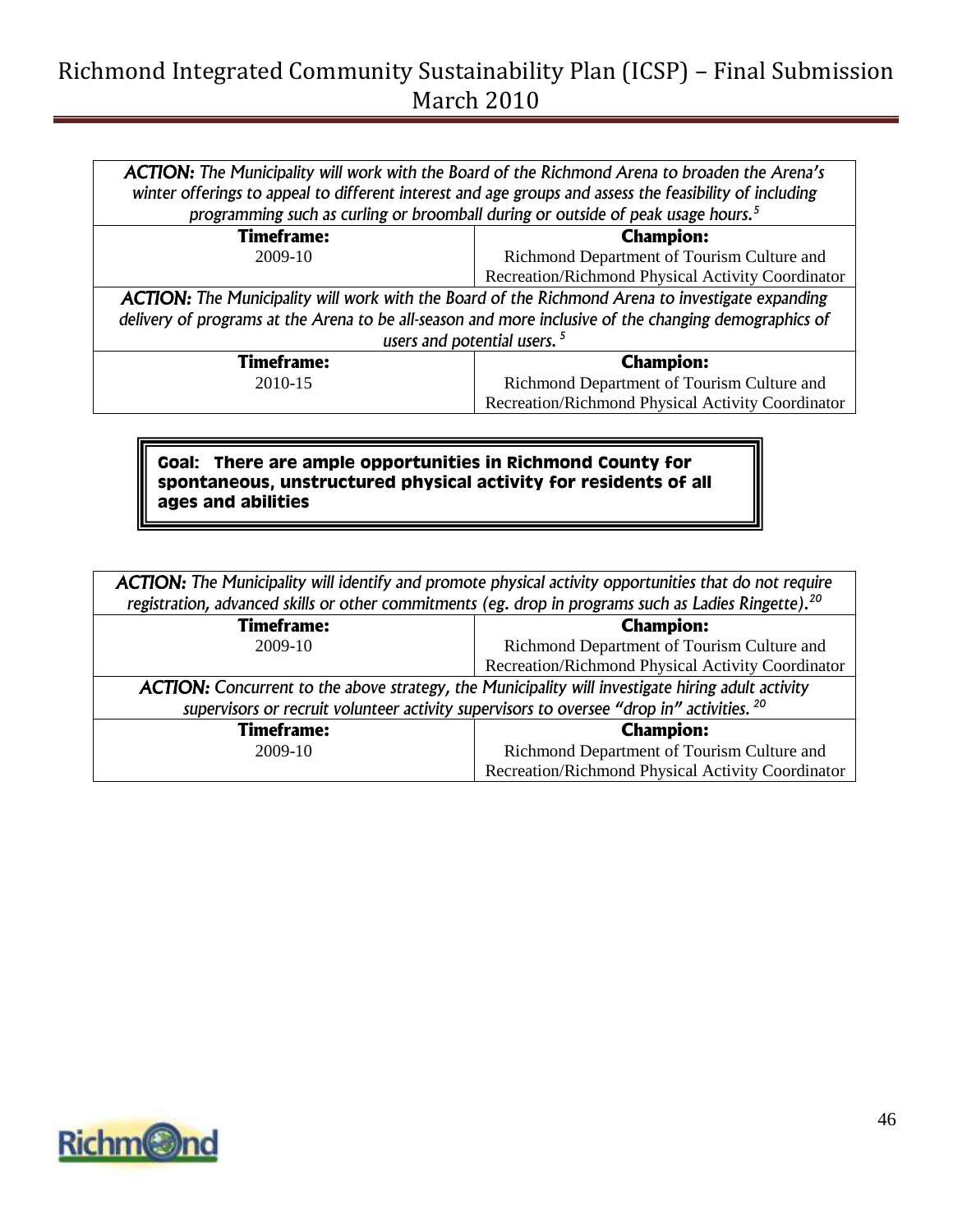| ***ACTION:*** *The Municipality will work with the Board of the Richmond Arena to broaden the Arena's winter offerings to appeal to different interest and age groups and assess the feasibility of including programming such as curling or broomball during or outside of peak usage hours.*[5] | |
|---|---|
| **Timeframe:** | **Champion:** |
| 2009-10 | Richmond Department of Tourism Culture and Recreation/Richmond Physical Activity Coordinator |
| ***ACTION:*** *The Municipality will work with the Board of the Richmond Arena to investigate expanding delivery of programs at the Arena to be all-season and more inclusive of the changing demographics of users and potential users.*[5] | |
| **Timeframe:** | **Champion:** |
| 2010-15 | Richmond Department of Tourism Culture and Recreation/Richmond Physical Activity Coordinator |

**Goal: There are ample opportunities in Richmond County for spontaneous, unstructured physical activity for residents of all ages and abilities**

| ***ACTION:*** *The Municipality will identify and promote physical activity opportunities that do not require registration, advanced skills or other commitments (eg. drop in programs such as Ladies Ringette).*[20] | |
|---|---|
| **Timeframe:** | **Champion:** |
| 2009-10 | Richmond Department of Tourism Culture and Recreation/Richmond Physical Activity Coordinator |
| ***ACTION:*** *Concurrent to the above strategy, the Municipality will investigate hiring adult activity supervisors or recruit volunteer activity supervisors to oversee "drop in" activities.*[20] | |
| **Timeframe:** | **Champion:** |
| 2009-10 | Richmond Department of Tourism Culture and Recreation/Richmond Physical Activity Coordinator |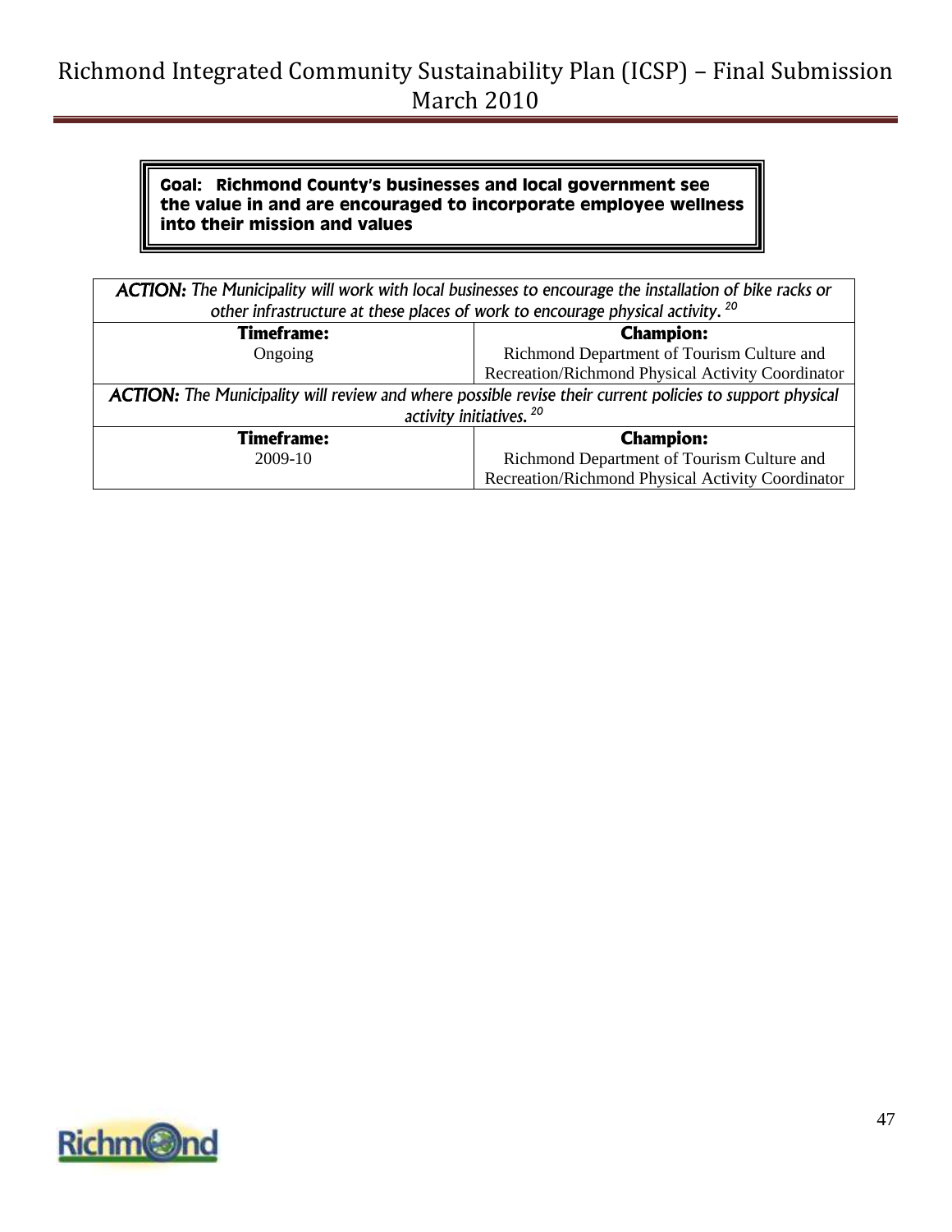**Goal: Richmond County's businesses and local government see the value in and are encouraged to incorporate employee wellness into their mission and values**

| ***ACTION:*** *The Municipality will work with local businesses to encourage the installation of bike racks or other infrastructure at these places of work to encourage physical activity.* [20] | |
|---|---|
| **Timeframe:** | **Champion:** |
| Ongoing | Richmond Department of Tourism Culture and Recreation/Richmond Physical Activity Coordinator |
| ***ACTION:*** *The Municipality will review and where possible revise their current policies to support physical activity initiatives.* [20] | |
| **Timeframe:** | **Champion:** |
| 2009-10 | Richmond Department of Tourism Culture and Recreation/Richmond Physical Activity Coordinator |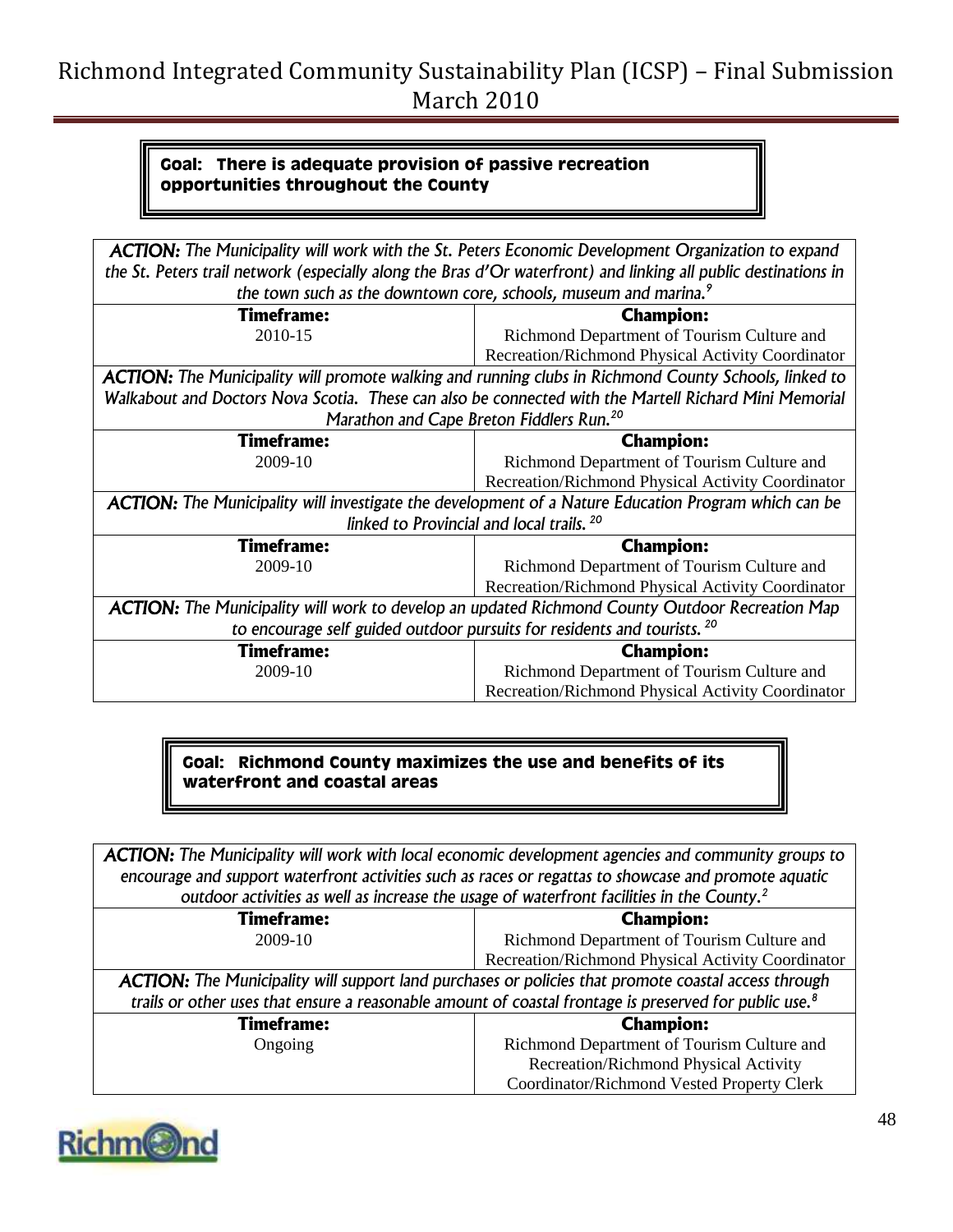**Goal: There is adequate provision of passive recreation opportunities throughout the County**

| ***ACTION:*** *The Municipality will work with the St. Peters Economic Development Organization to expand the St. Peters trail network (especially along the Bras d'Or waterfront) and linking all public destinations in the town such as the downtown core, schools, museum and marina.*[9] | |
|---|---|
| **Timeframe:** | **Champion:** |
| 2010-15 | Richmond Department of Tourism Culture and Recreation/Richmond Physical Activity Coordinator |
| ***ACTION:*** *The Municipality will promote walking and running clubs in Richmond County Schools, linked to Walkabout and Doctors Nova Scotia. These can also be connected with the Martell Richard Mini Memorial Marathon and Cape Breton Fiddlers Run.*[20] | |
| **Timeframe:** | **Champion:** |
| 2009-10 | Richmond Department of Tourism Culture and Recreation/Richmond Physical Activity Coordinator |
| ***ACTION:*** *The Municipality will investigate the development of a Nature Education Program which can be linked to Provincial and local trails.*[20] | |
| **Timeframe:** | **Champion:** |
| 2009-10 | Richmond Department of Tourism Culture and Recreation/Richmond Physical Activity Coordinator |
| ***ACTION:*** *The Municipality will work to develop an updated Richmond County Outdoor Recreation Map to encourage self guided outdoor pursuits for residents and tourists.*[20] | |
| **Timeframe:** | **Champion:** |
| 2009-10 | Richmond Department of Tourism Culture and Recreation/Richmond Physical Activity Coordinator |

**Goal: Richmond County maximizes the use and benefits of its waterfront and coastal areas**

| ***ACTION:*** *The Municipality will work with local economic development agencies and community groups to encourage and support waterfront activities such as races or regattas to showcase and promote aquatic outdoor activities as well as increase the usage of waterfront facilities in the County.*[2] | |
|---|---|
| **Timeframe:** | **Champion:** |
| 2009-10 | Richmond Department of Tourism Culture and Recreation/Richmond Physical Activity Coordinator |
| ***ACTION:*** *The Municipality will support land purchases or policies that promote coastal access through trails or other uses that ensure a reasonable amount of coastal frontage is preserved for public use.*[8] | |
| **Timeframe:** | **Champion:** |
| Ongoing | Richmond Department of Tourism Culture and Recreation/Richmond Physical Activity Coordinator/Richmond Vested Property Clerk |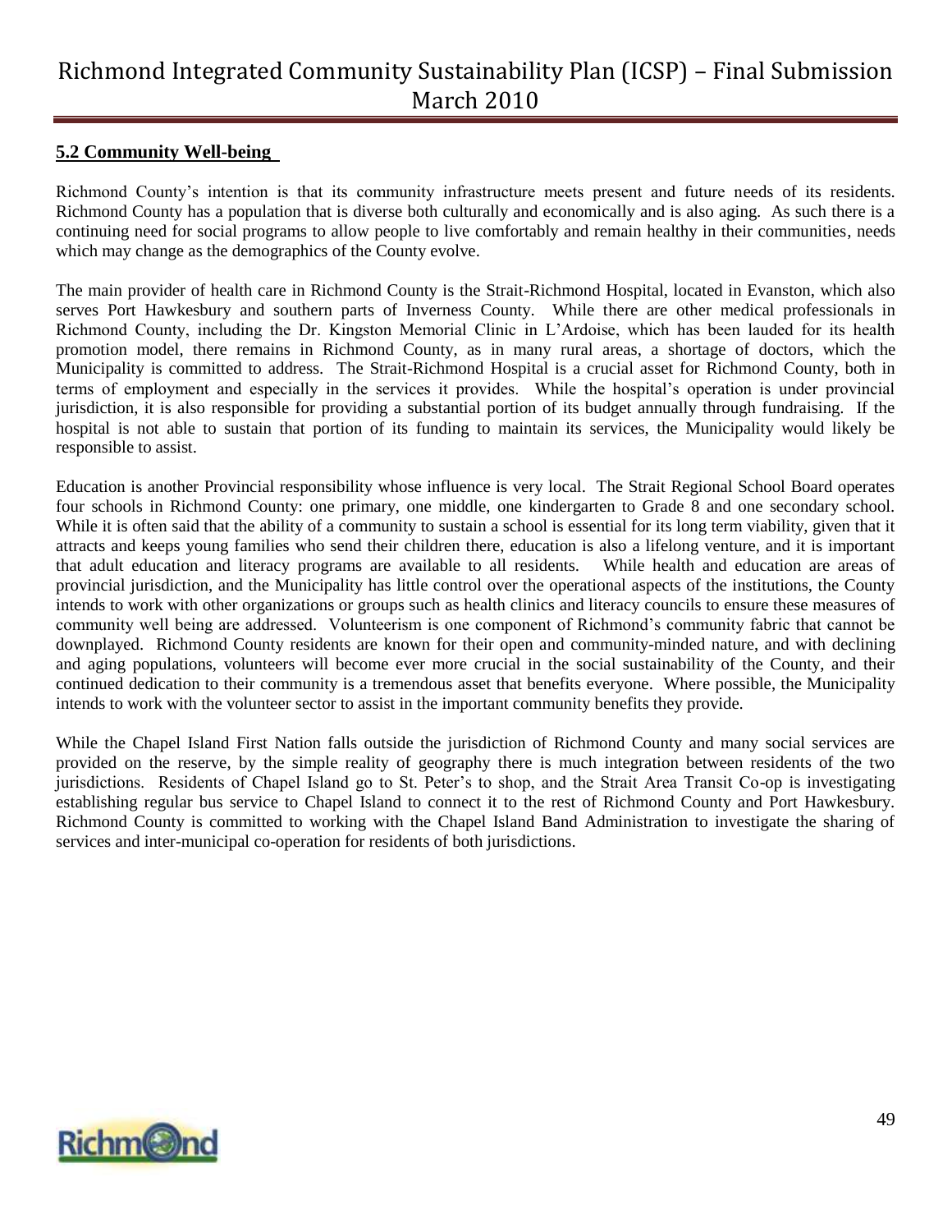## 5.2 Community Well-being

Richmond County's intention is that its community infrastructure meets present and future needs of its residents. Richmond County has a population that is diverse both culturally and economically and is also aging. As such there is a continuing need for social programs to allow people to live comfortably and remain healthy in their communities, needs which may change as the demographics of the County evolve.

The main provider of health care in Richmond County is the Strait-Richmond Hospital, located in Evanston, which also serves Port Hawkesbury and southern parts of Inverness County. While there are other medical professionals in Richmond County, including the Dr. Kingston Memorial Clinic in L'Ardoise, which has been lauded for its health promotion model, there remains in Richmond County, as in many rural areas, a shortage of doctors, which the Municipality is committed to address. The Strait-Richmond Hospital is a crucial asset for Richmond County, both in terms of employment and especially in the services it provides. While the hospital's operation is under provincial jurisdiction, it is also responsible for providing a substantial portion of its budget annually through fundraising. If the hospital is not able to sustain that portion of its funding to maintain its services, the Municipality would likely be responsible to assist.

Education is another Provincial responsibility whose influence is very local. The Strait Regional School Board operates four schools in Richmond County: one primary, one middle, one kindergarten to Grade 8 and one secondary school. While it is often said that the ability of a community to sustain a school is essential for its long term viability, given that it attracts and keeps young families who send their children there, education is also a lifelong venture, and it is important that adult education and literacy programs are available to all residents. While health and education are areas of provincial jurisdiction, and the Municipality has little control over the operational aspects of the institutions, the County intends to work with other organizations or groups such as health clinics and literacy councils to ensure these measures of community well being are addressed. Volunteerism is one component of Richmond's community fabric that cannot be downplayed. Richmond County residents are known for their open and community-minded nature, and with declining and aging populations, volunteers will become ever more crucial in the social sustainability of the County, and their continued dedication to their community is a tremendous asset that benefits everyone. Where possible, the Municipality intends to work with the volunteer sector to assist in the important community benefits they provide.

While the Chapel Island First Nation falls outside the jurisdiction of Richmond County and many social services are provided on the reserve, by the simple reality of geography there is much integration between residents of the two jurisdictions. Residents of Chapel Island go to St. Peter's to shop, and the Strait Area Transit Co-op is investigating establishing regular bus service to Chapel Island to connect it to the rest of Richmond County and Port Hawkesbury. Richmond County is committed to working with the Chapel Island Band Administration to investigate the sharing of services and inter-municipal co-operation for residents of both jurisdictions.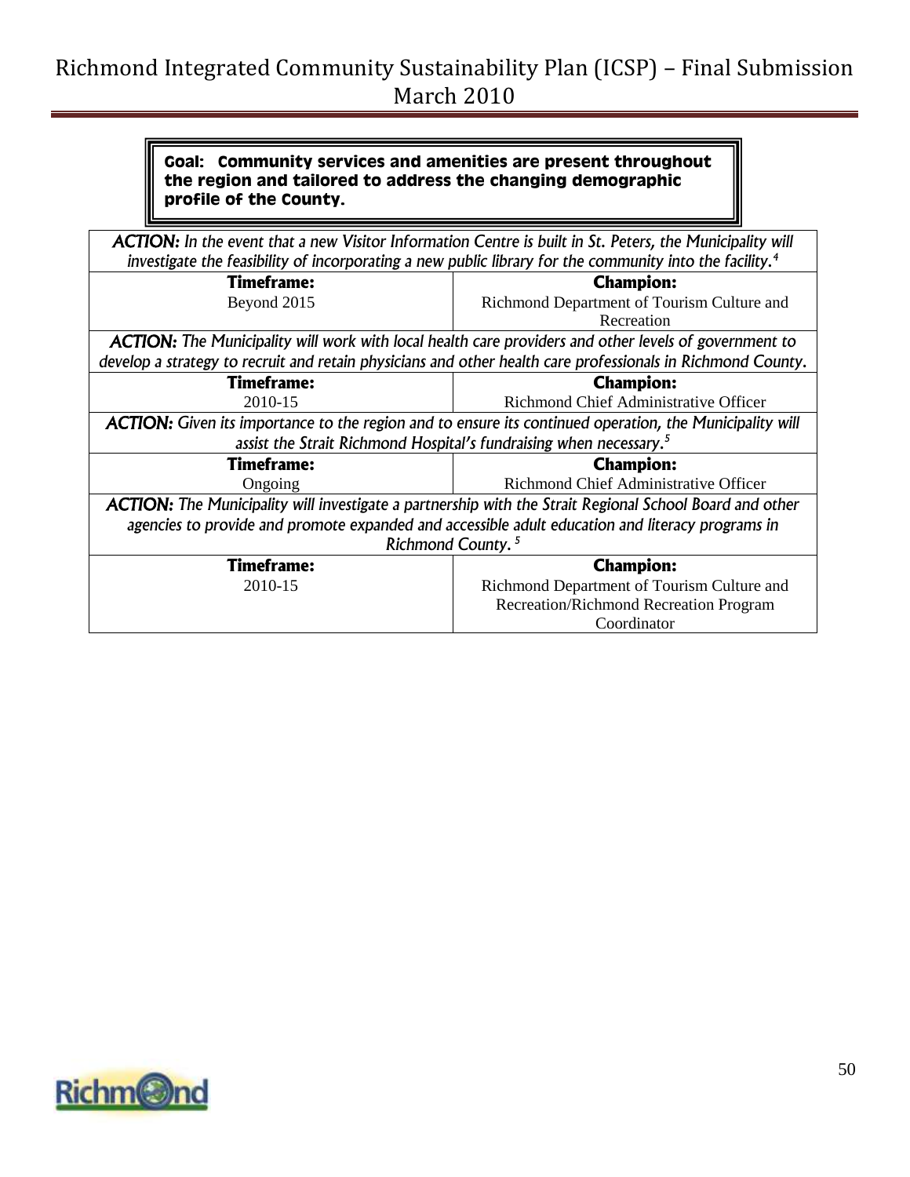**Goal: Community services and amenities are present throughout the region and tailored to address the changing demographic profile of the County.**

| ***ACTION:*** *In the event that a new Visitor Information Centre is built in St. Peters, the Municipality will investigate the feasibility of incorporating a new public library for the community into the facility.*[4] | |
|---|---|
| **Timeframe:** Beyond 2015 | **Champion:** Richmond Department of Tourism Culture and Recreation |
| ***ACTION:*** *The Municipality will work with local health care providers and other levels of government to develop a strategy to recruit and retain physicians and other health care professionals in Richmond County.* | |
| **Timeframe:** 2010-15 | **Champion:** Richmond Chief Administrative Officer |
| ***ACTION:*** *Given its importance to the region and to ensure its continued operation, the Municipality will assist the Strait Richmond Hospital's fundraising when necessary.*[5] | |
| **Timeframe:** Ongoing | **Champion:** Richmond Chief Administrative Officer |
| ***ACTION:*** *The Municipality will investigate a partnership with the Strait Regional School Board and other agencies to provide and promote expanded and accessible adult education and literacy programs in Richmond County.*[5] | |
| **Timeframe:** 2010-15 | **Champion:** Richmond Department of Tourism Culture and Recreation/Richmond Recreation Program Coordinator |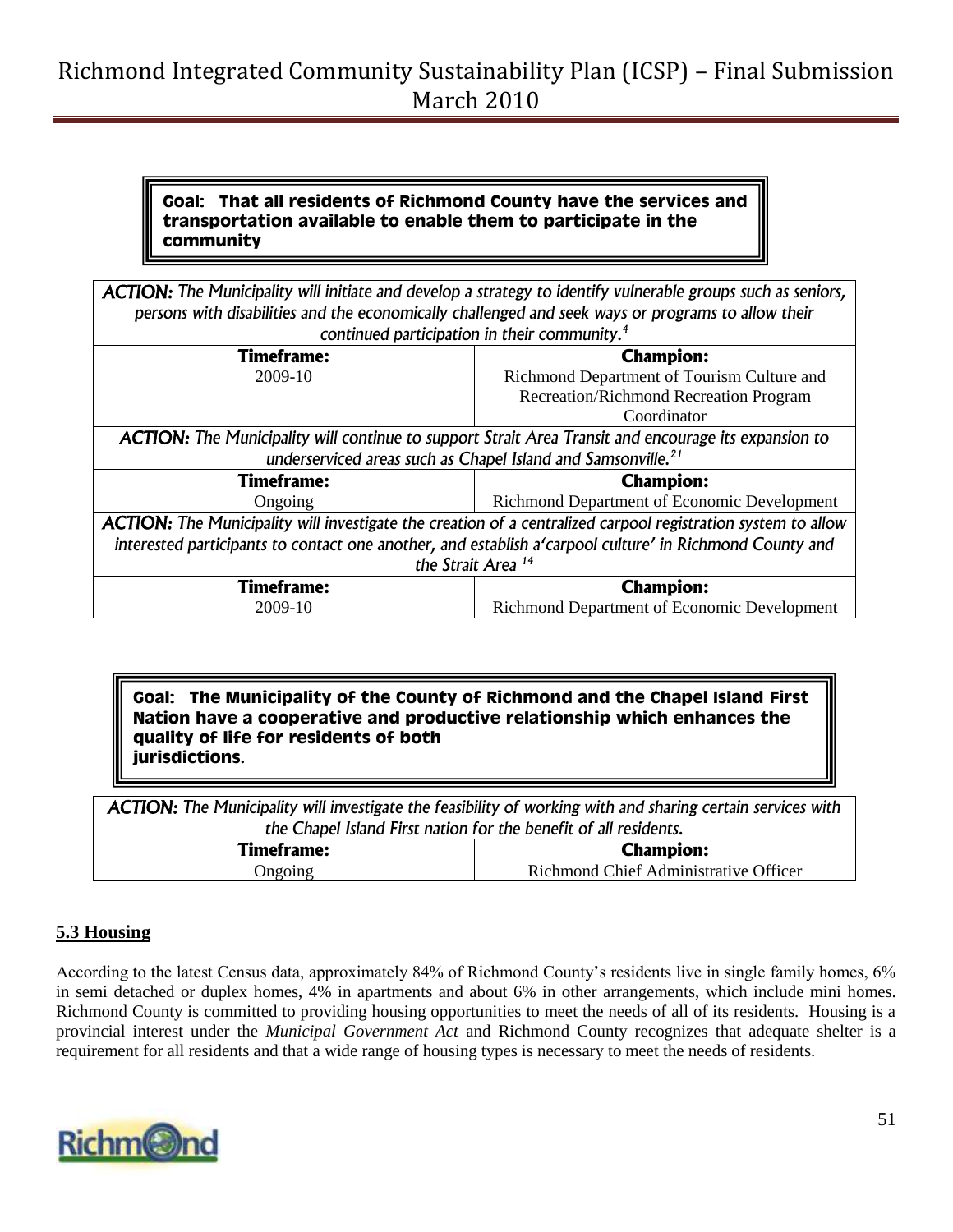**Goal: That all residents of Richmond County have the services and transportation available to enable them to participate in the community**

| *ACTION: The Municipality will initiate and develop a strategy to identify vulnerable groups such as seniors, persons with disabilities and the economically challenged and seek ways or programs to allow their continued participation in their community.*[4] | |
|---|---|
| **Timeframe:** | **Champion:** |
| 2009-10 | Richmond Department of Tourism Culture and Recreation/Richmond Recreation Program Coordinator |
| *ACTION: The Municipality will continue to support Strait Area Transit and encourage its expansion to underserviced areas such as Chapel Island and Samsonville.*[21] | |
| **Timeframe:** | **Champion:** |
| Ongoing | Richmond Department of Economic Development |
| *ACTION: The Municipality will investigate the creation of a centralized carpool registration system to allow interested participants to contact one another, and establish a'carpool culture' in Richmond County and the Strait Area* [14] | |
| **Timeframe:** | **Champion:** |
| 2009-10 | Richmond Department of Economic Development |

**Goal: The Municipality of the County of Richmond and the Chapel Island First Nation have a cooperative and productive relationship which enhances the quality of life for residents of both jurisdictions.**

| *ACTION: The Municipality will investigate the feasibility of working with and sharing certain services with the Chapel Island First nation for the benefit of all residents.* | |
|---|---|
| **Timeframe:** | **Champion:** |
| Ongoing | Richmond Chief Administrative Officer |

## 5.3 Housing

According to the latest Census data, approximately 84% of Richmond County's residents live in single family homes, 6% in semi detached or duplex homes, 4% in apartments and about 6% in other arrangements, which include mini homes. Richmond County is committed to providing housing opportunities to meet the needs of all of its residents. Housing is a provincial interest under the *Municipal Government Act* and Richmond County recognizes that adequate shelter is a requirement for all residents and that a wide range of housing types is necessary to meet the needs of residents.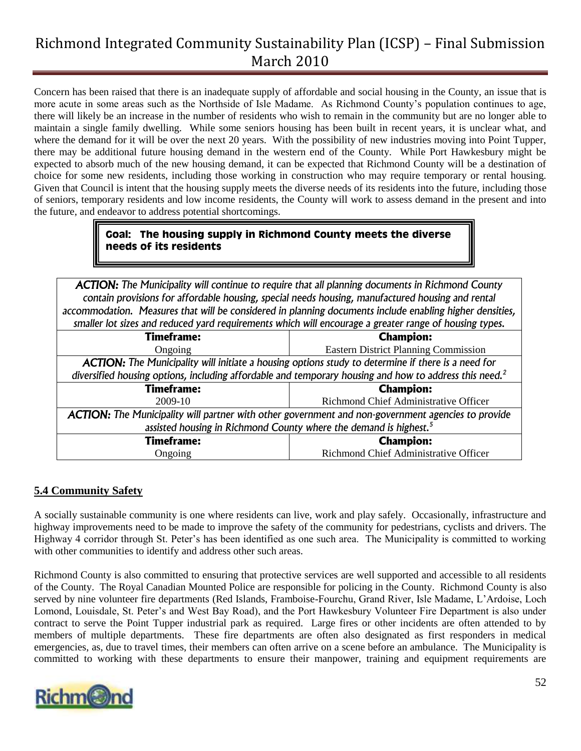Concern has been raised that there is an inadequate supply of affordable and social housing in the County, an issue that is more acute in some areas such as the Northside of Isle Madame. As Richmond County's population continues to age, there will likely be an increase in the number of residents who wish to remain in the community but are no longer able to maintain a single family dwelling. While some seniors housing has been built in recent years, it is unclear what, and where the demand for it will be over the next 20 years. With the possibility of new industries moving into Point Tupper, there may be additional future housing demand in the western end of the County. While Port Hawkesbury might be expected to absorb much of the new housing demand, it can be expected that Richmond County will be a destination of choice for some new residents, including those working in construction who may require temporary or rental housing. Given that Council is intent that the housing supply meets the diverse needs of its residents into the future, including those of seniors, temporary residents and low income residents, the County will work to assess demand in the present and into the future, and endeavor to address potential shortcomings.

**Goal: The housing supply in Richmond County meets the diverse needs of its residents**

| ***ACTION:*** *The Municipality will continue to require that all planning documents in Richmond County contain provisions for affordable housing, special needs housing, manufactured housing and rental accommodation. Measures that will be considered in planning documents include enabling higher densities, smaller lot sizes and reduced yard requirements which will encourage a greater range of housing types.* | |
|---|---|
| **Timeframe:** | **Champion:** |
| Ongoing | Eastern District Planning Commission |
| ***ACTION:*** *The Municipality will initiate a housing options study to determine if there is a need for diversified housing options, including affordable and temporary housing and how to address this need.*[2] | |
| **Timeframe:** | **Champion:** |
| 2009-10 | Richmond Chief Administrative Officer |
| ***ACTION:*** *The Municipality will partner with other government and non-government agencies to provide assisted housing in Richmond County where the demand is highest.*[5] | |
| **Timeframe:** | **Champion:** |
| Ongoing | Richmond Chief Administrative Officer |

## 5.4 Community Safety

A socially sustainable community is one where residents can live, work and play safely. Occasionally, infrastructure and highway improvements need to be made to improve the safety of the community for pedestrians, cyclists and drivers. The Highway 4 corridor through St. Peter's has been identified as one such area. The Municipality is committed to working with other communities to identify and address other such areas.

Richmond County is also committed to ensuring that protective services are well supported and accessible to all residents of the County. The Royal Canadian Mounted Police are responsible for policing in the County. Richmond County is also served by nine volunteer fire departments (Red Islands, Framboise-Fourchu, Grand River, Isle Madame, L'Ardoise, Loch Lomond, Louisdale, St. Peter's and West Bay Road), and the Port Hawkesbury Volunteer Fire Department is also under contract to serve the Point Tupper industrial park as required. Large fires or other incidents are often attended to by members of multiple departments. These fire departments are often also designated as first responders in medical emergencies, as, due to travel times, their members can often arrive on a scene before an ambulance. The Municipality is committed to working with these departments to ensure their manpower, training and equipment requirements are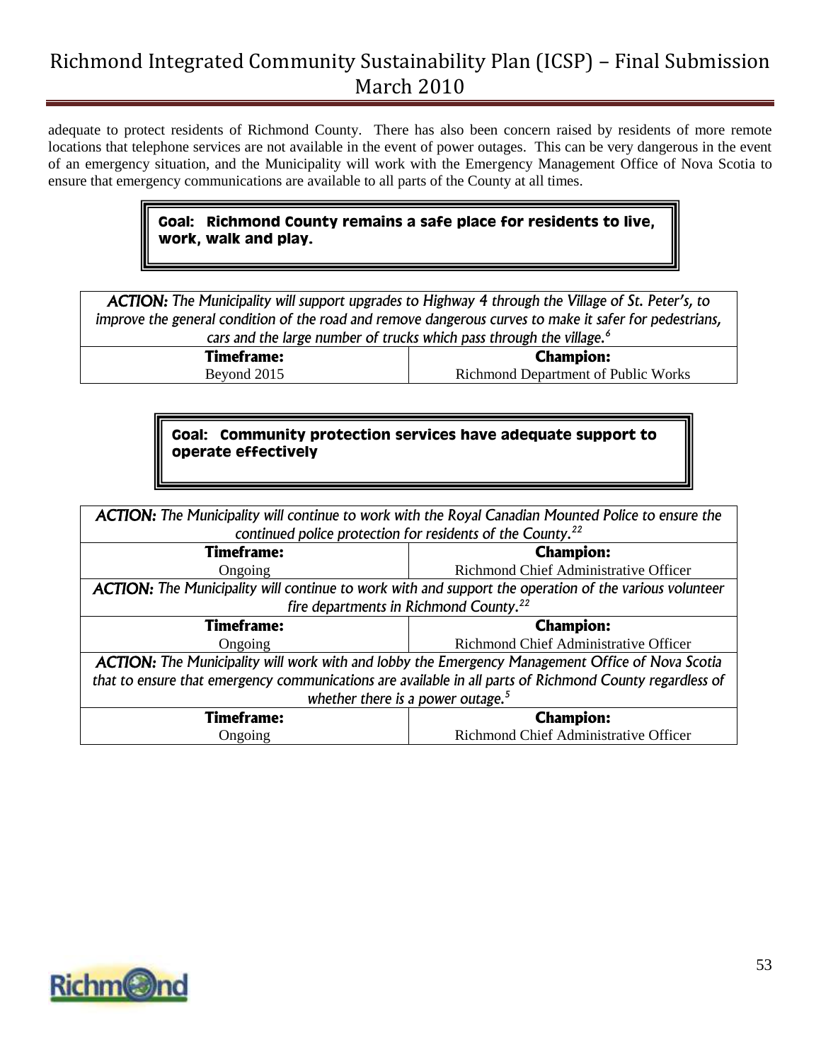adequate to protect residents of Richmond County. There has also been concern raised by residents of more remote locations that telephone services are not available in the event of power outages. This can be very dangerous in the event of an emergency situation, and the Municipality will work with the Emergency Management Office of Nova Scotia to ensure that emergency communications are available to all parts of the County at all times.

**Goal: Richmond County remains a safe place for residents to live, work, walk and play.**

| ***ACTION:*** *The Municipality will support upgrades to Highway 4 through the Village of St. Peter's, to improve the general condition of the road and remove dangerous curves to make it safer for pedestrians, cars and the large number of trucks which pass through the village.*[6] | |
|---|---|
| **Timeframe:** | **Champion:** |
| Beyond 2015 | Richmond Department of Public Works |

**Goal: Community protection services have adequate support to operate effectively**

| ***ACTION:*** *The Municipality will continue to work with the Royal Canadian Mounted Police to ensure the continued police protection for residents of the County.*[22] | |
|---|---|
| **Timeframe:** | **Champion:** |
| Ongoing | Richmond Chief Administrative Officer |
| ***ACTION:*** *The Municipality will continue to work with and support the operation of the various volunteer fire departments in Richmond County.*[22] | |
| **Timeframe:** | **Champion:** |
| Ongoing | Richmond Chief Administrative Officer |
| ***ACTION:*** *The Municipality will work with and lobby the Emergency Management Office of Nova Scotia that to ensure that emergency communications are available in all parts of Richmond County regardless of whether there is a power outage.*[5] | |
| **Timeframe:** | **Champion:** |
| Ongoing | Richmond Chief Administrative Officer |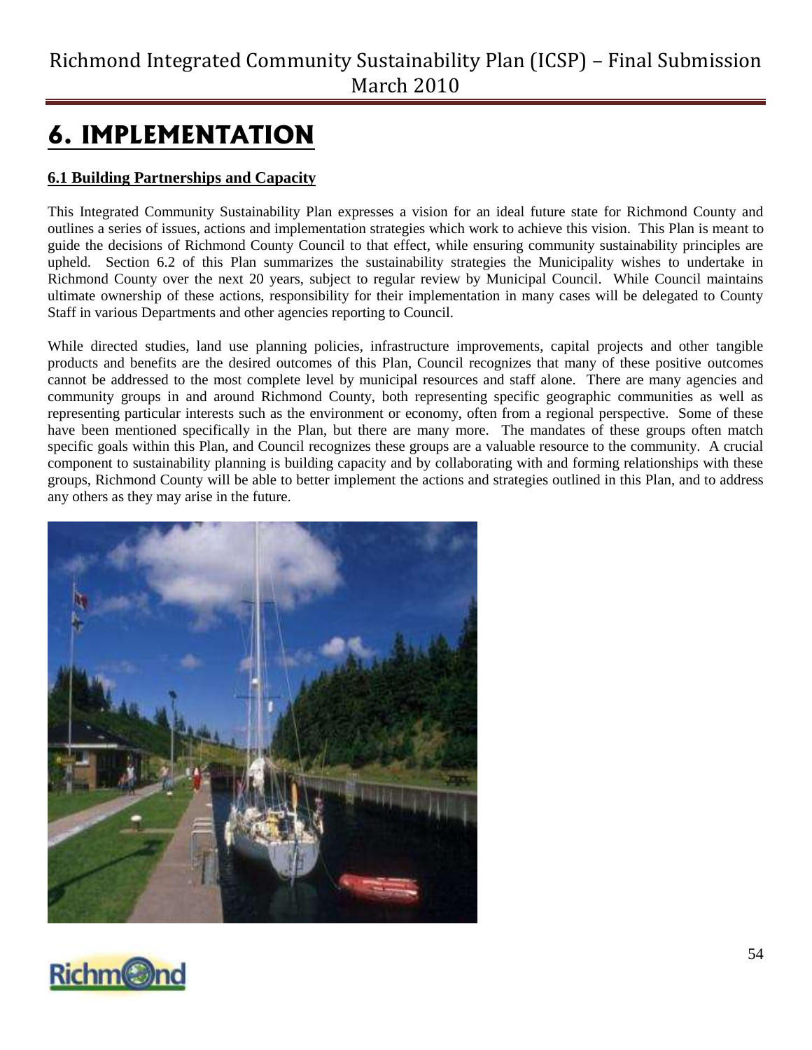# 6. IMPLEMENTATION

## 6.1 Building Partnerships and Capacity

This Integrated Community Sustainability Plan expresses a vision for an ideal future state for Richmond County and outlines a series of issues, actions and implementation strategies which work to achieve this vision. This Plan is meant to guide the decisions of Richmond County Council to that effect, while ensuring community sustainability principles are upheld. Section 6.2 of this Plan summarizes the sustainability strategies the Municipality wishes to undertake in Richmond County over the next 20 years, subject to regular review by Municipal Council. While Council maintains ultimate ownership of these actions, responsibility for their implementation in many cases will be delegated to County Staff in various Departments and other agencies reporting to Council.

While directed studies, land use planning policies, infrastructure improvements, capital projects and other tangible products and benefits are the desired outcomes of this Plan, Council recognizes that many of these positive outcomes cannot be addressed to the most complete level by municipal resources and staff alone. There are many agencies and community groups in and around Richmond County, both representing specific geographic communities as well as representing particular interests such as the environment or economy, often from a regional perspective. Some of these have been mentioned specifically in the Plan, but there are many more. The mandates of these groups often match specific goals within this Plan, and Council recognizes these groups are a valuable resource to the community. A crucial component to sustainability planning is building capacity and by collaborating with and forming relationships with these groups, Richmond County will be able to better implement the actions and strategies outlined in this Plan, and to address any others as they may arise in the future.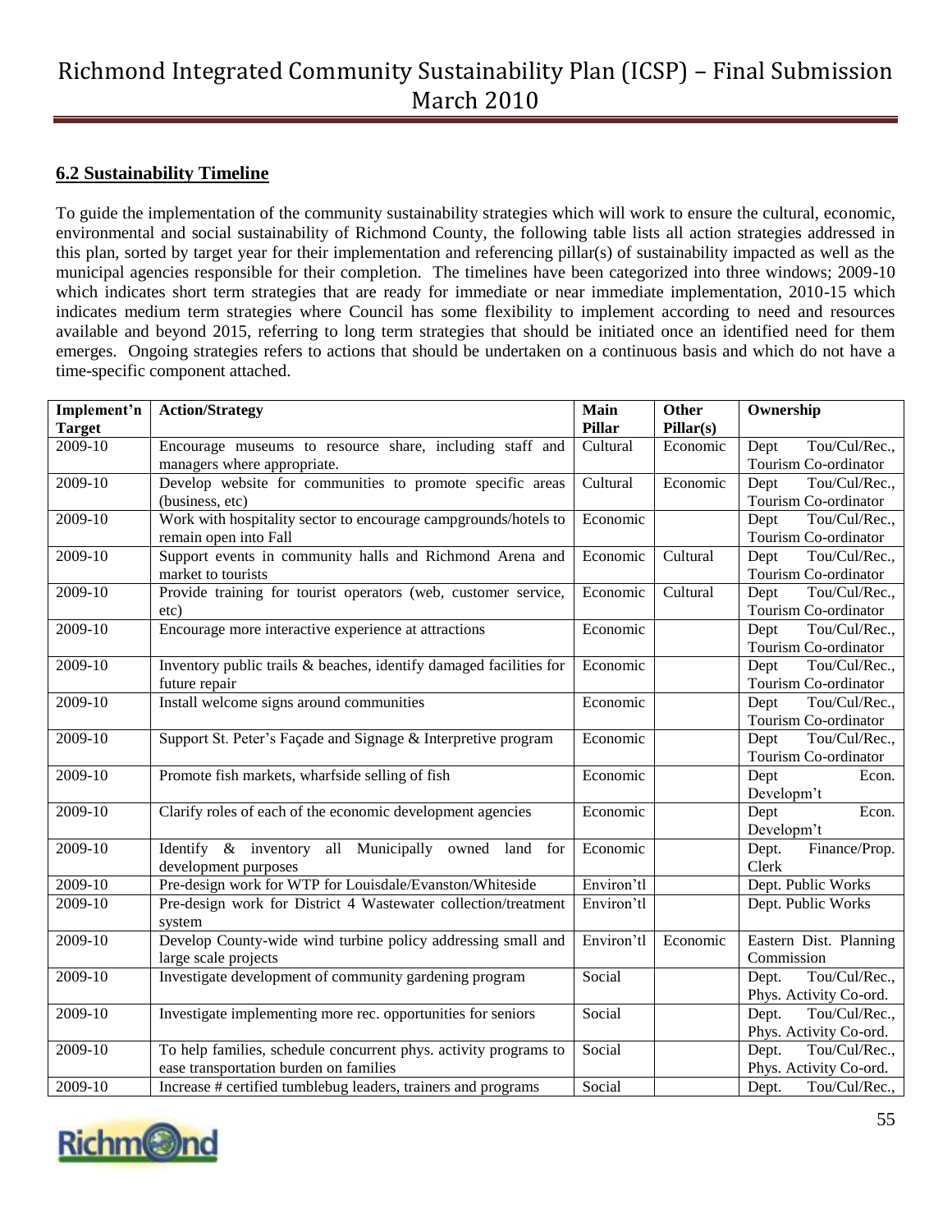## 6.2 Sustainability Timeline

To guide the implementation of the community sustainability strategies which will work to ensure the cultural, economic, environmental and social sustainability of Richmond County, the following table lists all action strategies addressed in this plan, sorted by target year for their implementation and referencing pillar(s) of sustainability impacted as well as the municipal agencies responsible for their completion. The timelines have been categorized into three windows; 2009-10 which indicates short term strategies that are ready for immediate or near immediate implementation, 2010-15 which indicates medium term strategies where Council has some flexibility to implement according to need and resources available and beyond 2015, referring to long term strategies that should be initiated once an identified need for them emerges. Ongoing strategies refers to actions that should be undertaken on a continuous basis and which do not have a time-specific component attached.

| Implement'n Target | Action/Strategy | Main Pillar | Other Pillar(s) | Ownership |
|---|---|---|---|---|
| 2009-10 | Encourage museums to resource share, including staff and managers where appropriate. | Cultural | Economic | Dept Tou/Cul/Rec., Tourism Co-ordinator |
| 2009-10 | Develop website for communities to promote specific areas (business, etc) | Cultural | Economic | Dept Tou/Cul/Rec., Tourism Co-ordinator |
| 2009-10 | Work with hospitality sector to encourage campgrounds/hotels to remain open into Fall | Economic | | Dept Tou/Cul/Rec., Tourism Co-ordinator |
| 2009-10 | Support events in community halls and Richmond Arena and market to tourists | Economic | Cultural | Dept Tou/Cul/Rec., Tourism Co-ordinator |
| 2009-10 | Provide training for tourist operators (web, customer service, etc) | Economic | Cultural | Dept Tou/Cul/Rec., Tourism Co-ordinator |
| 2009-10 | Encourage more interactive experience at attractions | Economic | | Dept Tou/Cul/Rec., Tourism Co-ordinator |
| 2009-10 | Inventory public trails & beaches, identify damaged facilities for future repair | Economic | | Dept Tou/Cul/Rec., Tourism Co-ordinator |
| 2009-10 | Install welcome signs around communities | Economic | | Dept Tou/Cul/Rec., Tourism Co-ordinator |
| 2009-10 | Support St. Peter's Façade and Signage & Interpretive program | Economic | | Dept Tou/Cul/Rec., Tourism Co-ordinator |
| 2009-10 | Promote fish markets, wharfside selling of fish | Economic | | Dept Econ. Developm't |
| 2009-10 | Clarify roles of each of the economic development agencies | Economic | | Dept Econ. Developm't |
| 2009-10 | Identify & inventory all Municipally owned land for development purposes | Economic | | Dept. Finance/Prop. Clerk |
| 2009-10 | Pre-design work for WTP for Louisdale/Evanston/Whiteside | Environ'tl | | Dept. Public Works |
| 2009-10 | Pre-design work for District 4 Wastewater collection/treatment system | Environ'tl | | Dept. Public Works |
| 2009-10 | Develop County-wide wind turbine policy addressing small and large scale projects | Environ'tl | Economic | Eastern Dist. Planning Commission |
| 2009-10 | Investigate development of community gardening program | Social | | Dept. Tou/Cul/Rec., Phys. Activity Co-ord. |
| 2009-10 | Investigate implementing more rec. opportunities for seniors | Social | | Dept. Tou/Cul/Rec., Phys. Activity Co-ord. |
| 2009-10 | To help families, schedule concurrent phys. activity programs to ease transportation burden on families | Social | | Dept. Tou/Cul/Rec., Phys. Activity Co-ord. |
| 2009-10 | Increase # certified tumblebug leaders, trainers and programs | Social | | Dept. Tou/Cul/Rec., |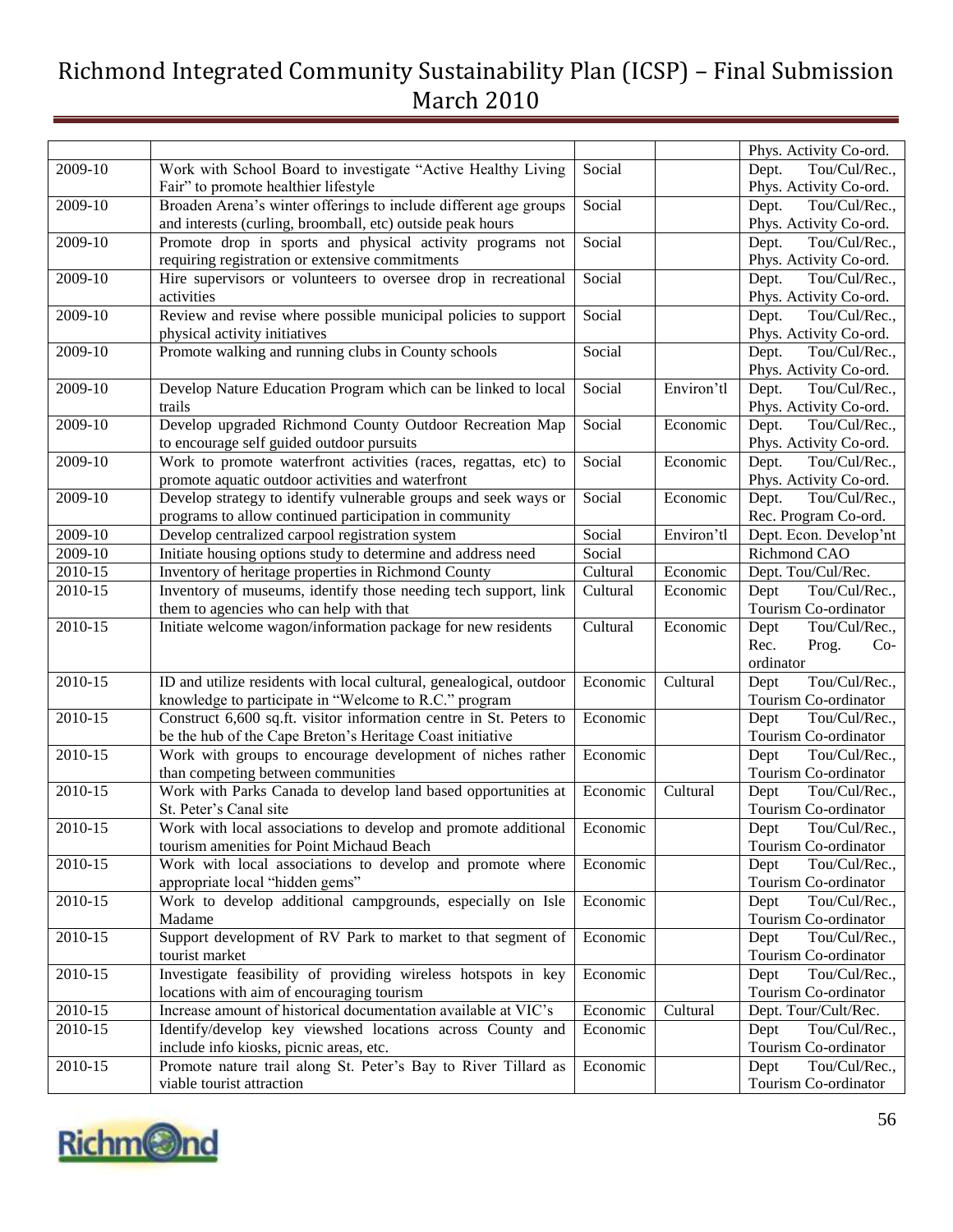| | | | | Phys. Activity Co-ord. |
|---|---|---|---|---|
| 2009-10 | Work with School Board to investigate "Active Healthy Living Fair" to promote healthier lifestyle | Social | | Dept. Tou/Cul/Rec., Phys. Activity Co-ord. |
| 2009-10 | Broaden Arena's winter offerings to include different age groups and interests (curling, broomball, etc) outside peak hours | Social | | Dept. Tou/Cul/Rec., Phys. Activity Co-ord. |
| 2009-10 | Promote drop in sports and physical activity programs not requiring registration or extensive commitments | Social | | Dept. Tou/Cul/Rec., Phys. Activity Co-ord. |
| 2009-10 | Hire supervisors or volunteers to oversee drop in recreational activities | Social | | Dept. Tou/Cul/Rec., Phys. Activity Co-ord. |
| 2009-10 | Review and revise where possible municipal policies to support physical activity initiatives | Social | | Dept. Tou/Cul/Rec., Phys. Activity Co-ord. |
| 2009-10 | Promote walking and running clubs in County schools | Social | | Dept. Tou/Cul/Rec., Phys. Activity Co-ord. |
| 2009-10 | Develop Nature Education Program which can be linked to local trails | Social | Environ'tl | Dept. Tou/Cul/Rec., Phys. Activity Co-ord. |
| 2009-10 | Develop upgraded Richmond County Outdoor Recreation Map to encourage self guided outdoor pursuits | Social | Economic | Dept. Tou/Cul/Rec., Phys. Activity Co-ord. |
| 2009-10 | Work to promote waterfront activities (races, regattas, etc) to promote aquatic outdoor activities and waterfront | Social | Economic | Dept. Tou/Cul/Rec., Phys. Activity Co-ord. |
| 2009-10 | Develop strategy to identify vulnerable groups and seek ways or programs to allow continued participation in community | Social | Economic | Dept. Tou/Cul/Rec., Rec. Program Co-ord. |
| 2009-10 | Develop centralized carpool registration system | Social | Environ'tl | Dept. Econ. Develop'nt |
| 2009-10 | Initiate housing options study to determine and address need | Social | | Richmond CAO |
| 2010-15 | Inventory of heritage properties in Richmond County | Cultural | Economic | Dept. Tou/Cul/Rec. |
| 2010-15 | Inventory of museums, identify those needing tech support, link them to agencies who can help with that | Cultural | Economic | Dept Tou/Cul/Rec., Tourism Co-ordinator |
| 2010-15 | Initiate welcome wagon/information package for new residents | Cultural | Economic | Dept Tou/Cul/Rec., Rec. Prog. Co-ordinator |
| 2010-15 | ID and utilize residents with local cultural, genealogical, outdoor knowledge to participate in "Welcome to R.C." program | Economic | Cultural | Dept Tou/Cul/Rec., Tourism Co-ordinator |
| 2010-15 | Construct 6,600 sq.ft. visitor information centre in St. Peters to be the hub of the Cape Breton's Heritage Coast initiative | Economic | | Dept Tou/Cul/Rec., Tourism Co-ordinator |
| 2010-15 | Work with groups to encourage development of niches rather than competing between communities | Economic | | Dept Tou/Cul/Rec., Tourism Co-ordinator |
| 2010-15 | Work with Parks Canada to develop land based opportunities at St. Peter's Canal site | Economic | Cultural | Dept Tou/Cul/Rec., Tourism Co-ordinator |
| 2010-15 | Work with local associations to develop and promote additional tourism amenities for Point Michaud Beach | Economic | | Dept Tou/Cul/Rec., Tourism Co-ordinator |
| 2010-15 | Work with local associations to develop and promote where appropriate local "hidden gems" | Economic | | Dept Tou/Cul/Rec., Tourism Co-ordinator |
| 2010-15 | Work to develop additional campgrounds, especially on Isle Madame | Economic | | Dept Tou/Cul/Rec., Tourism Co-ordinator |
| 2010-15 | Support development of RV Park to market to that segment of tourist market | Economic | | Dept Tou/Cul/Rec., Tourism Co-ordinator |
| 2010-15 | Investigate feasibility of providing wireless hotspots in key locations with aim of encouraging tourism | Economic | | Dept Tou/Cul/Rec., Tourism Co-ordinator |
| 2010-15 | Increase amount of historical documentation available at VIC's | Economic | Cultural | Dept. Tour/Cult/Rec. |
| 2010-15 | Identify/develop key viewshed locations across County and include info kiosks, picnic areas, etc. | Economic | | Dept Tou/Cul/Rec., Tourism Co-ordinator |
| 2010-15 | Promote nature trail along St. Peter's Bay to River Tillard as viable tourist attraction | Economic | | Dept Tou/Cul/Rec., Tourism Co-ordinator |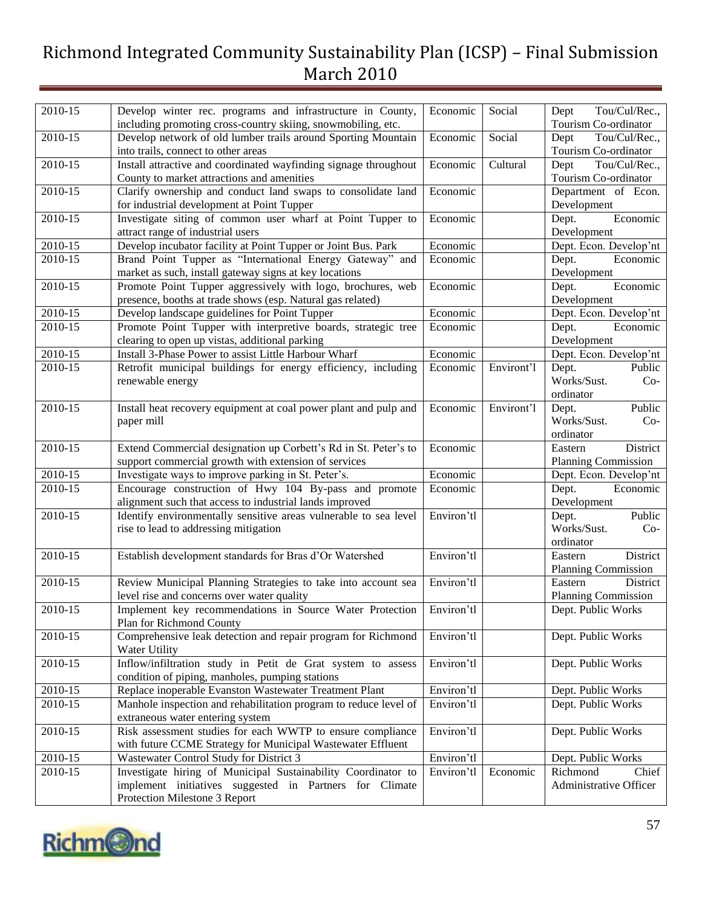| 2010-15 | Develop winter rec. programs and infrastructure in County, including promoting cross-country skiing, snowmobiling, etc. | Economic | Social | Dept Tou/Cul/Rec., Tourism Co-ordinator |
|---|---|---|---|---|
| 2010-15 | Develop network of old lumber trails around Sporting Mountain into trails, connect to other areas | Economic | Social | Dept Tou/Cul/Rec., Tourism Co-ordinator |
| 2010-15 | Install attractive and coordinated wayfinding signage throughout County to market attractions and amenities | Economic | Cultural | Dept Tou/Cul/Rec., Tourism Co-ordinator |
| 2010-15 | Clarify ownership and conduct land swaps to consolidate land for industrial development at Point Tupper | Economic | | Department of Econ. Development |
| 2010-15 | Investigate siting of common user wharf at Point Tupper to attract range of industrial users | Economic | | Dept. Economic Development |
| 2010-15 | Develop incubator facility at Point Tupper or Joint Bus. Park | Economic | | Dept. Econ. Develop'nt |
| 2010-15 | Brand Point Tupper as "International Energy Gateway" and market as such, install gateway signs at key locations | Economic | | Dept. Economic Development |
| 2010-15 | Promote Point Tupper aggressively with logo, brochures, web presence, booths at trade shows (esp. Natural gas related) | Economic | | Dept. Economic Development |
| 2010-15 | Develop landscape guidelines for Point Tupper | Economic | | Dept. Econ. Develop'nt |
| 2010-15 | Promote Point Tupper with interpretive boards, strategic tree clearing to open up vistas, additional parking | Economic | | Dept. Economic Development |
| 2010-15 | Install 3-Phase Power to assist Little Harbour Wharf | Economic | | Dept. Econ. Develop'nt |
| 2010-15 | Retrofit municipal buildings for energy efficiency, including renewable energy | Economic | Environt'l | Dept. Public Works/Sust. Co-ordinator |
| 2010-15 | Install heat recovery equipment at coal power plant and pulp and paper mill | Economic | Environt'l | Dept. Public Works/Sust. Co-ordinator |
| 2010-15 | Extend Commercial designation up Corbett's Rd in St. Peter's to support commercial growth with extension of services | Economic | | Eastern District Planning Commission |
| 2010-15 | Investigate ways to improve parking in St. Peter's. | Economic | | Dept. Econ. Develop'nt |
| 2010-15 | Encourage construction of Hwy 104 By-pass and promote alignment such that access to industrial lands improved | Economic | | Dept. Economic Development |
| 2010-15 | Identify environmentally sensitive areas vulnerable to sea level rise to lead to addressing mitigation | Environ'tl | | Dept. Public Works/Sust. Co-ordinator |
| 2010-15 | Establish development standards for Bras d'Or Watershed | Environ'tl | | Eastern District Planning Commission |
| 2010-15 | Review Municipal Planning Strategies to take into account sea level rise and concerns over water quality | Environ'tl | | Eastern District Planning Commission |
| 2010-15 | Implement key recommendations in Source Water Protection Plan for Richmond County | Environ'tl | | Dept. Public Works |
| 2010-15 | Comprehensive leak detection and repair program for Richmond Water Utility | Environ'tl | | Dept. Public Works |
| 2010-15 | Inflow/infiltration study in Petit de Grat system to assess condition of piping, manholes, pumping stations | Environ'tl | | Dept. Public Works |
| 2010-15 | Replace inoperable Evanston Wastewater Treatment Plant | Environ'tl | | Dept. Public Works |
| 2010-15 | Manhole inspection and rehabilitation program to reduce level of extraneous water entering system | Environ'tl | | Dept. Public Works |
| 2010-15 | Risk assessment studies for each WWTP to ensure compliance with future CCME Strategy for Municipal Wastewater Effluent | Environ'tl | | Dept. Public Works |
| 2010-15 | Wastewater Control Study for District 3 | Environ'tl | | Dept. Public Works |
| 2010-15 | Investigate hiring of Municipal Sustainability Coordinator to implement initiatives suggested in Partners for Climate Protection Milestone 3 Report | Environ'tl | Economic | Richmond Chief Administrative Officer |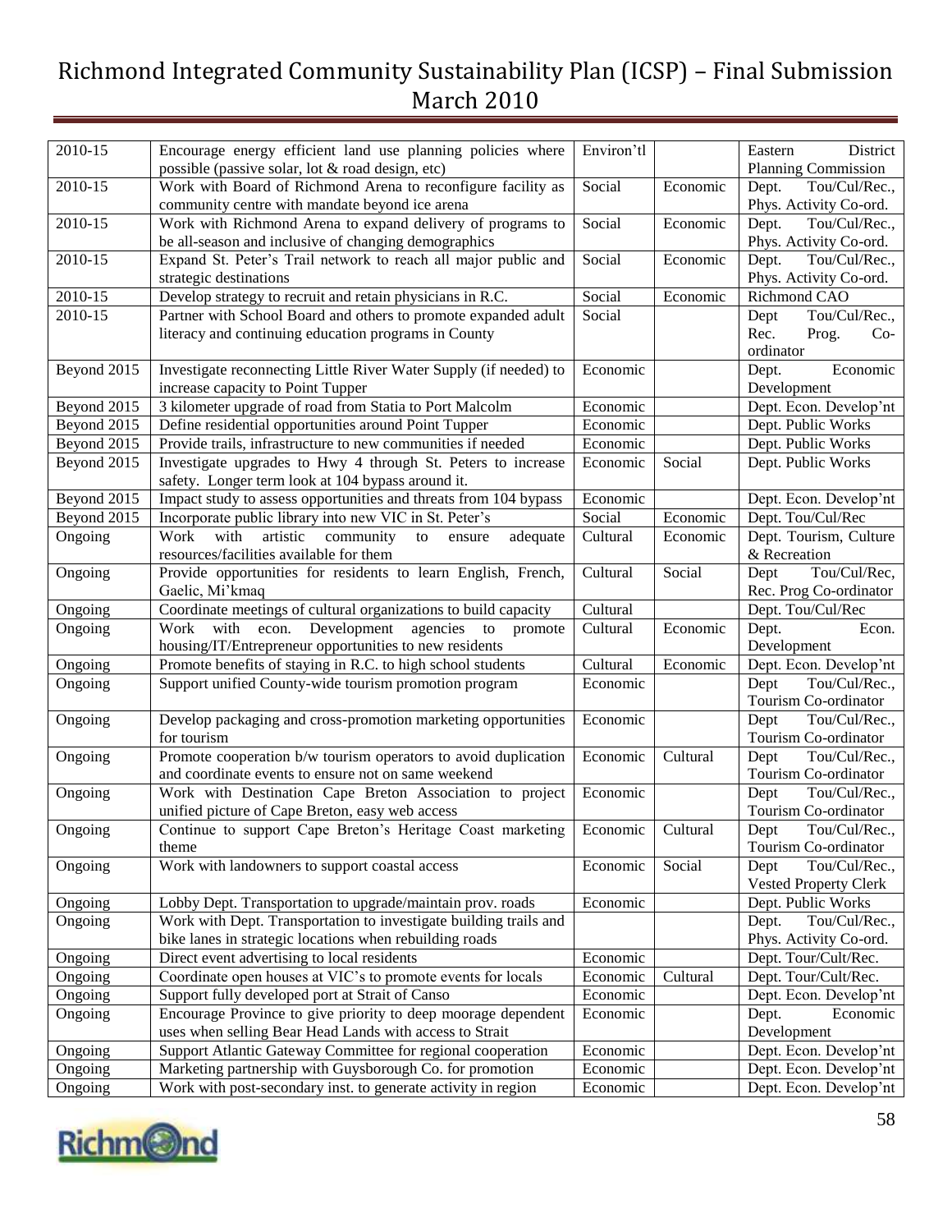| 2010-15 | Encourage energy efficient land use planning policies where possible (passive solar, lot & road design, etc) | Environ'tl | | Eastern District Planning Commission |
|---|---|---|---|---|
| 2010-15 | Work with Board of Richmond Arena to reconfigure facility as community centre with mandate beyond ice arena | Social | Economic | Dept. Tou/Cul/Rec., Phys. Activity Co-ord. |
| 2010-15 | Work with Richmond Arena to expand delivery of programs to be all-season and inclusive of changing demographics | Social | Economic | Dept. Tou/Cul/Rec., Phys. Activity Co-ord. |
| 2010-15 | Expand St. Peter's Trail network to reach all major public and strategic destinations | Social | Economic | Dept. Tou/Cul/Rec., Phys. Activity Co-ord. |
| 2010-15 | Develop strategy to recruit and retain physicians in R.C. | Social | Economic | Richmond CAO |
| 2010-15 | Partner with School Board and others to promote expanded adult literacy and continuing education programs in County | Social | | Dept Tou/Cul/Rec., Rec. Prog. Co-ordinator |
| Beyond 2015 | Investigate reconnecting Little River Water Supply (if needed) to increase capacity to Point Tupper | Economic | | Dept. Economic Development |
| Beyond 2015 | 3 kilometer upgrade of road from Statia to Port Malcolm | Economic | | Dept. Econ. Develop'nt |
| Beyond 2015 | Define residential opportunities around Point Tupper | Economic | | Dept. Public Works |
| Beyond 2015 | Provide trails, infrastructure to new communities if needed | Economic | | Dept. Public Works |
| Beyond 2015 | Investigate upgrades to Hwy 4 through St. Peters to increase safety. Longer term look at 104 bypass around it. | Economic | Social | Dept. Public Works |
| Beyond 2015 | Impact study to assess opportunities and threats from 104 bypass | Economic | | Dept. Econ. Develop'nt |
| Beyond 2015 | Incorporate public library into new VIC in St. Peter's | Social | Economic | Dept. Tou/Cul/Rec |
| Ongoing | Work with artistic community to ensure adequate resources/facilities available for them | Cultural | Economic | Dept. Tourism, Culture & Recreation |
| Ongoing | Provide opportunities for residents to learn English, French, Gaelic, Mi'kmaq | Cultural | Social | Dept Tou/Cul/Rec, Rec. Prog Co-ordinator |
| Ongoing | Coordinate meetings of cultural organizations to build capacity | Cultural | | Dept. Tou/Cul/Rec |
| Ongoing | Work with econ. Development agencies to promote housing/IT/Entrepreneur opportunities to new residents | Cultural | Economic | Dept. Econ. Development |
| Ongoing | Promote benefits of staying in R.C. to high school students | Cultural | Economic | Dept. Econ. Develop'nt |
| Ongoing | Support unified County-wide tourism promotion program | Economic | | Dept Tou/Cul/Rec., Tourism Co-ordinator |
| Ongoing | Develop packaging and cross-promotion marketing opportunities for tourism | Economic | | Dept Tou/Cul/Rec., Tourism Co-ordinator |
| Ongoing | Promote cooperation b/w tourism operators to avoid duplication and coordinate events to ensure not on same weekend | Economic | Cultural | Dept Tou/Cul/Rec., Tourism Co-ordinator |
| Ongoing | Work with Destination Cape Breton Association to project unified picture of Cape Breton, easy web access | Economic | | Dept Tou/Cul/Rec., Tourism Co-ordinator |
| Ongoing | Continue to support Cape Breton's Heritage Coast marketing theme | Economic | Cultural | Dept Tou/Cul/Rec., Tourism Co-ordinator |
| Ongoing | Work with landowners to support coastal access | Economic | Social | Dept Tou/Cul/Rec., Vested Property Clerk |
| Ongoing | Lobby Dept. Transportation to upgrade/maintain prov. roads | Economic | | Dept. Public Works |
| Ongoing | Work with Dept. Transportation to investigate building trails and bike lanes in strategic locations when rebuilding roads | | | Dept. Tou/Cul/Rec., Phys. Activity Co-ord. |
| Ongoing | Direct event advertising to local residents | Economic | | Dept. Tour/Cult/Rec. |
| Ongoing | Coordinate open houses at VIC's to promote events for locals | Economic | Cultural | Dept. Tour/Cult/Rec. |
| Ongoing | Support fully developed port at Strait of Canso | Economic | | Dept. Econ. Develop'nt |
| Ongoing | Encourage Province to give priority to deep moorage dependent uses when selling Bear Head Lands with access to Strait | Economic | | Dept. Economic Development |
| Ongoing | Support Atlantic Gateway Committee for regional cooperation | Economic | | Dept. Econ. Develop'nt |
| Ongoing | Marketing partnership with Guysborough Co. for promotion | Economic | | Dept. Econ. Develop'nt |
| Ongoing | Work with post-secondary inst. to generate activity in region | Economic | | Dept. Econ. Develop'nt |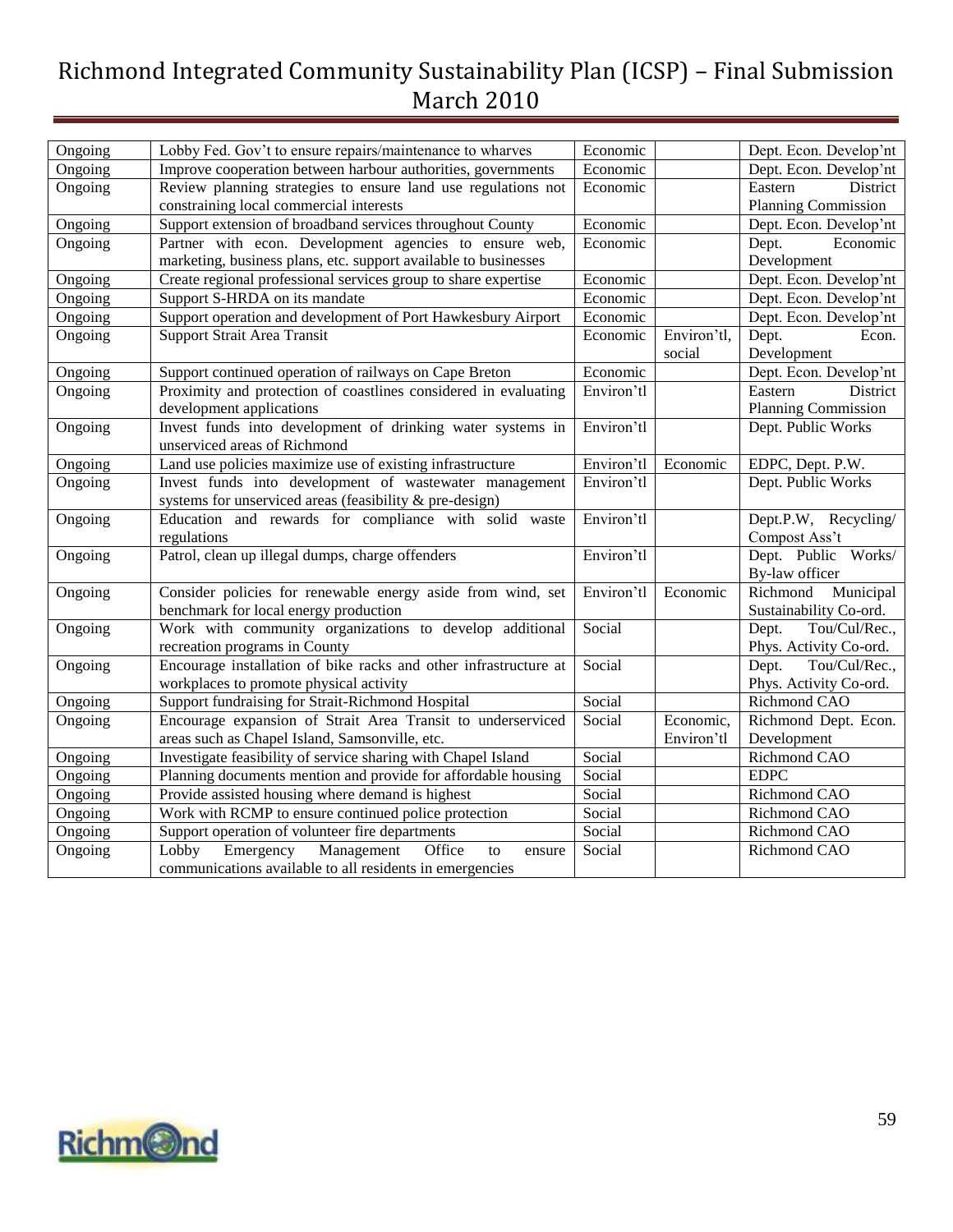| Ongoing | Lobby Fed. Gov't to ensure repairs/maintenance to wharves | Economic | | Dept. Econ. Develop'nt |
|---|---|---|---|---|
| Ongoing | Improve cooperation between harbour authorities, governments | Economic | | Dept. Econ. Develop'nt |
| Ongoing | Review planning strategies to ensure land use regulations not constraining local commercial interests | Economic | | Eastern District Planning Commission |
| Ongoing | Support extension of broadband services throughout County | Economic | | Dept. Econ. Develop'nt |
| Ongoing | Partner with econ. Development agencies to ensure web, marketing, business plans, etc. support available to businesses | Economic | | Dept. Economic Development |
| Ongoing | Create regional professional services group to share expertise | Economic | | Dept. Econ. Develop'nt |
| Ongoing | Support S-HRDA on its mandate | Economic | | Dept. Econ. Develop'nt |
| Ongoing | Support operation and development of Port Hawkesbury Airport | Economic | | Dept. Econ. Develop'nt |
| Ongoing | Support Strait Area Transit | Economic | Environ'tl, social | Dept. Econ. Development |
| Ongoing | Support continued operation of railways on Cape Breton | Economic | | Dept. Econ. Develop'nt |
| Ongoing | Proximity and protection of coastlines considered in evaluating development applications | Environ'tl | | Eastern District Planning Commission |
| Ongoing | Invest funds into development of drinking water systems in unserviced areas of Richmond | Environ'tl | | Dept. Public Works |
| Ongoing | Land use policies maximize use of existing infrastructure | Environ'tl | Economic | EDPC, Dept. P.W. |
| Ongoing | Invest funds into development of wastewater management systems for unserviced areas (feasibility & pre-design) | Environ'tl | | Dept. Public Works |
| Ongoing | Education and rewards for compliance with solid waste regulations | Environ'tl | | Dept.P.W, Recycling/ Compost Ass't |
| Ongoing | Patrol, clean up illegal dumps, charge offenders | Environ'tl | | Dept. Public Works/ By-law officer |
| Ongoing | Consider policies for renewable energy aside from wind, set benchmark for local energy production | Environ'tl | Economic | Richmond Municipal Sustainability Co-ord. |
| Ongoing | Work with community organizations to develop additional recreation programs in County | Social | | Dept. Tou/Cul/Rec., Phys. Activity Co-ord. |
| Ongoing | Encourage installation of bike racks and other infrastructure at workplaces to promote physical activity | Social | | Dept. Tou/Cul/Rec., Phys. Activity Co-ord. |
| Ongoing | Support fundraising for Strait-Richmond Hospital | Social | | Richmond CAO |
| Ongoing | Encourage expansion of Strait Area Transit to underserviced areas such as Chapel Island, Samsonville, etc. | Social | Economic, Environ'tl | Richmond Dept. Econ. Development |
| Ongoing | Investigate feasibility of service sharing with Chapel Island | Social | | Richmond CAO |
| Ongoing | Planning documents mention and provide for affordable housing | Social | | EDPC |
| Ongoing | Provide assisted housing where demand is highest | Social | | Richmond CAO |
| Ongoing | Work with RCMP to ensure continued police protection | Social | | Richmond CAO |
| Ongoing | Support operation of volunteer fire departments | Social | | Richmond CAO |
| Ongoing | Lobby Emergency Management Office to ensure communications available to all residents in emergencies | Social | | Richmond CAO |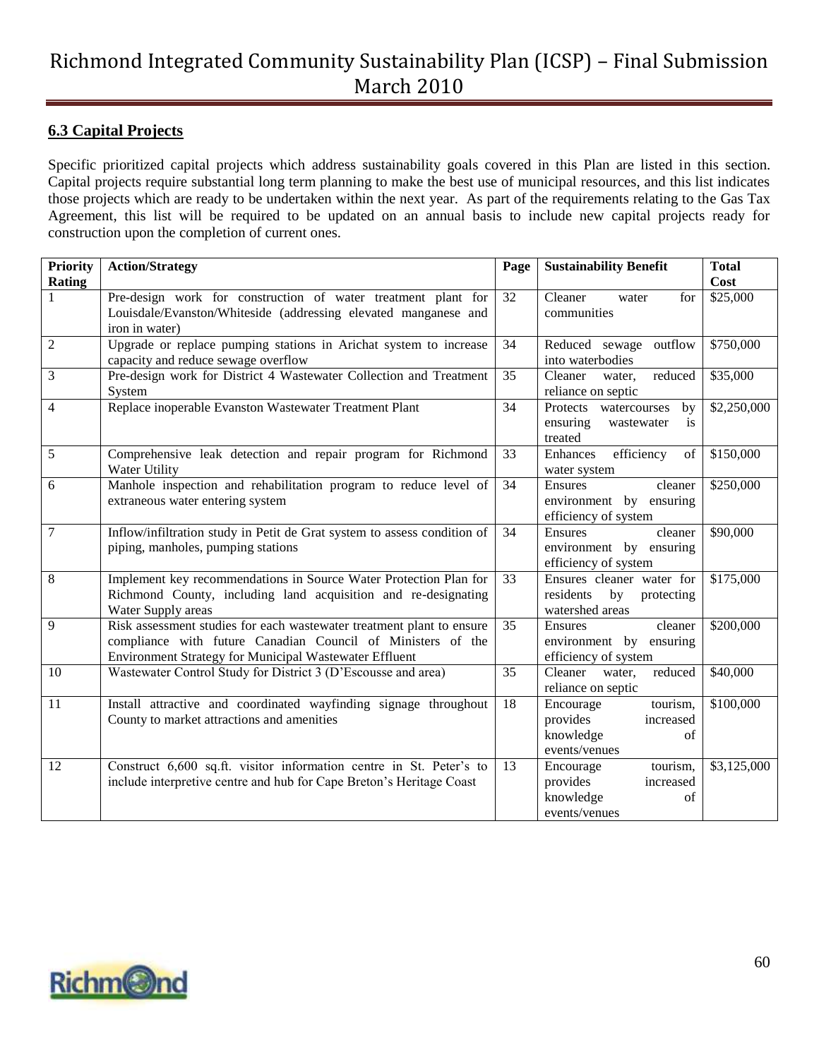### 6.3 Capital Projects

Specific prioritized capital projects which address sustainability goals covered in this Plan are listed in this section. Capital projects require substantial long term planning to make the best use of municipal resources, and this list indicates those projects which are ready to be undertaken within the next year. As part of the requirements relating to the Gas Tax Agreement, this list will be required to be updated on an annual basis to include new capital projects ready for construction upon the completion of current ones.

| Priority Rating | Action/Strategy | Page | Sustainability Benefit | Total Cost |
|---|---|---|---|---|
| 1 | Pre-design work for construction of water treatment plant for Louisdale/Evanston/Whiteside (addressing elevated manganese and iron in water) | 32 | Cleaner water for communities | $25,000 |
| 2 | Upgrade or replace pumping stations in Arichat system to increase capacity and reduce sewage overflow | 34 | Reduced sewage outflow into waterbodies | $750,000 |
| 3 | Pre-design work for District 4 Wastewater Collection and Treatment System | 35 | Cleaner water, reduced reliance on septic | $35,000 |
| 4 | Replace inoperable Evanston Wastewater Treatment Plant | 34 | Protects watercourses by ensuring wastewater is treated | $2,250,000 |
| 5 | Comprehensive leak detection and repair program for Richmond Water Utility | 33 | Enhances efficiency of water system | $150,000 |
| 6 | Manhole inspection and rehabilitation program to reduce level of extraneous water entering system | 34 | Ensures cleaner environment by ensuring efficiency of system | $250,000 |
| 7 | Inflow/infiltration study in Petit de Grat system to assess condition of piping, manholes, pumping stations | 34 | Ensures cleaner environment by ensuring efficiency of system | $90,000 |
| 8 | Implement key recommendations in Source Water Protection Plan for Richmond County, including land acquisition and re-designating Water Supply areas | 33 | Ensures cleaner water for residents by protecting watershed areas | $175,000 |
| 9 | Risk assessment studies for each wastewater treatment plant to ensure compliance with future Canadian Council of Ministers of the Environment Strategy for Municipal Wastewater Effluent | 35 | Ensures cleaner environment by ensuring efficiency of system | $200,000 |
| 10 | Wastewater Control Study for District 3 (D'Escousse and area) | 35 | Cleaner water, reduced reliance on septic | $40,000 |
| 11 | Install attractive and coordinated wayfinding signage throughout County to market attractions and amenities | 18 | Encourage tourism, provides increased knowledge of events/venues | $100,000 |
| 12 | Construct 6,600 sq.ft. visitor information centre in St. Peter's to include interpretive centre and hub for Cape Breton's Heritage Coast | 13 | Encourage tourism, provides increased knowledge of events/venues | $3,125,000 |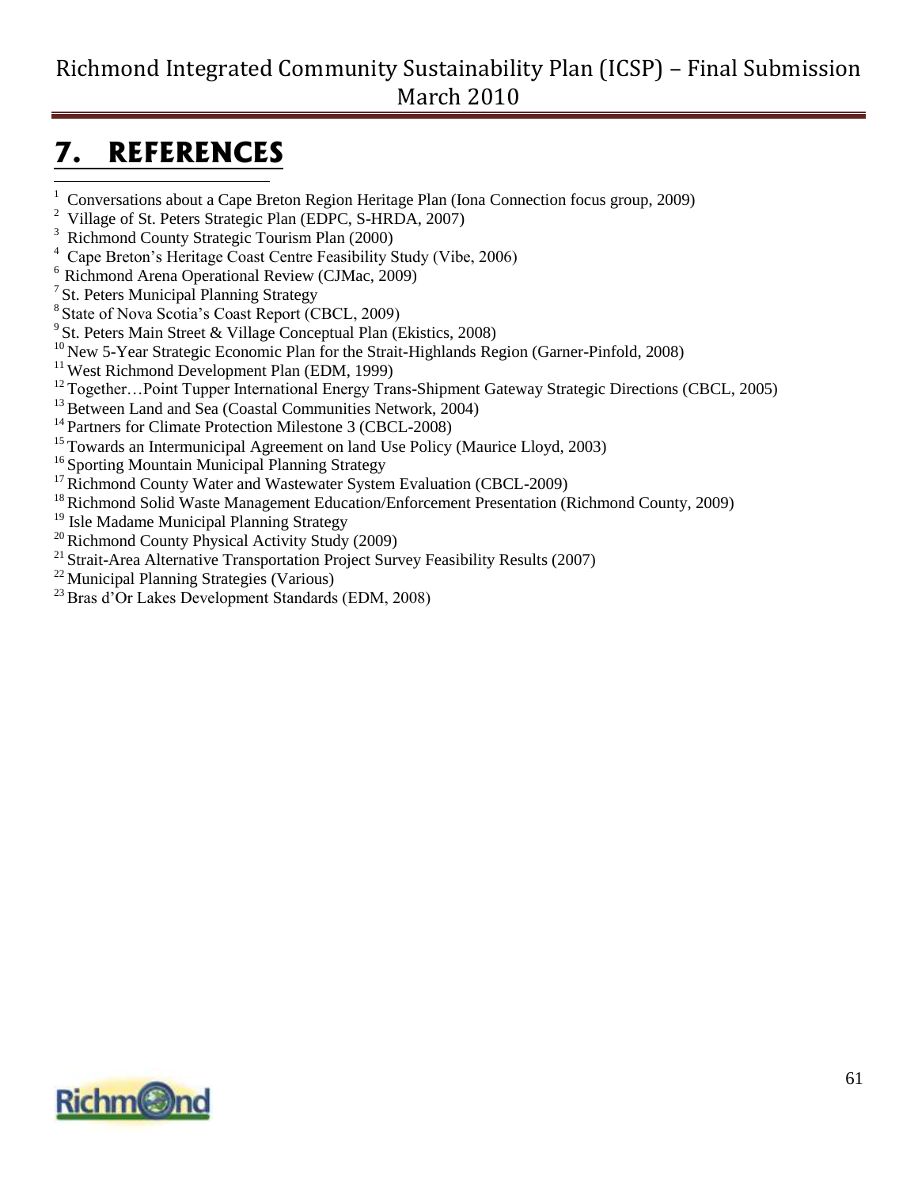# 7. REFERENCES

[1] Conversations about a Cape Breton Region Heritage Plan (Iona Connection focus group, 2009)
[2] Village of St. Peters Strategic Plan (EDPC, S-HRDA, 2007)
[3] Richmond County Strategic Tourism Plan (2000)
[4] Cape Breton's Heritage Coast Centre Feasibility Study (Vibe, 2006)
[6] Richmond Arena Operational Review (CJMac, 2009)
[7] St. Peters Municipal Planning Strategy
[8] State of Nova Scotia's Coast Report (CBCL, 2009)
[9] St. Peters Main Street & Village Conceptual Plan (Ekistics, 2008)
[10] New 5-Year Strategic Economic Plan for the Strait-Highlands Region (Garner-Pinfold, 2008)
[11] West Richmond Development Plan (EDM, 1999)
[12] Together…Point Tupper International Energy Trans-Shipment Gateway Strategic Directions (CBCL, 2005)
[13] Between Land and Sea (Coastal Communities Network, 2004)
[14] Partners for Climate Protection Milestone 3 (CBCL-2008)
[15] Towards an Intermunicipal Agreement on land Use Policy (Maurice Lloyd, 2003)
[16] Sporting Mountain Municipal Planning Strategy
[17] Richmond County Water and Wastewater System Evaluation (CBCL-2009)
[18] Richmond Solid Waste Management Education/Enforcement Presentation (Richmond County, 2009)
[19] Isle Madame Municipal Planning Strategy
[20] Richmond County Physical Activity Study (2009)
[21] Strait-Area Alternative Transportation Project Survey Feasibility Results (2007)
[22] Municipal Planning Strategies (Various)
[23] Bras d'Or Lakes Development Standards (EDM, 2008)